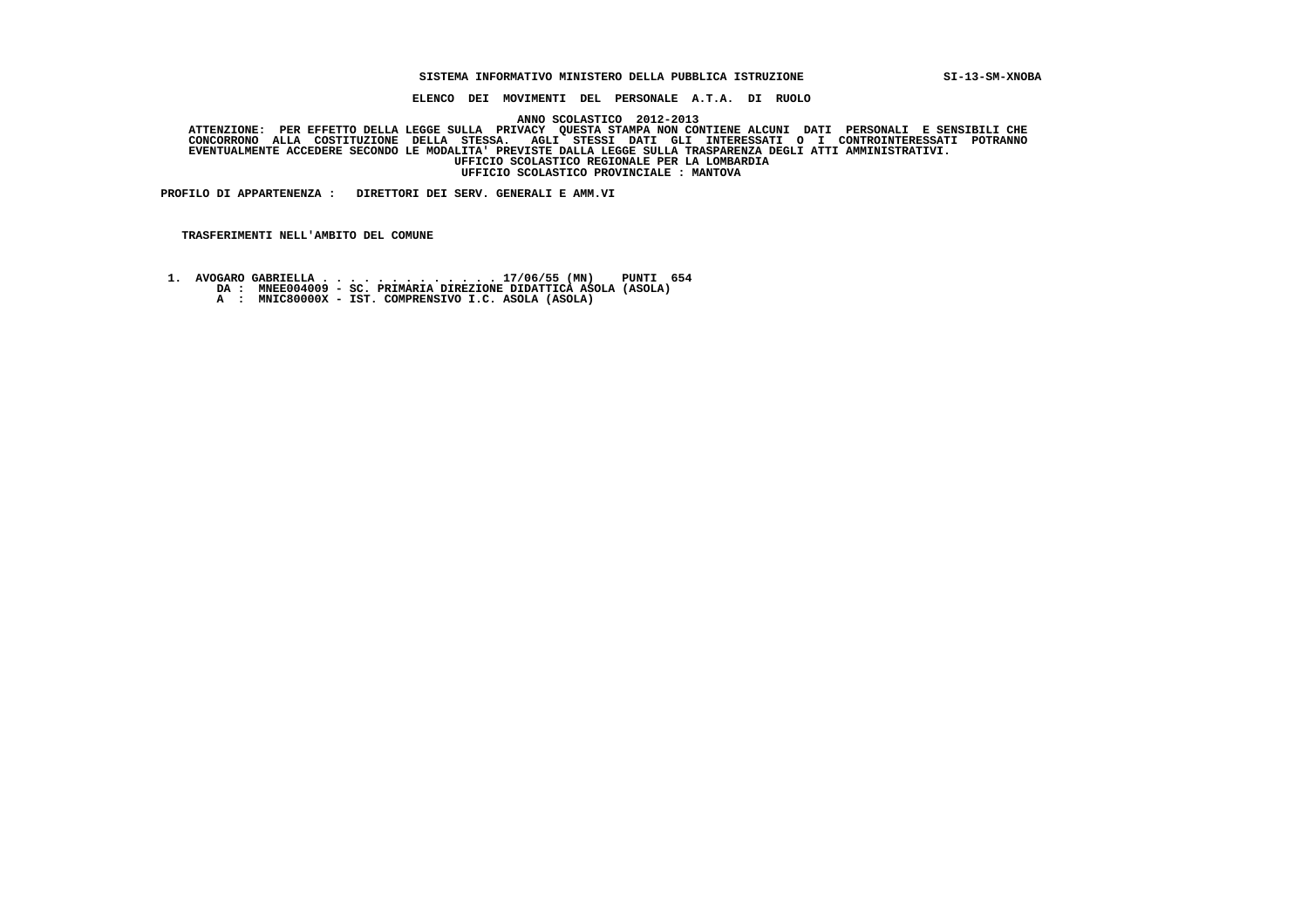**SISTEMA INFORMATIVO MINISTERO DELLA PUBBLICA ISTRUZIONE** **SI-13-SM-XNOBA**

**ELENCO DEI MOVIMENTI DEL PERSONALE A.T.A. DI RUOLO**

**ANNO SCOLASTICO 2012-2013**

**ATTENZIONE: PER EFFETTO DELLA LEGGE SULLA PRIVACY QUESTA STAMPA NON CONTIENE ALCUNI DATI PERSONALI E SENSIBILI CHE CONCORRONO ALLA COSTITUZIONE DELLA STESSA. AGLI STESSI DATI GLI INTERESSATI O I CONTROINTERESSATI POTRANNO EVENTUALMENTE ACCEDERE SECONDO LE MODALITA' PREVISTE DALLA LEGGE SULLA TRASPARENZA DEGLI ATTI AMMINISTRATIVI.**

**UFFICIO SCOLASTICO REGIONALE PER LA LOMBARDIA**

**UFFICIO SCOLASTICO PROVINCIALE : MANTOVA**

**PROFILO DI APPARTENENZA : DIRETTORI DEI SERV. GENERALI E AMM.VI**

**TRASFERIMENTI NELL'AMBITO DEL COMUNE**

**1. AVOGARO GABRIELLA . . . . . . . . . . . . . . 17/06/55 (MN) PUNTI 654**
**DA : MNEE004009 - SC. PRIMARIA DIREZIONE DIDATTICA ASOLA (ASOLA)**
**A : MNIC80000X - IST. COMPRENSIVO I.C. ASOLA (ASOLA)**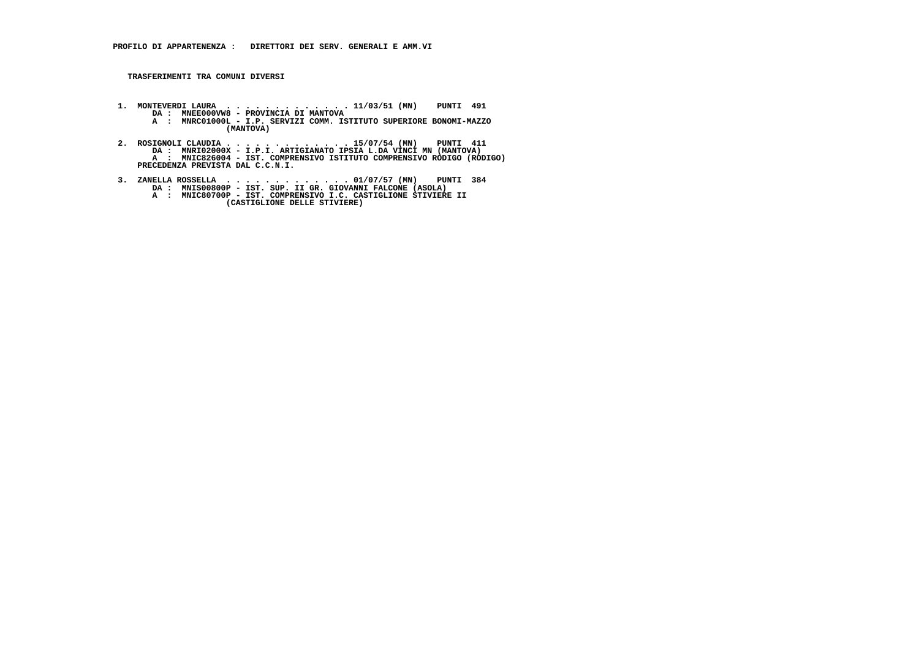**PROFILO DI APPARTENENZA : DIRETTORI DEI SERV. GENERALI E AMM.VI**

**TRASFERIMENTI TRA COMUNI DIVERSI**

1. MONTEVERDI LAURA . . . . . . . . . . . . . . 11/03/51 (MN) PUNTI 491
   DA : MNEE000VW8 - PROVINCIA DI MANTOVA
   A : MNRC01000L - I.P. SERVIZI COMM. ISTITUTO SUPERIORE BONOMI-MAZZO (MANTOVA)

2. ROSIGNOLI CLAUDIA . . . . . . . . . . . . . . 15/07/54 (MN) PUNTI 411
   DA : MNRI02000X - I.P.I. ARTIGIANATO IPSIA L.DA VINCI MN (MANTOVA)
   A : MNIC826004 - IST. COMPRENSIVO ISTITUTO COMPRENSIVO RODIGO (RODIGO)
   PRECEDENZA PREVISTA DAL C.C.N.I.

3. ZANELLA ROSSELLA . . . . . . . . . . . . . . 01/07/57 (MN) PUNTI 384
   DA : MNIS00800P - IST. SUP. II GR. GIOVANNI FALCONE (ASOLA)
   A : MNIC80700P - IST. COMPRENSIVO I.C. CASTIGLIONE STIVIERE II (CASTIGLIONE DELLE STIVIERE)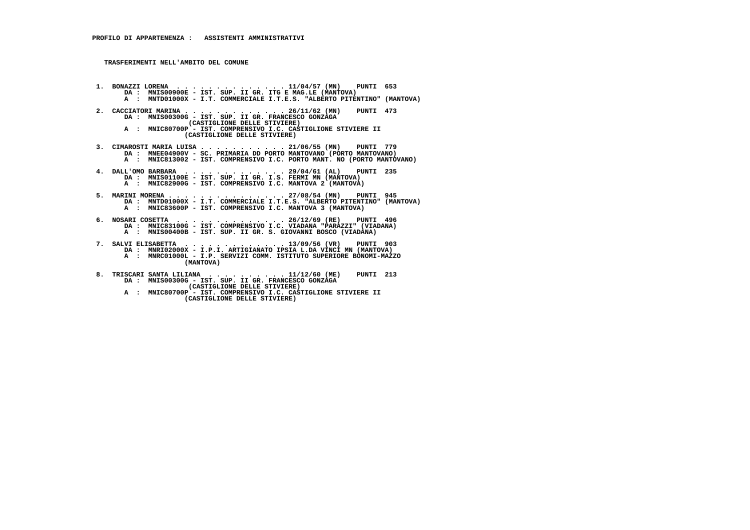**PROFILO DI APPARTENENZA : ASSISTENTI AMMINISTRATIVI**

**TRASFERIMENTI NELL'AMBITO DEL COMUNE**

1. BONAZZI LORENA . . . . . . . . . . . . . . 11/04/57 (MN) PUNTI 653
   DA : MNIS00900E - IST. SUP. II GR. ITG E MAG.LE (MANTOVA)
   A : MNTD01000X - I.T. COMMERCIALE I.T.E.S. "ALBERTO PITENTINO" (MANTOVA)

2. CACCIATORI MARINA . . . . . . . . . . . . . 26/11/62 (MN) PUNTI 473
   DA : MNIS00300G - IST. SUP. II GR. FRANCESCO GONZAGA (CASTIGLIONE DELLE STIVIERE)
   A : MNIC80700P - IST. COMPRENSIVO I.C. CASTIGLIONE STIVIERE II (CASTIGLIONE DELLE STIVIERE)

3. CIMAROSTI MARIA LUISA . . . . . . . . . . . 21/06/55 (MN) PUNTI 779
   DA : MNEE04900V - SC. PRIMARIA DD PORTO MANTOVANO (PORTO MANTOVANO)
   A : MNIC813002 - IST. COMPRENSIVO I.C. PORTO MANT. NO (PORTO MANTOVANO)

4. DALL'OMO BARBARA . . . . . . . . . . . . . 29/04/61 (AL) PUNTI 235
   DA : MNIS01100E - IST. SUP. II GR. I.S. FERMI MN (MANTOVA)
   A : MNIC82900G - IST. COMPRENSIVO I.C. MANTOVA 2 (MANTOVA)

5. MARINI MORENA . . . . . . . . . . . . . . . 27/08/54 (MN) PUNTI 945
   DA : MNTD01000X - I.T. COMMERCIALE I.T.E.S. "ALBERTO PITENTINO" (MANTOVA)
   A : MNIC83600P - IST. COMPRENSIVO I.C. MANTOVA 3 (MANTOVA)

6. NOSARI COSETTA . . . . . . . . . . . . . . 26/12/69 (RE) PUNTI 496
   DA : MNIC83100G - IST. COMPRENSIVO I.C. VIADANA "PARAZZI" (VIADANA)
   A : MNIS00400B - IST. SUP. II GR. S. GIOVANNI BOSCO (VIADANA)

7. SALVI ELISABETTA . . . . . . . . . . . . . 13/09/56 (VR) PUNTI 903
   DA : MNRI02000X - I.P.I. ARTIGIANATO IPSIA L.DA VINCI MN (MANTOVA)
   A : MNRC01000L - I.P. SERVIZI COMM. ISTITUTO SUPERIORE BONOMI-MAZZO (MANTOVA)

8. TRISCARI SANTA LILIANA . . . . . . . . . . 11/12/60 (ME) PUNTI 213
   DA : MNIS00300G - IST. SUP. II GR. FRANCESCO GONZAGA (CASTIGLIONE DELLE STIVIERE)
   A : MNIC80700P - IST. COMPRENSIVO I.C. CASTIGLIONE STIVIERE II (CASTIGLIONE DELLE STIVIERE)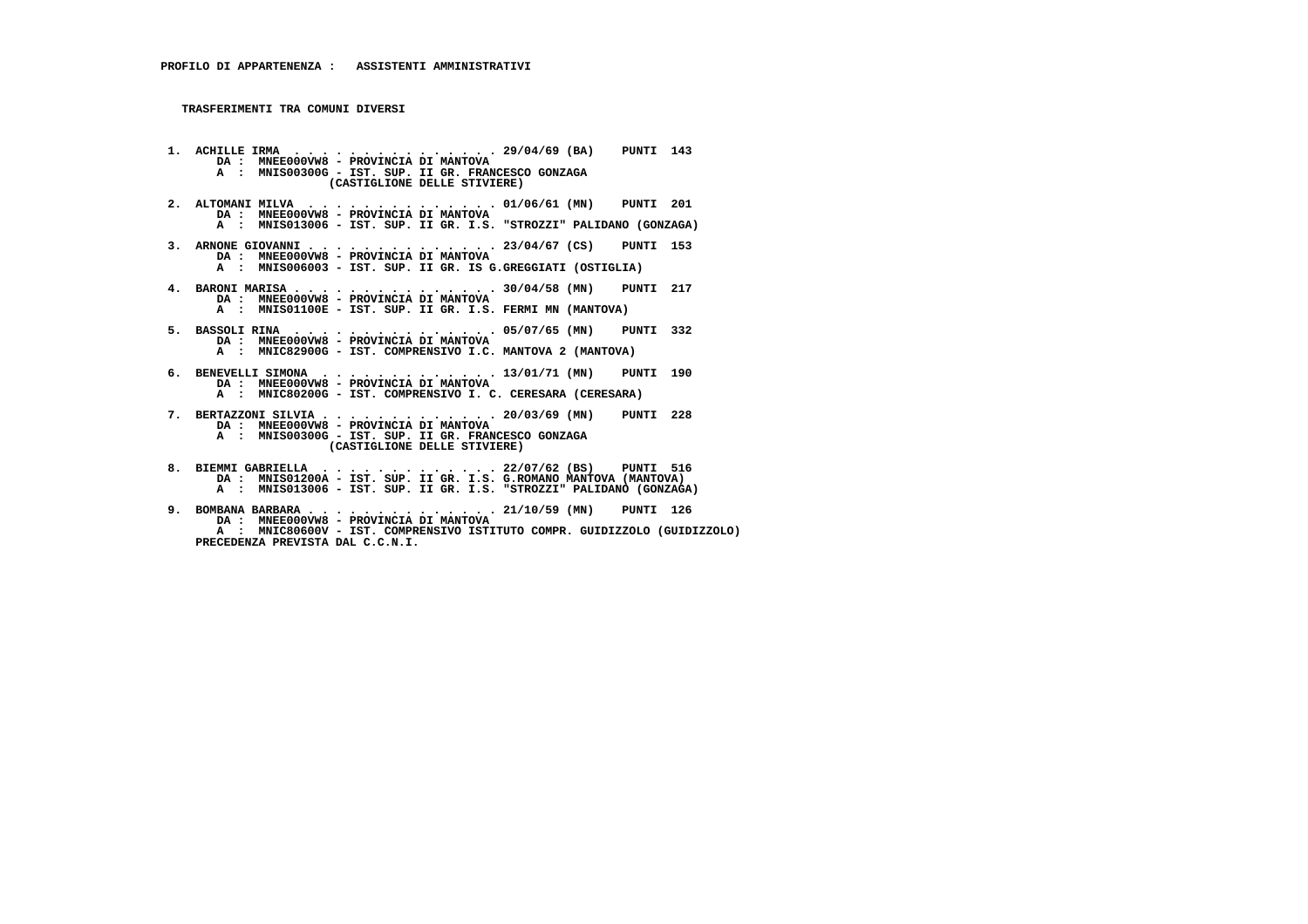**PROFILO DI APPARTENENZA : ASSISTENTI AMMINISTRATIVI**

**TRASFERIMENTI TRA COMUNI DIVERSI**

1. ACHILLE IRMA . . . . . . . . . . . . . . . 29/04/69 (BA) PUNTI 143
   DA : MNEE000VW8 - PROVINCIA DI MANTOVA
   A : MNIS00300G - IST. SUP. II GR. FRANCESCO GONZAGA (CASTIGLIONE DELLE STIVIERE)

2. ALTOMANI MILVA . . . . . . . . . . . . . . 01/06/61 (MN) PUNTI 201
   DA : MNEE000VW8 - PROVINCIA DI MANTOVA
   A : MNIS013006 - IST. SUP. II GR. I.S. "STROZZI" PALIDANO (GONZAGA)

3. ARNONE GIOVANNI . . . . . . . . . . . . . . 23/04/67 (CS) PUNTI 153
   DA : MNEE000VW8 - PROVINCIA DI MANTOVA
   A : MNIS006003 - IST. SUP. II GR. IS G.GREGGIATI (OSTIGLIA)

4. BARONI MARISA . . . . . . . . . . . . . . . 30/04/58 (MN) PUNTI 217
   DA : MNEE000VW8 - PROVINCIA DI MANTOVA
   A : MNIS01100E - IST. SUP. II GR. I.S. FERMI MN (MANTOVA)

5. BASSOLI RINA . . . . . . . . . . . . . . . 05/07/65 (MN) PUNTI 332
   DA : MNEE000VW8 - PROVINCIA DI MANTOVA
   A : MNIC82900G - IST. COMPRENSIVO I.C. MANTOVA 2 (MANTOVA)

6. BENEVELLI SIMONA . . . . . . . . . . . . . 13/01/71 (MN) PUNTI 190
   DA : MNEE000VW8 - PROVINCIA DI MANTOVA
   A : MNIC80200G - IST. COMPRENSIVO I. C. CERESARA (CERESARA)

7. BERTAZZONI SILVIA . . . . . . . . . . . . . 20/03/69 (MN) PUNTI 228
   DA : MNEE000VW8 - PROVINCIA DI MANTOVA
   A : MNIS00300G - IST. SUP. II GR. FRANCESCO GONZAGA (CASTIGLIONE DELLE STIVIERE)

8. BIEMMI GABRIELLA . . . . . . . . . . . . . 22/07/62 (BS) PUNTI 516
   DA : MNIS01200A - IST. SUP. II GR. I.S. G.ROMANO MANTOVA (MANTOVA)
   A : MNIS013006 - IST. SUP. II GR. I.S. "STROZZI" PALIDANO (GONZAGA)

9. BOMBANA BARBARA . . . . . . . . . . . . . . 21/10/59 (MN) PUNTI 126
   DA : MNEE000VW8 - PROVINCIA DI MANTOVA
   A : MNIC80600V - IST. COMPRENSIVO ISTITUTO COMPR. GUIDIZZOLO (GUIDIZZOLO)
   PRECEDENZA PREVISTA DAL C.C.N.I.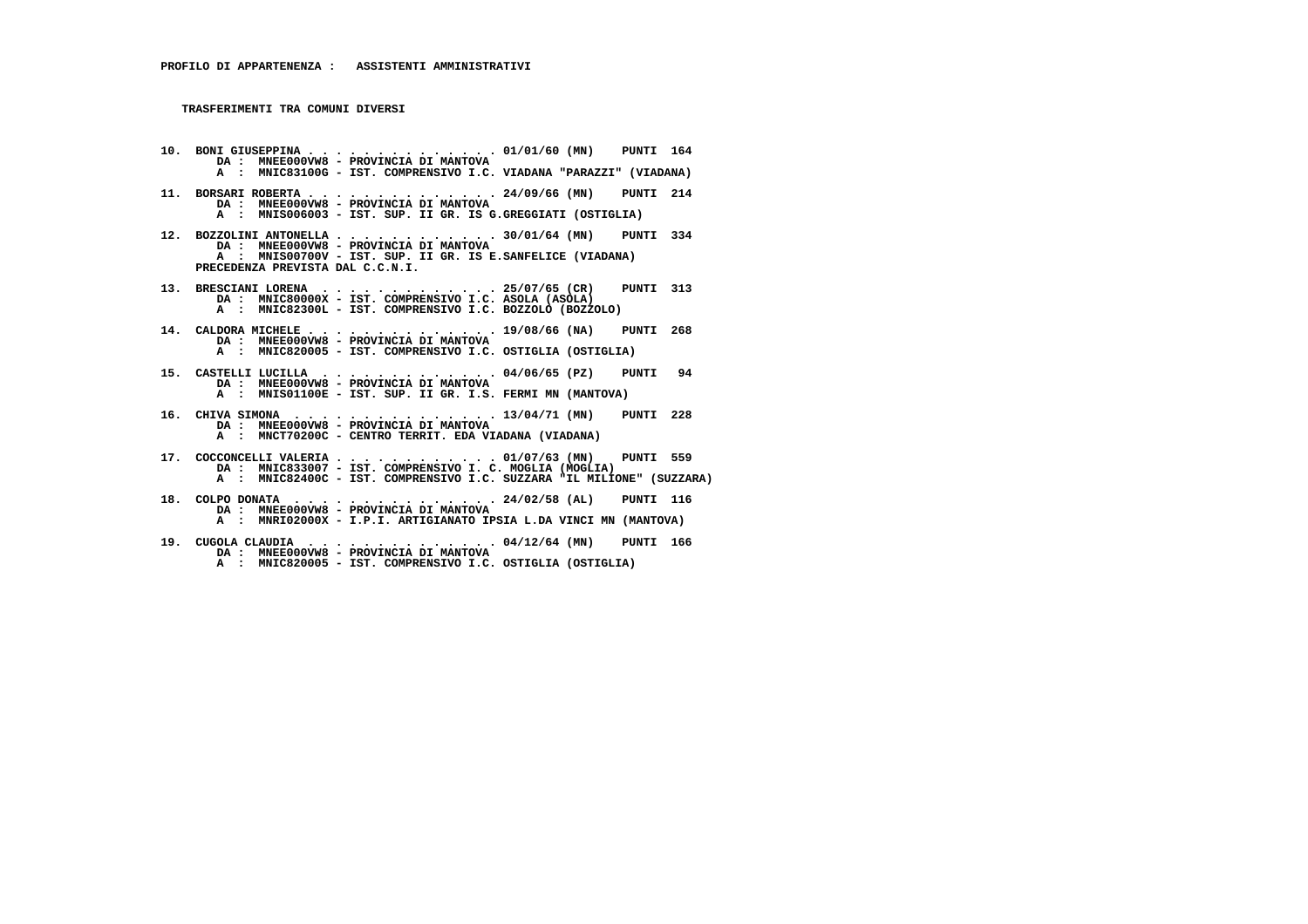**PROFILO DI APPARTENENZA : ASSISTENTI AMMINISTRATIVI**

**TRASFERIMENTI TRA COMUNI DIVERSI**

**10. BONI GIUSEPPINA . . . . . . . . . . . . . . 01/01/60 (MN) PUNTI 164**
DA : MNEE000VW8 - PROVINCIA DI MANTOVA
A : MNIC83100G - IST. COMPRENSIVO I.C. VIADANA "PARAZZI" (VIADANA)

**11. BORSARI ROBERTA . . . . . . . . . . . . . . 24/09/66 (MN) PUNTI 214**
DA : MNEE000VW8 - PROVINCIA DI MANTOVA
A : MNIS006003 - IST. SUP. II GR. IS G.GREGGIATI (OSTIGLIA)

**12. BOZZOLINI ANTONELLA . . . . . . . . . . . . 30/01/64 (MN) PUNTI 334**
DA : MNEE000VW8 - PROVINCIA DI MANTOVA
A : MNIS00700V - IST. SUP. II GR. IS E.SANFELICE (VIADANA)
PRECEDENZA PREVISTA DAL C.C.N.I.

**13. BRESCIANI LORENA . . . . . . . . . . . . . 25/07/65 (CR) PUNTI 313**
DA : MNIC80000X - IST. COMPRENSIVO I.C. ASOLA (ASOLA)
A : MNIC82300L - IST. COMPRENSIVO I.C. BOZZOLO (BOZZOLO)

**14. CALDORA MICHELE . . . . . . . . . . . . . . 19/08/66 (NA) PUNTI 268**
DA : MNEE000VW8 - PROVINCIA DI MANTOVA
A : MNIC820005 - IST. COMPRENSIVO I.C. OSTIGLIA (OSTIGLIA)

**15. CASTELLI LUCILLA . . . . . . . . . . . . . 04/06/65 (PZ) PUNTI 94**
DA : MNEE000VW8 - PROVINCIA DI MANTOVA
A : MNIS01100E - IST. SUP. II GR. I.S. FERMI MN (MANTOVA)

**16. CHIVA SIMONA . . . . . . . . . . . . . . . 13/04/71 (MN) PUNTI 228**
DA : MNEE000VW8 - PROVINCIA DI MANTOVA
A : MNCT70200C - CENTRO TERRIT. EDA VIADANA (VIADANA)

**17. COCCONCELLI VALERIA . . . . . . . . . . . . 01/07/63 (MN) PUNTI 559**
DA : MNIC833007 - IST. COMPRENSIVO I. C. MOGLIA (MOGLIA)
A : MNIC82400C - IST. COMPRENSIVO I.C. SUZZARA "IL MILIONE" (SUZZARA)

**18. COLPO DONATA . . . . . . . . . . . . . . . 24/02/58 (AL) PUNTI 116**
DA : MNEE000VW8 - PROVINCIA DI MANTOVA
A : MNRI02000X - I.P.I. ARTIGIANATO IPSIA L.DA VINCI MN (MANTOVA)

**19. CUGOLA CLAUDIA . . . . . . . . . . . . . . 04/12/64 (MN) PUNTI 166**
DA : MNEE000VW8 - PROVINCIA DI MANTOVA
A : MNIC820005 - IST. COMPRENSIVO I.C. OSTIGLIA (OSTIGLIA)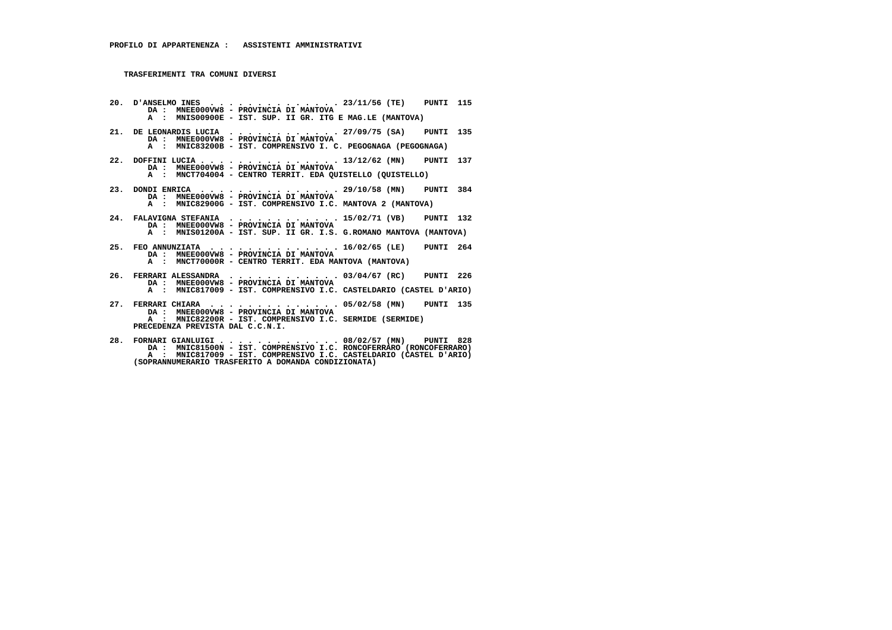**PROFILO DI APPARTENENZA : ASSISTENTI AMMINISTRATIVI**

**TRASFERIMENTI TRA COMUNI DIVERSI**

20. D'ANSELMO INES . . . . . . . . . . . . . . 23/11/56 (TE) PUNTI 115
    DA : MNEE000VW8 - PROVINCIA DI MANTOVA
    A : MNIS00900E - IST. SUP. II GR. ITG E MAG.LE (MANTOVA)

21. DE LEONARDIS LUCIA . . . . . . . . . . . . 27/09/75 (SA) PUNTI 135
    DA : MNEE000VW8 - PROVINCIA DI MANTOVA
    A : MNIC83200B - IST. COMPRENSIVO I. C. PEGOGNAGA (PEGOGNAGA)

22. DOFFINI LUCIA . . . . . . . . . . . . . . 13/12/62 (MN) PUNTI 137
    DA : MNEE000VW8 - PROVINCIA DI MANTOVA
    A : MNCT704004 - CENTRO TERRIT. EDA QUISTELLO (QUISTELLO)

23. DONDI ENRICA . . . . . . . . . . . . . . 29/10/58 (MN) PUNTI 384
    DA : MNEE000VW8 - PROVINCIA DI MANTOVA
    A : MNIC82900G - IST. COMPRENSIVO I.C. MANTOVA 2 (MANTOVA)

24. FALAVIGNA STEFANIA . . . . . . . . . . . . 15/02/71 (VB) PUNTI 132
    DA : MNEE000VW8 - PROVINCIA DI MANTOVA
    A : MNIS01200A - IST. SUP. II GR. I.S. G.ROMANO MANTOVA (MANTOVA)

25. FEO ANNUNZIATA . . . . . . . . . . . . . . 16/02/65 (LE) PUNTI 264
    DA : MNEE000VW8 - PROVINCIA DI MANTOVA
    A : MNCT70000R - CENTRO TERRIT. EDA MANTOVA (MANTOVA)

26. FERRARI ALESSANDRA . . . . . . . . . . . . 03/04/67 (RC) PUNTI 226
    DA : MNEE000VW8 - PROVINCIA DI MANTOVA
    A : MNIC817009 - IST. COMPRENSIVO I.C. CASTELDARIO (CASTEL D'ARIO)

27. FERRARI CHIARA . . . . . . . . . . . . . . 05/02/58 (MN) PUNTI 135
    DA : MNEE000VW8 - PROVINCIA DI MANTOVA
    A : MNIC82200R - IST. COMPRENSIVO I.C. SERMIDE (SERMIDE)
    PRECEDENZA PREVISTA DAL C.C.N.I.

28. FORNARI GIANLUIGI . . . . . . . . . . . . 08/02/57 (MN) PUNTI 828
    DA : MNIC81500N - IST. COMPRENSIVO I.C. RONCOFERRARO (RONCOFERRARO)
    A : MNIC817009 - IST. COMPRENSIVO I.C. CASTELDARIO (CASTEL D'ARIO)
    (SOPRANNUMERARIO TRASFERITO A DOMANDA CONDIZIONATA)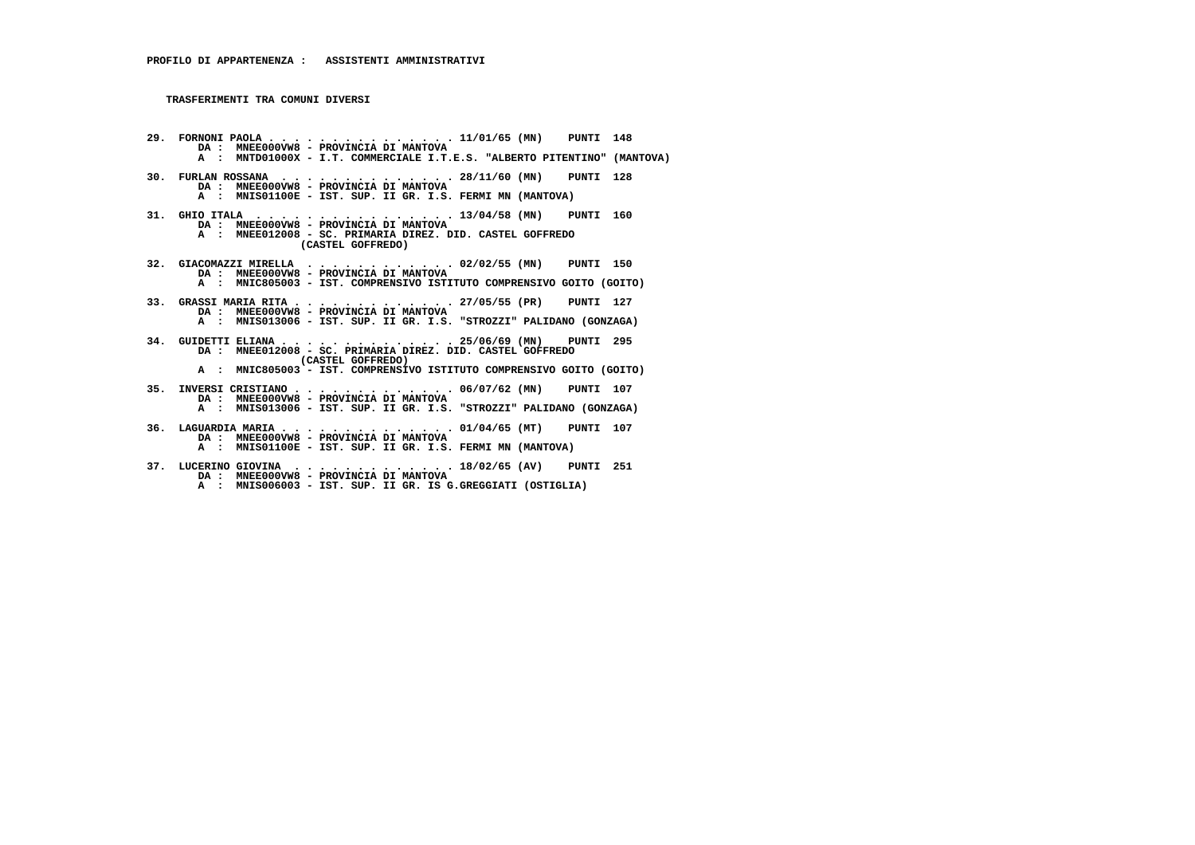**PROFILO DI APPARTENENZA : ASSISTENTI AMMINISTRATIVI**

**TRASFERIMENTI TRA COMUNI DIVERSI**

```
29.  FORNONI PAOLA . . . . . . . . . . . . . . . 11/01/65 (MN)    PUNTI  148
        DA :  MNEE000VW8 - PROVINCIA DI MANTOVA
        A  :  MNTD01000X - I.T. COMMERCIALE I.T.E.S. "ALBERTO PITENTINO" (MANTOVA)

30.  FURLAN ROSSANA  . . . . . . . . . . . . . . 28/11/60 (MN)    PUNTI  128
        DA :  MNEE000VW8 - PROVINCIA DI MANTOVA
        A  :  MNIS01100E - IST. SUP. II GR. I.S. FERMI MN (MANTOVA)

31.  GHIO ITALA  . . . . . . . . . . . . . . . . 13/04/58 (MN)    PUNTI  160
        DA :  MNEE000VW8 - PROVINCIA DI MANTOVA
        A  :  MNEE012008 - SC. PRIMARIA DIREZ. DID. CASTEL GOFFREDO
                         (CASTEL GOFFREDO)

32.  GIACOMAZZI MIRELLA  . . . . . . . . . . . . 02/02/55 (MN)    PUNTI  150
        DA :  MNEE000VW8 - PROVINCIA DI MANTOVA
        A  :  MNIC805003 - IST. COMPRENSIVO ISTITUTO COMPRENSIVO GOITO (GOITO)

33.  GRASSI MARIA RITA . . . . . . . . . . . . . 27/05/55 (PR)    PUNTI  127
        DA :  MNEE000VW8 - PROVINCIA DI MANTOVA
        A  :  MNIS013006 - IST. SUP. II GR. I.S. "STROZZI" PALIDANO (GONZAGA)

34.  GUIDETTI ELIANA . . . . . . . . . . . . . . 25/06/69 (MN)    PUNTI  295
        DA :  MNEE012008 - SC. PRIMARIA DIREZ. DID. CASTEL GOFFREDO
                         (CASTEL GOFFREDO)
        A  :  MNIC805003 - IST. COMPRENSIVO ISTITUTO COMPRENSIVO GOITO (GOITO)

35.  INVERSI CRISTIANO . . . . . . . . . . . . . 06/07/62 (MN)    PUNTI  107
        DA :  MNEE000VW8 - PROVINCIA DI MANTOVA
        A  :  MNIS013006 - IST. SUP. II GR. I.S. "STROZZI" PALIDANO (GONZAGA)

36.  LAGUARDIA MARIA . . . . . . . . . . . . . . 01/04/65 (MT)    PUNTI  107
        DA :  MNEE000VW8 - PROVINCIA DI MANTOVA
        A  :  MNIS01100E - IST. SUP. II GR. I.S. FERMI MN (MANTOVA)

37.  LUCERINO GIOVINA  . . . . . . . . . . . . . 18/02/65 (AV)    PUNTI  251
        DA :  MNEE000VW8 - PROVINCIA DI MANTOVA
        A  :  MNIS006003 - IST. SUP. II GR. IS G.GREGGIATI (OSTIGLIA)
```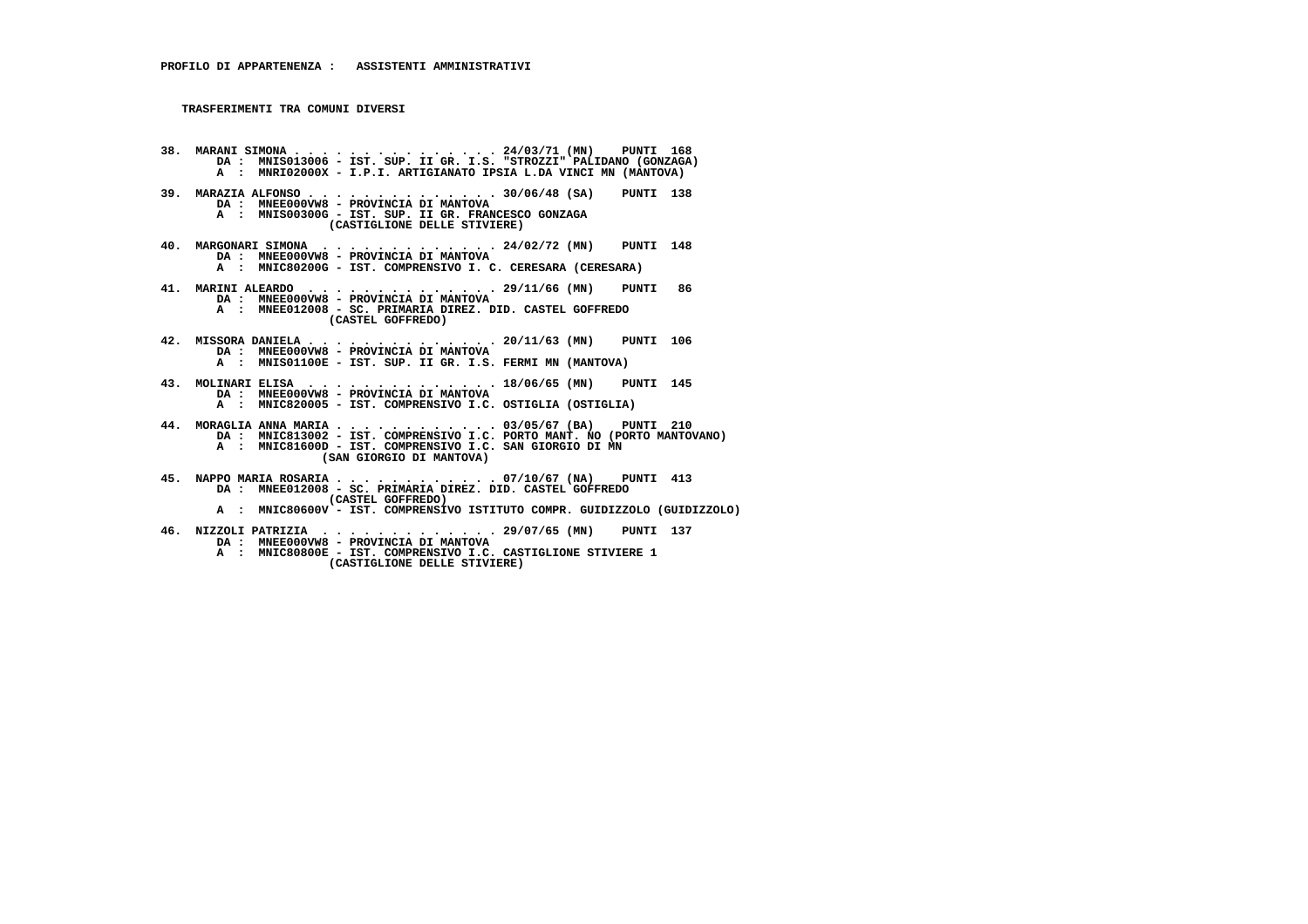**PROFILO DI APPARTENENZA : ASSISTENTI AMMINISTRATIVI**

**TRASFERIMENTI TRA COMUNI DIVERSI**

**38. MARANI SIMONA . . . . . . . . . . . . . . 24/03/71 (MN) PUNTI 168**
DA : MNIS013006 - IST. SUP. II GR. I.S. "STROZZI" PALIDANO (GONZAGA)
A : MNRI02000X - I.P.I. ARTIGIANATO IPSIA L.DA VINCI MN (MANTOVA)

**39. MARAZIA ALFONSO . . . . . . . . . . . . . . 30/06/48 (SA) PUNTI 138**
DA : MNEE000VW8 - PROVINCIA DI MANTOVA
A : MNIS00300G - IST. SUP. II GR. FRANCESCO GONZAGA (CASTIGLIONE DELLE STIVIERE)

**40. MARGONARI SIMONA . . . . . . . . . . . . . 24/02/72 (MN) PUNTI 148**
DA : MNEE000VW8 - PROVINCIA DI MANTOVA
A : MNIC80200G - IST. COMPRENSIVO I. C. CERESARA (CERESARA)

**41. MARINI ALEARDO . . . . . . . . . . . . . . 29/11/66 (MN) PUNTI 86**
DA : MNEE000VW8 - PROVINCIA DI MANTOVA
A : MNEE012008 - SC. PRIMARIA DIREZ. DID. CASTEL GOFFREDO (CASTEL GOFFREDO)

**42. MISSORA DANIELA . . . . . . . . . . . . . . 20/11/63 (MN) PUNTI 106**
DA : MNEE000VW8 - PROVINCIA DI MANTOVA
A : MNIS01100E - IST. SUP. II GR. I.S. FERMI MN (MANTOVA)

**43. MOLINARI ELISA . . . . . . . . . . . . . . 18/06/65 (MN) PUNTI 145**
DA : MNEE000VW8 - PROVINCIA DI MANTOVA
A : MNIC820005 - IST. COMPRENSIVO I.C. OSTIGLIA (OSTIGLIA)

**44. MORAGLIA ANNA MARIA . . . . . . . . . . . . 03/05/67 (BA) PUNTI 210**
DA : MNIC813002 - IST. COMPRENSIVO I.C. PORTO MANT. NO (PORTO MANTOVANO)
A : MNIC81600D - IST. COMPRENSIVO I.C. SAN GIORGIO DI MN (SAN GIORGIO DI MANTOVA)

**45. NAPPO MARIA ROSARIA . . . . . . . . . . . . 07/10/67 (NA) PUNTI 413**
DA : MNEE012008 - SC. PRIMARIA DIREZ. DID. CASTEL GOFFREDO (CASTEL GOFFREDO)
A : MNIC80600V - IST. COMPRENSIVO ISTITUTO COMPR. GUIDIZZOLO (GUIDIZZOLO)

**46. NIZZOLI PATRIZIA . . . . . . . . . . . . . 29/07/65 (MN) PUNTI 137**
DA : MNEE000VW8 - PROVINCIA DI MANTOVA
A : MNIC80800E - IST. COMPRENSIVO I.C. CASTIGLIONE STIVIERE 1 (CASTIGLIONE DELLE STIVIERE)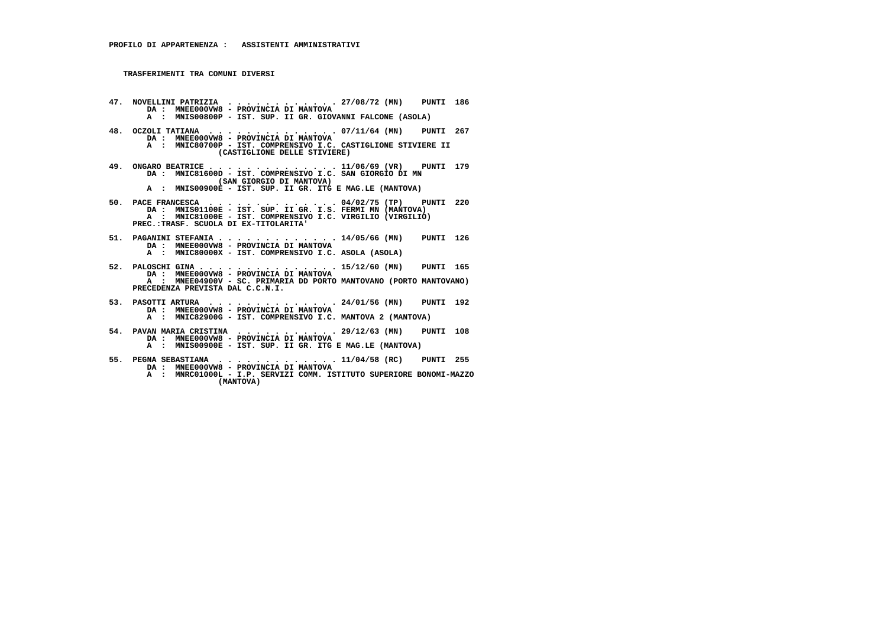**PROFILO DI APPARTENENZA : ASSISTENTI AMMINISTRATIVI**

**TRASFERIMENTI TRA COMUNI DIVERSI**

47. NOVELLINI PATRIZIA . . . . . . . . . . . . 27/08/72 (MN) PUNTI 186
    DA : MNEE000VW8 - PROVINCIA DI MANTOVA
    A : MNIS00800P - IST. SUP. II GR. GIOVANNI FALCONE (ASOLA)

48. OCZOLI TATIANA . . . . . . . . . . . . . . 07/11/64 (MN) PUNTI 267
    DA : MNEE000VW8 - PROVINCIA DI MANTOVA
    A : MNIC80700P - IST. COMPRENSIVO I.C. CASTIGLIONE STIVIERE II (CASTIGLIONE DELLE STIVIERE)

49. ONGARO BEATRICE . . . . . . . . . . . . . . 11/06/69 (VR) PUNTI 179
    DA : MNIC81600D - IST. COMPRENSIVO I.C. SAN GIORGIO DI MN (SAN GIORGIO DI MANTOVA)
    A : MNIS00900E - IST. SUP. II GR. ITG E MAG.LE (MANTOVA)

50. PACE FRANCESCA . . . . . . . . . . . . . . 04/02/75 (TP) PUNTI 220
    DA : MNIS01100E - IST. SUP. II GR. I.S. FERMI MN (MANTOVA)
    A : MNIC81000E - IST. COMPRENSIVO I.C. VIRGILIO (VIRGILIO)
    PREC.:TRASF. SCUOLA DI EX-TITOLARITA'

51. PAGANINI STEFANIA . . . . . . . . . . . . . 14/05/66 (MN) PUNTI 126
    DA : MNEE000VW8 - PROVINCIA DI MANTOVA
    A : MNIC80000X - IST. COMPRENSIVO I.C. ASOLA (ASOLA)

52. PALOSCHI GINA . . . . . . . . . . . . . . . 15/12/60 (MN) PUNTI 165
    DA : MNEE000VW8 - PROVINCIA DI MANTOVA
    A : MNEE04900V - SC. PRIMARIA DD PORTO MANTOVANO (PORTO MANTOVANO)
    PRECEDENZA PREVISTA DAL C.C.N.I.

53. PASOTTI ARTURA . . . . . . . . . . . . . . 24/01/56 (MN) PUNTI 192
    DA : MNEE000VW8 - PROVINCIA DI MANTOVA
    A : MNIC82900G - IST. COMPRENSIVO I.C. MANTOVA 2 (MANTOVA)

54. PAVAN MARIA CRISTINA . . . . . . . . . . . 29/12/63 (MN) PUNTI 108
    DA : MNEE000VW8 - PROVINCIA DI MANTOVA
    A : MNIS00900E - IST. SUP. II GR. ITG E MAG.LE (MANTOVA)

55. PEGNA SEBASTIANA . . . . . . . . . . . . . 11/04/58 (RC) PUNTI 255
    DA : MNEE000VW8 - PROVINCIA DI MANTOVA
    A : MNRC01000L - I.P. SERVIZI COMM. ISTITUTO SUPERIORE BONOMI-MAZZO (MANTOVA)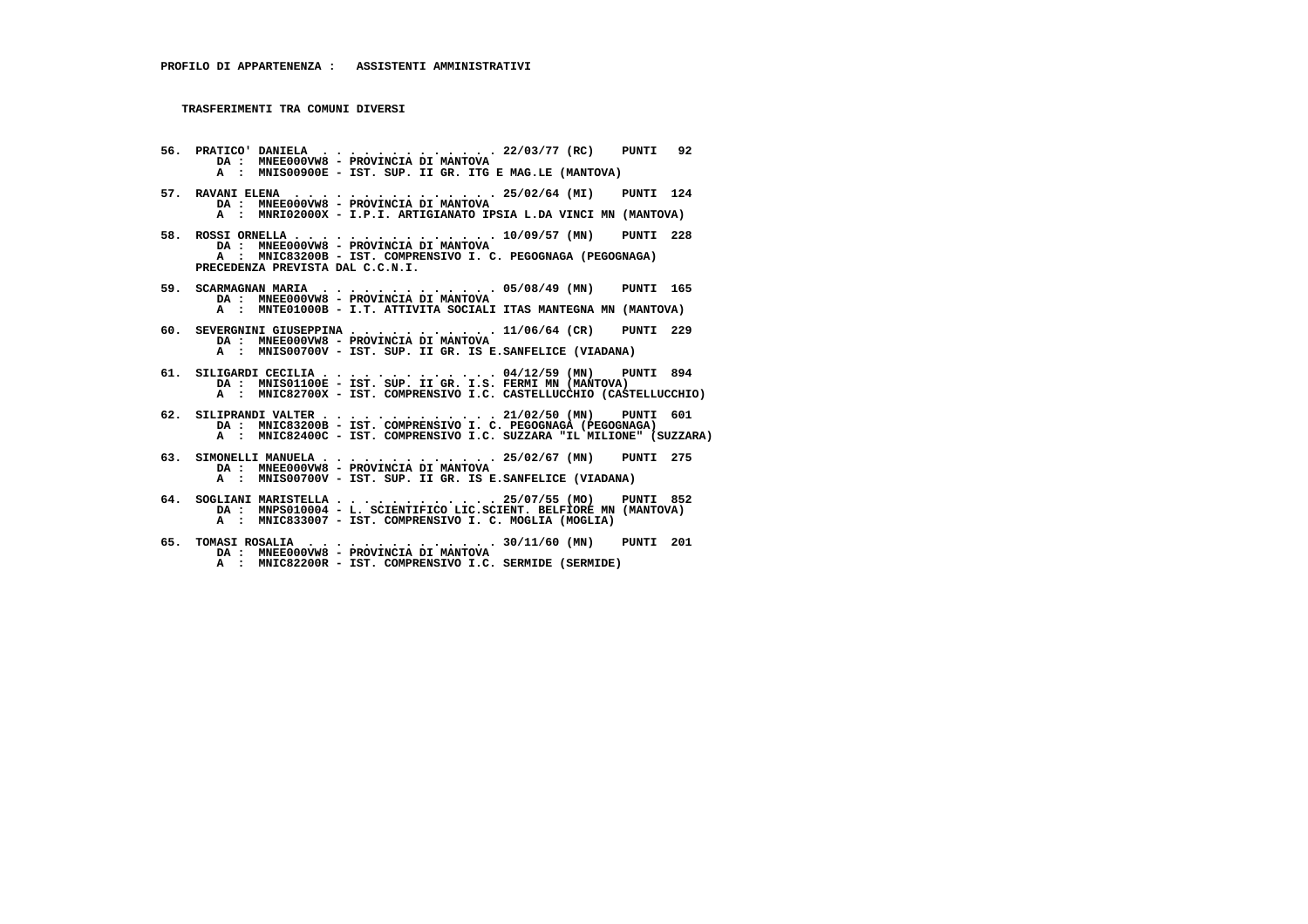**PROFILO DI APPARTENENZA : ASSISTENTI AMMINISTRATIVI**

**TRASFERIMENTI TRA COMUNI DIVERSI**

56. PRATICO' DANIELA . . . . . . . . . . . . . 22/03/77 (RC) PUNTI 92
    DA : MNEE000VW8 - PROVINCIA DI MANTOVA
    A : MNIS00900E - IST. SUP. II GR. ITG E MAG.LE (MANTOVA)

57. RAVANI ELENA . . . . . . . . . . . . . . . 25/02/64 (MI) PUNTI 124
    DA : MNEE000VW8 - PROVINCIA DI MANTOVA
    A : MNRI02000X - I.P.I. ARTIGIANATO IPSIA L.DA VINCI MN (MANTOVA)

58. ROSSI ORNELLA . . . . . . . . . . . . . . . 10/09/57 (MN) PUNTI 228
    DA : MNEE000VW8 - PROVINCIA DI MANTOVA
    A : MNIC83200B - IST. COMPRENSIVO I. C. PEGOGNAGA (PEGOGNAGA)
    PRECEDENZA PREVISTA DAL C.C.N.I.

59. SCARMAGNAN MARIA . . . . . . . . . . . . . 05/08/49 (MN) PUNTI 165
    DA : MNEE000VW8 - PROVINCIA DI MANTOVA
    A : MNTE01000B - I.T. ATTIVITA SOCIALI ITAS MANTEGNA MN (MANTOVA)

60. SEVERGNINI GIUSEPPINA . . . . . . . . . . . 11/06/64 (CR) PUNTI 229
    DA : MNEE000VW8 - PROVINCIA DI MANTOVA
    A : MNIS00700V - IST. SUP. II GR. IS E.SANFELICE (VIADANA)

61. SILIGARDI CECILIA . . . . . . . . . . . . . 04/12/59 (MN) PUNTI 894
    DA : MNIS01100E - IST. SUP. II GR. I.S. FERMI MN (MANTOVA)
    A : MNIC82700X - IST. COMPRENSIVO I.C. CASTELLUCCHIO (CASTELLUCCHIO)

62. SILIPRANDI VALTER . . . . . . . . . . . . . 21/02/50 (MN) PUNTI 601
    DA : MNIC83200B - IST. COMPRENSIVO I. C. PEGOGNAGA (PEGOGNAGA)
    A : MNIC82400C - IST. COMPRENSIVO I.C. SUZZARA "IL MILIONE" (SUZZARA)

63. SIMONELLI MANUELA . . . . . . . . . . . . . 25/02/67 (MN) PUNTI 275
    DA : MNEE000VW8 - PROVINCIA DI MANTOVA
    A : MNIS00700V - IST. SUP. II GR. IS E.SANFELICE (VIADANA)

64. SOGLIANI MARISTELLA . . . . . . . . . . . . 25/07/55 (MO) PUNTI 852
    DA : MNPS010004 - L. SCIENTIFICO LIC.SCIENT. BELFIORE MN (MANTOVA)
    A : MNIC833007 - IST. COMPRENSIVO I. C. MOGLIA (MOGLIA)

65. TOMASI ROSALIA . . . . . . . . . . . . . . 30/11/60 (MN) PUNTI 201
    DA : MNEE000VW8 - PROVINCIA DI MANTOVA
    A : MNIC82200R - IST. COMPRENSIVO I.C. SERMIDE (SERMIDE)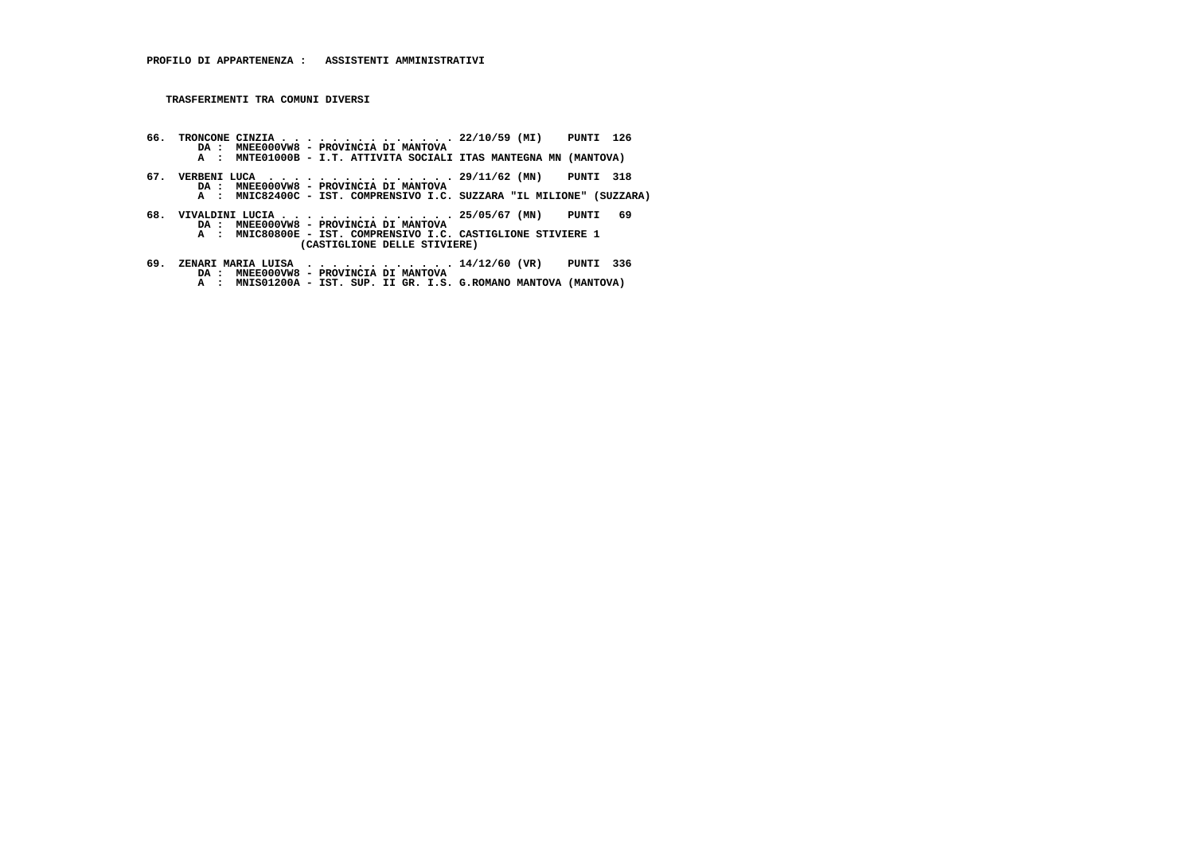**PROFILO DI APPARTENENZA : ASSISTENTI AMMINISTRATIVI**

**TRASFERIMENTI TRA COMUNI DIVERSI**

**66. TRONCONE CINZIA . . . . . . . . . . . . . . 22/10/59 (MI) PUNTI 126**
DA : MNEE000VW8 - PROVINCIA DI MANTOVA
A : MNTE01000B - I.T. ATTIVITA SOCIALI ITAS MANTEGNA MN (MANTOVA)

**67. VERBENI LUCA . . . . . . . . . . . . . . . 29/11/62 (MN) PUNTI 318**
DA : MNEE000VW8 - PROVINCIA DI MANTOVA
A : MNIC82400C - IST. COMPRENSIVO I.C. SUZZARA "IL MILIONE" (SUZZARA)

**68. VIVALDINI LUCIA . . . . . . . . . . . . . . 25/05/67 (MN) PUNTI 69**
DA : MNEE000VW8 - PROVINCIA DI MANTOVA
A : MNIC80800E - IST. COMPRENSIVO I.C. CASTIGLIONE STIVIERE 1 (CASTIGLIONE DELLE STIVIERE)

**69. ZENARI MARIA LUISA . . . . . . . . . . . . 14/12/60 (VR) PUNTI 336**
DA : MNEE000VW8 - PROVINCIA DI MANTOVA
A : MNIS01200A - IST. SUP. II GR. I.S. G.ROMANO MANTOVA (MANTOVA)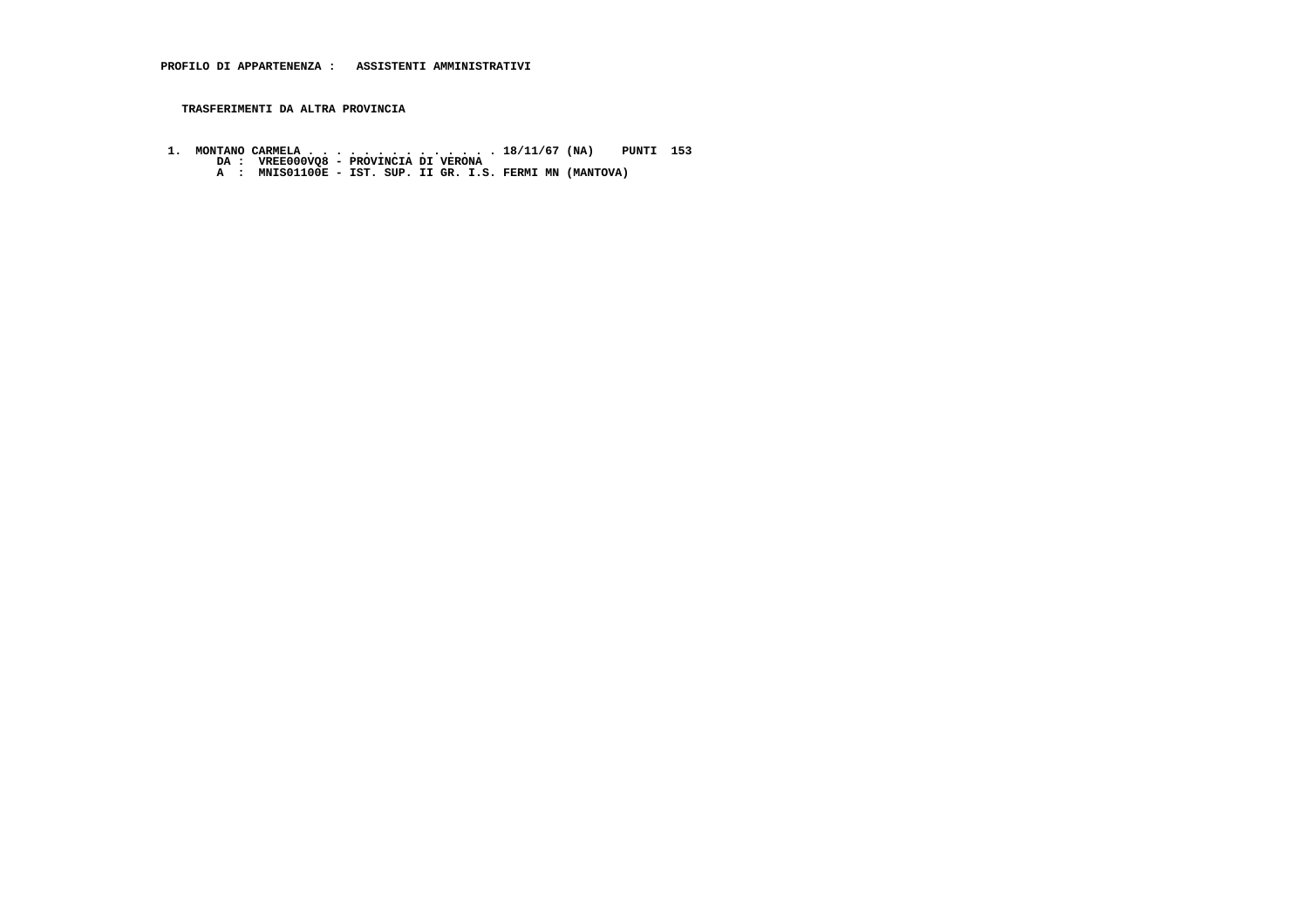**PROFILO DI APPARTENENZA : ASSISTENTI AMMINISTRATIVI**

**TRASFERIMENTI DA ALTRA PROVINCIA**

1. MONTANO CARMELA . . . . . . . . . . . . . . 18/11/67 (NA) PUNTI 153
   DA : VREE000VQ8 - PROVINCIA DI VERONA
   A : MNIS01100E - IST. SUP. II GR. I.S. FERMI MN (MANTOVA)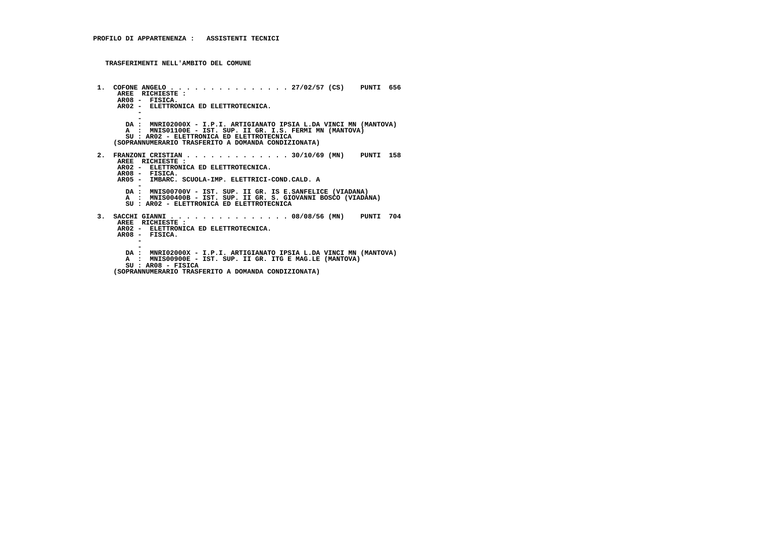**PROFILO DI APPARTENENZA : ASSISTENTI TECNICI**

**TRASFERIMENTI NELL'AMBITO DEL COMUNE**

**1. COFONE ANGELO . . . . . . . . . . . . . . . 27/02/57 (CS) PUNTI 656**
AREE RICHIESTE :
AR08 - FISICA.
AR02 - ELETTRONICA ED ELETTROTECNICA.
-
-
DA : MNRI02000X - I.P.I. ARTIGIANATO IPSIA L.DA VINCI MN (MANTOVA)
A : MNIS01100E - IST. SUP. II GR. I.S. FERMI MN (MANTOVA)
SU : AR02 - ELETTRONICA ED ELETTROTECNICA
(SOPRANNUMERARIO TRASFERITO A DOMANDA CONDIZIONATA)

**2. FRANZONI CRISTIAN . . . . . . . . . . . . . 30/10/69 (MN) PUNTI 158**
AREE RICHIESTE :
AR02 - ELETTRONICA ED ELETTROTECNICA.
AR08 - FISICA.
AR05 - IMBARC. SCUOLA-IMP. ELETTRICI-COND.CALD. A
-
DA : MNIS00700V - IST. SUP. II GR. IS E.SANFELICE (VIADANA)
A : MNIS00400B - IST. SUP. II GR. S. GIOVANNI BOSCO (VIADANA)
SU : AR02 - ELETTRONICA ED ELETTROTECNICA

**3. SACCHI GIANNI . . . . . . . . . . . . . . . 08/08/56 (MN) PUNTI 704**
AREE RICHIESTE :
AR02 - ELETTRONICA ED ELETTROTECNICA.
AR08 - FISICA.
-
-
DA : MNRI02000X - I.P.I. ARTIGIANATO IPSIA L.DA VINCI MN (MANTOVA)
A : MNIS00900E - IST. SUP. II GR. ITG E MAG.LE (MANTOVA)
SU : AR08 - FISICA
(SOPRANNUMERARIO TRASFERITO A DOMANDA CONDIZIONATA)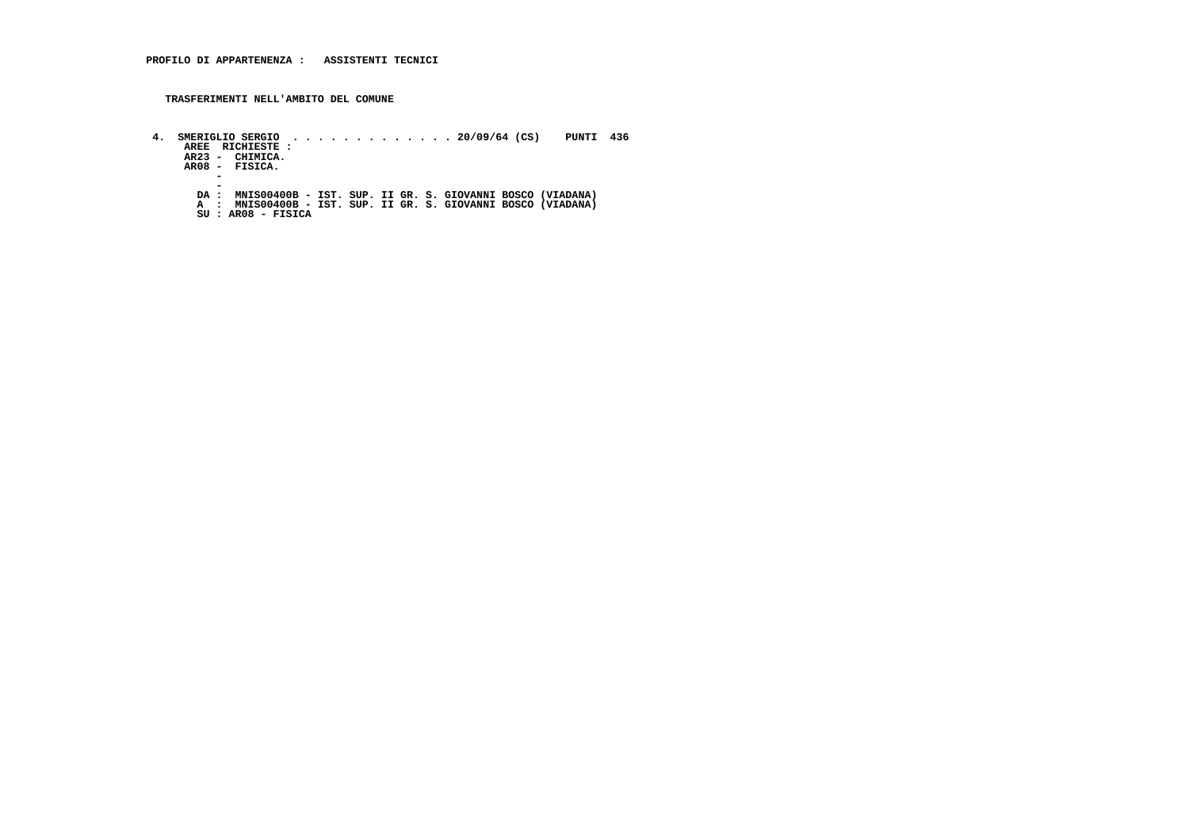**PROFILO DI APPARTENENZA : ASSISTENTI TECNICI**

**TRASFERIMENTI NELL'AMBITO DEL COMUNE**

```
 4.  SMERIGLIO SERGIO  . . . . . . . . . . . . . 20/09/64 (CS)    PUNTI  436
      AREE  RICHIESTE :
      AR23 -  CHIMICA.
      AR08 -  FISICA.
           -
           -
        DA :  MNIS00400B - IST. SUP. II GR. S. GIOVANNI BOSCO (VIADANA)
        A  :  MNIS00400B - IST. SUP. II GR. S. GIOVANNI BOSCO (VIADANA)
        SU : AR08 - FISICA
```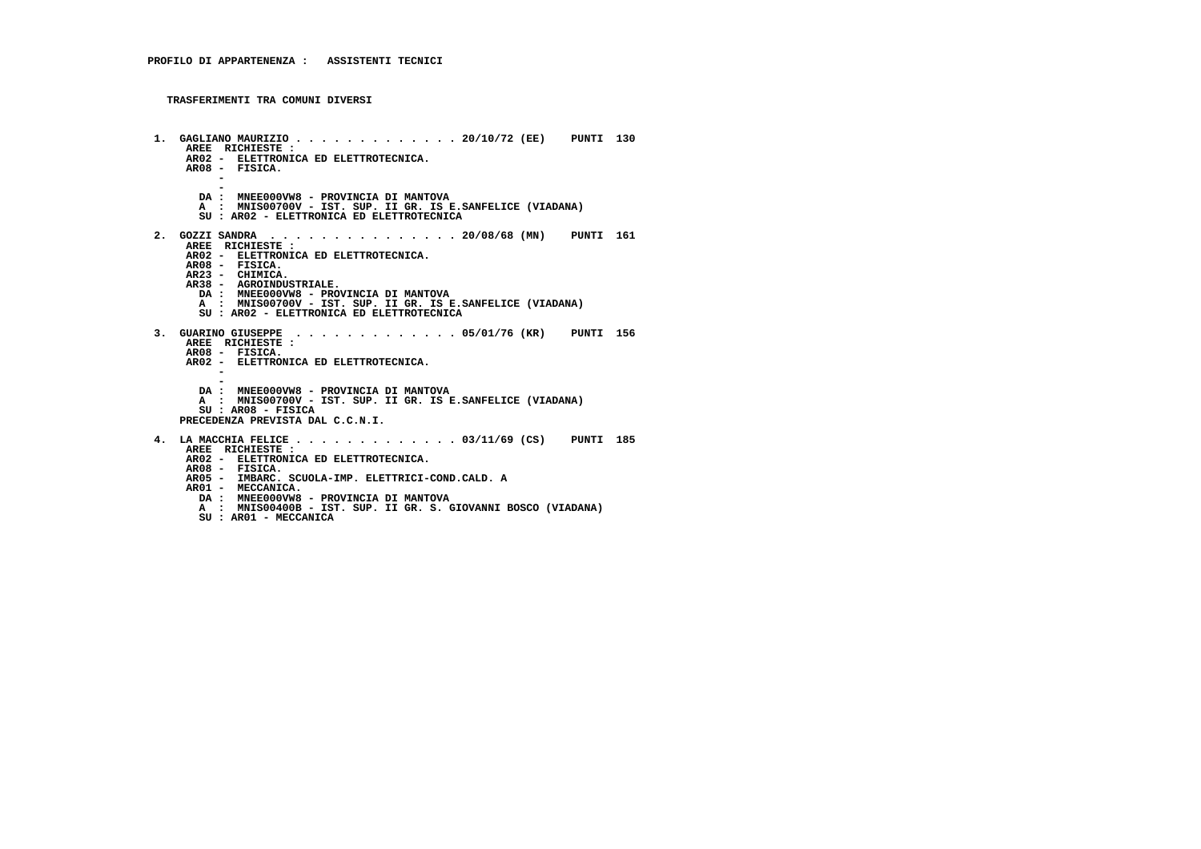**PROFILO DI APPARTENENZA : ASSISTENTI TECNICI**

**TRASFERIMENTI TRA COMUNI DIVERSI**

```
 1.  GAGLIANO MAURIZIO . . . . . . . . . . . . . 20/10/72 (EE)    PUNTI  130
      AREE  RICHIESTE :
      AR02 -  ELETTRONICA ED ELETTROTECNICA.
      AR08 -  FISICA.
           -
           -
        DA :  MNEE000VW8 - PROVINCIA DI MANTOVA
        A  :  MNIS00700V - IST. SUP. II GR. IS E.SANFELICE (VIADANA)
        SU : AR02 - ELETTRONICA ED ELETTROTECNICA

 2.  GOZZI SANDRA  . . . . . . . . . . . . . . . 20/08/68 (MN)    PUNTI  161
      AREE  RICHIESTE :
      AR02 -  ELETTRONICA ED ELETTROTECNICA.
      AR08 -  FISICA.
      AR23 -  CHIMICA.
      AR38 -  AGROINDUSTRIALE.
        DA :  MNEE000VW8 - PROVINCIA DI MANTOVA
        A  :  MNIS00700V - IST. SUP. II GR. IS E.SANFELICE (VIADANA)
        SU : AR02 - ELETTRONICA ED ELETTROTECNICA

 3.  GUARINO GIUSEPPE  . . . . . . . . . . . . . 05/01/76 (KR)    PUNTI  156
      AREE  RICHIESTE :
      AR08 -  FISICA.
      AR02 -  ELETTRONICA ED ELETTROTECNICA.
           -
           -
        DA :  MNEE000VW8 - PROVINCIA DI MANTOVA
        A  :  MNIS00700V - IST. SUP. II GR. IS E.SANFELICE (VIADANA)
        SU : AR08 - FISICA
     PRECEDENZA PREVISTA DAL C.C.N.I.

 4.  LA MACCHIA FELICE . . . . . . . . . . . . . 03/11/69 (CS)    PUNTI  185
      AREE  RICHIESTE :
      AR02 -  ELETTRONICA ED ELETTROTECNICA.
      AR08 -  FISICA.
      AR05 -  IMBARC. SCUOLA-IMP. ELETTRICI-COND.CALD. A
      AR01 -  MECCANICA.
        DA :  MNEE000VW8 - PROVINCIA DI MANTOVA
        A  :  MNIS00400B - IST. SUP. II GR. S. GIOVANNI BOSCO (VIADANA)
        SU : AR01 - MECCANICA
```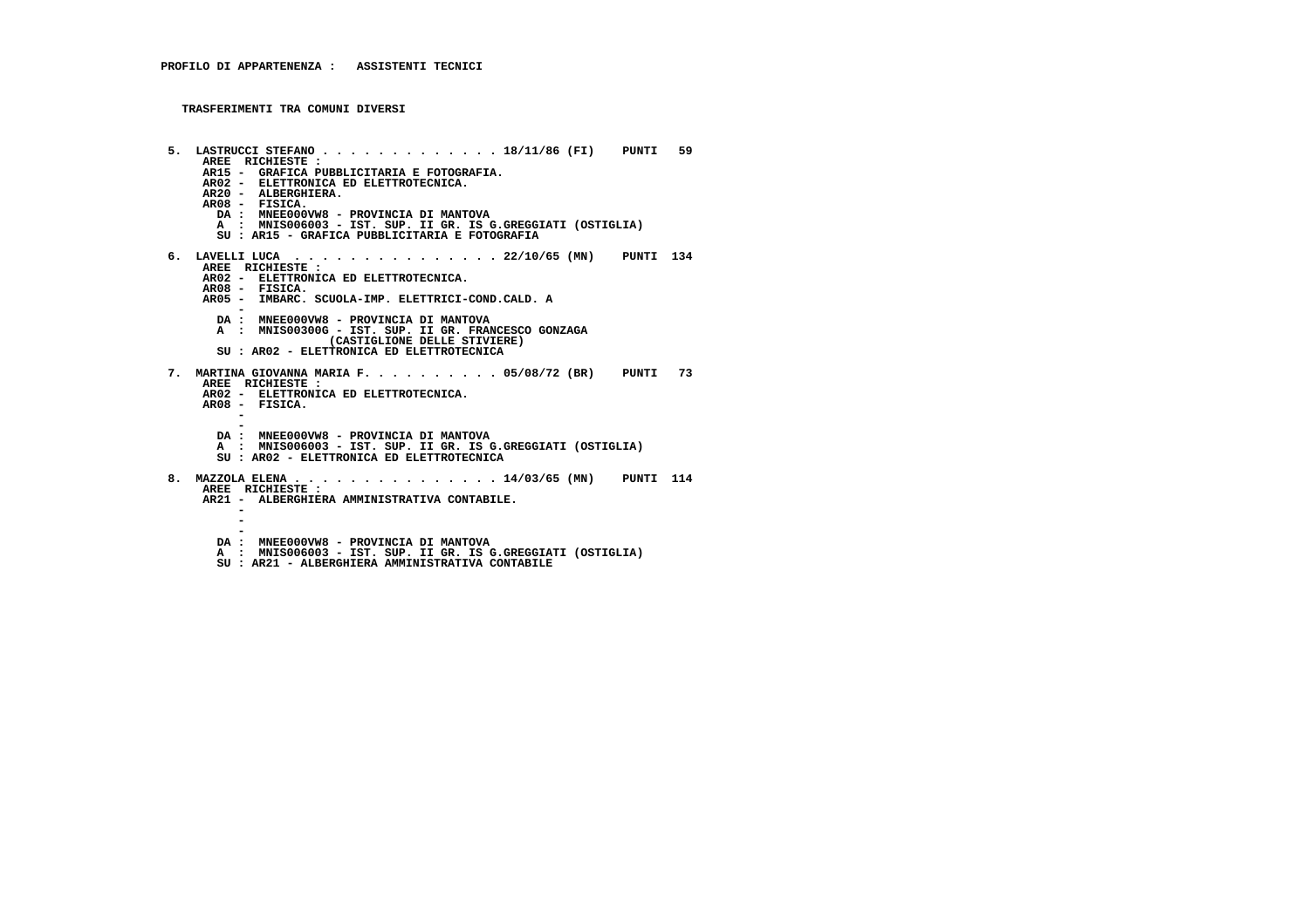**PROFILO DI APPARTENENZA : ASSISTENTI TECNICI**

**TRASFERIMENTI TRA COMUNI DIVERSI**

**5. LASTRUCCI STEFANO . . . . . . . . . . . . . 18/11/86 (FI) PUNTI 59**
AREE RICHIESTE :
AR15 - GRAFICA PUBBLICITARIA E FOTOGRAFIA.
AR02 - ELETTRONICA ED ELETTROTECNICA.
AR20 - ALBERGHIERA.
AR08 - FISICA.
DA : MNEE000VW8 - PROVINCIA DI MANTOVA
A : MNIS006003 - IST. SUP. II GR. IS G.GREGGIATI (OSTIGLIA)
SU : AR15 - GRAFICA PUBBLICITARIA E FOTOGRAFIA

**6. LAVELLI LUCA . . . . . . . . . . . . . . . 22/10/65 (MN) PUNTI 134**
AREE RICHIESTE :
AR02 - ELETTRONICA ED ELETTROTECNICA.
AR08 - FISICA.
AR05 - IMBARC. SCUOLA-IMP. ELETTRICI-COND.CALD. A
-
DA : MNEE000VW8 - PROVINCIA DI MANTOVA
A : MNIS00300G - IST. SUP. II GR. FRANCESCO GONZAGA (CASTIGLIONE DELLE STIVIERE)
SU : AR02 - ELETTRONICA ED ELETTROTECNICA

**7. MARTINA GIOVANNA MARIA F. . . . . . . . . . 05/08/72 (BR) PUNTI 73**
AREE RICHIESTE :
AR02 - ELETTRONICA ED ELETTROTECNICA.
AR08 - FISICA.
-
-
DA : MNEE000VW8 - PROVINCIA DI MANTOVA
A : MNIS006003 - IST. SUP. II GR. IS G.GREGGIATI (OSTIGLIA)
SU : AR02 - ELETTRONICA ED ELETTROTECNICA

**8. MAZZOLA ELENA . . . . . . . . . . . . . . . 14/03/65 (MN) PUNTI 114**
AREE RICHIESTE :
AR21 - ALBERGHIERA AMMINISTRATIVA CONTABILE.
-
-
-
DA : MNEE000VW8 - PROVINCIA DI MANTOVA
A : MNIS006003 - IST. SUP. II GR. IS G.GREGGIATI (OSTIGLIA)
SU : AR21 - ALBERGHIERA AMMINISTRATIVA CONTABILE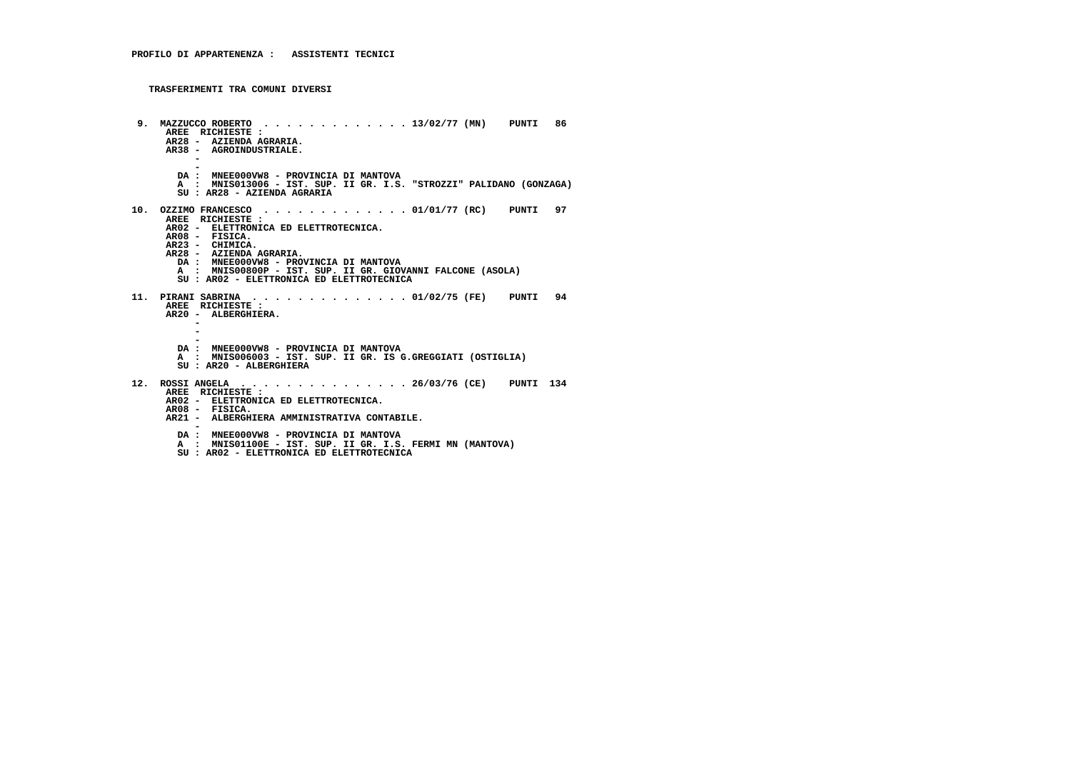**PROFILO DI APPARTENENZA :   ASSISTENTI TECNICI**

**TRASFERIMENTI TRA COMUNI DIVERSI**

**9. MAZZUCCO ROBERTO . . . . . . . . . . . . . 13/02/77 (MN)   PUNTI  86**
AREE RICHIESTE :
AR28 - AZIENDA AGRARIA.
AR38 - AGROINDUSTRIALE.
-
-
DA : MNEE000VW8 - PROVINCIA DI MANTOVA
A : MNIS013006 - IST. SUP. II GR. I.S. "STROZZI" PALIDANO (GONZAGA)
SU : AR28 - AZIENDA AGRARIA

**10. OZZIMO FRANCESCO . . . . . . . . . . . . . 01/01/77 (RC)   PUNTI  97**
AREE RICHIESTE :
AR02 - ELETTRONICA ED ELETTROTECNICA.
AR08 - FISICA.
AR23 - CHIMICA.
AR28 - AZIENDA AGRARIA.
DA : MNEE000VW8 - PROVINCIA DI MANTOVA
A : MNIS00800P - IST. SUP. II GR. GIOVANNI FALCONE (ASOLA)
SU : AR02 - ELETTRONICA ED ELETTROTECNICA

**11. PIRANI SABRINA . . . . . . . . . . . . . . 01/02/75 (FE)   PUNTI  94**
AREE RICHIESTE :
AR20 - ALBERGHIERA.
-
-
-
DA : MNEE000VW8 - PROVINCIA DI MANTOVA
A : MNIS006003 - IST. SUP. II GR. IS G.GREGGIATI (OSTIGLIA)
SU : AR20 - ALBERGHIERA

**12. ROSSI ANGELA . . . . . . . . . . . . . . . 26/03/76 (CE)   PUNTI 134**
AREE RICHIESTE :
AR02 - ELETTRONICA ED ELETTROTECNICA.
AR08 - FISICA.
AR21 - ALBERGHIERA AMMINISTRATIVA CONTABILE.
-
DA : MNEE000VW8 - PROVINCIA DI MANTOVA
A : MNIS01100E - IST. SUP. II GR. I.S. FERMI MN (MANTOVA)
SU : AR02 - ELETTRONICA ED ELETTROTECNICA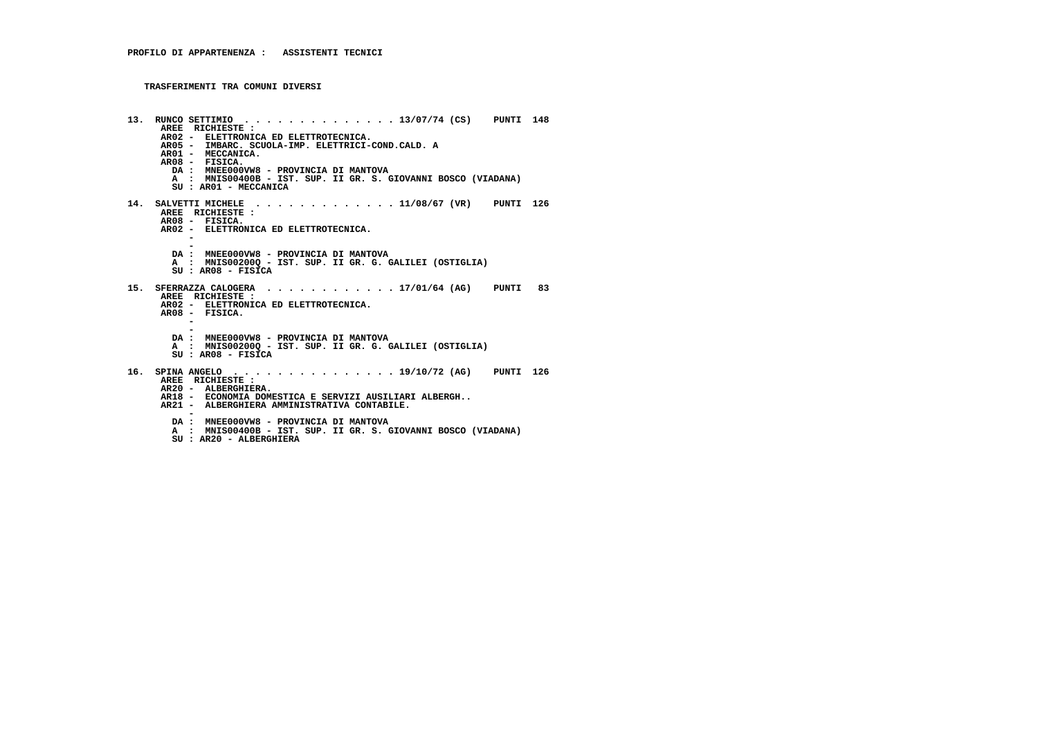**PROFILO DI APPARTENENZA : ASSISTENTI TECNICI**

**TRASFERIMENTI TRA COMUNI DIVERSI**

**13. RUNCO SETTIMIO . . . . . . . . . . . . . . 13/07/74 (CS) PUNTI 148**

AREE RICHIESTE :
AR02 - ELETTRONICA ED ELETTROTECNICA.
AR05 - IMBARC. SCUOLA-IMP. ELETTRICI-COND.CALD. A
AR01 - MECCANICA.
AR08 - FISICA.
DA : MNEE000VW8 - PROVINCIA DI MANTOVA
A : MNIS00400B - IST. SUP. II GR. S. GIOVANNI BOSCO (VIADANA)
SU : AR01 - MECCANICA

**14. SALVETTI MICHELE . . . . . . . . . . . . . 11/08/67 (VR) PUNTI 126**

AREE RICHIESTE :
AR08 - FISICA.
AR02 - ELETTRONICA ED ELETTROTECNICA.
-
-
DA : MNEE000VW8 - PROVINCIA DI MANTOVA
A : MNIS00200Q - IST. SUP. II GR. G. GALILEI (OSTIGLIA)
SU : AR08 - FISICA

**15. SFERRAZZA CALOGERA . . . . . . . . . . . . 17/01/64 (AG) PUNTI 83**

AREE RICHIESTE :
AR02 - ELETTRONICA ED ELETTROTECNICA.
AR08 - FISICA.
-
-
DA : MNEE000VW8 - PROVINCIA DI MANTOVA
A : MNIS00200Q - IST. SUP. II GR. G. GALILEI (OSTIGLIA)
SU : AR08 - FISICA

**16. SPINA ANGELO . . . . . . . . . . . . . . . 19/10/72 (AG) PUNTI 126**

AREE RICHIESTE :
AR20 - ALBERGHIERA.
AR18 - ECONOMIA DOMESTICA E SERVIZI AUSILIARI ALBERGH..
AR21 - ALBERGHIERA AMMINISTRATIVA CONTABILE.
-
DA : MNEE000VW8 - PROVINCIA DI MANTOVA
A : MNIS00400B - IST. SUP. II GR. S. GIOVANNI BOSCO (VIADANA)
SU : AR20 - ALBERGHIERA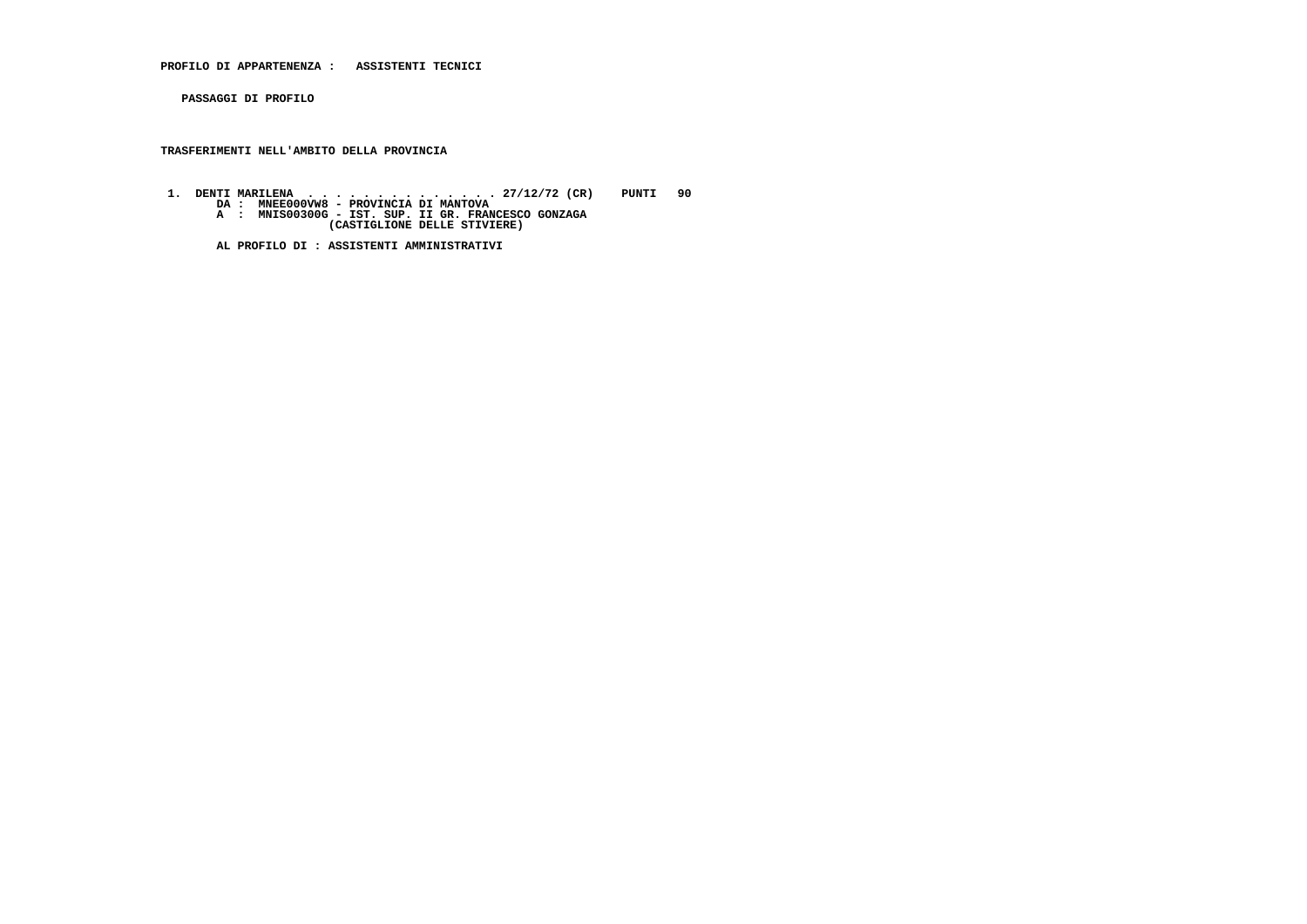**PROFILO DI APPARTENENZA : ASSISTENTI TECNICI**

**PASSAGGI DI PROFILO**

**TRASFERIMENTI NELL'AMBITO DELLA PROVINCIA**

```
 1.  DENTI MARILENA  . . . . . . . . . . . . . . . 27/12/72 (CR)    PUNTI   90
       DA :  MNEE000VW8 - PROVINCIA DI MANTOVA
       A  :  MNIS00300G - IST. SUP. II GR. FRANCESCO GONZAGA
                        (CASTIGLIONE DELLE STIVIERE)

       AL PROFILO DI : ASSISTENTI AMMINISTRATIVI
```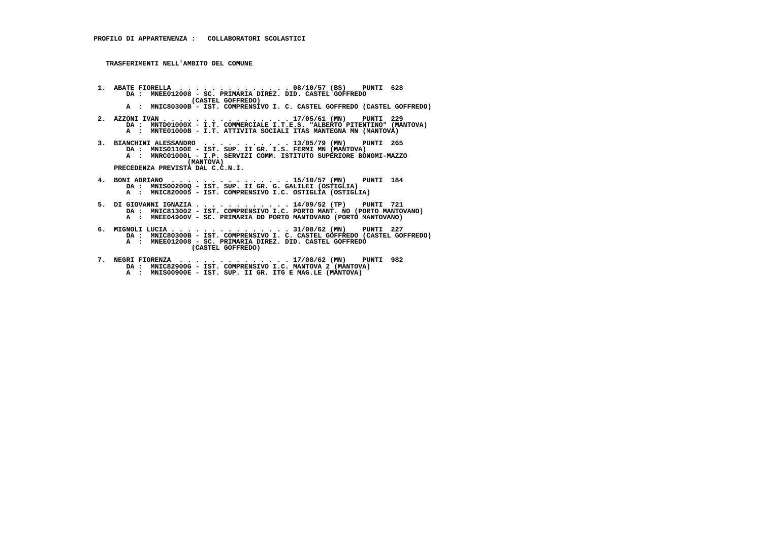PROFILO DI APPARTENENZA :   COLLABORATORI SCOLASTICI

TRASFERIMENTI NELL'AMBITO DEL COMUNE

1. ABATE FIORELLA . . . . . . . . . . . . . . 08/10/57 (BS)    PUNTI  628
   DA :  MNEE012008 - SC. PRIMARIA DIREZ. DID. CASTEL GOFFREDO (CASTEL GOFFREDO)
   A  :  MNIC80300B - IST. COMPRENSIVO I. C. CASTEL GOFFREDO (CASTEL GOFFREDO)

2. AZZONI IVAN . . . . . . . . . . . . . . . . 17/05/61 (MN)    PUNTI  229
   DA :  MNTD01000X - I.T. COMMERCIALE I.T.E.S. "ALBERTO PITENTINO" (MANTOVA)
   A  :  MNTE01000B - I.T. ATTIVITA SOCIALI ITAS MANTEGNA MN (MANTOVA)

3. BIANCHINI ALESSANDRO  . . . . . . . . . . . 13/05/79 (MN)    PUNTI  265
   DA :  MNIS01100E - IST. SUP. II GR. I.S. FERMI MN (MANTOVA)
   A  :  MNRC01000L - I.P. SERVIZI COMM. ISTITUTO SUPERIORE BONOMI-MAZZO (MANTOVA)
   PRECEDENZA PREVISTA DAL C.C.N.I.

4. BONI ADRIANO  . . . . . . . . . . . . . . . 15/10/57 (MN)    PUNTI  184
   DA :  MNIS00200Q - IST. SUP. II GR. G. GALILEI (OSTIGLIA)
   A  :  MNIC820005 - IST. COMPRENSIVO I.C. OSTIGLIA (OSTIGLIA)

5. DI GIOVANNI IGNAZIA . . . . . . . . . . . . 14/09/52 (TP)    PUNTI  721
   DA :  MNIC813002 - IST. COMPRENSIVO I.C. PORTO MANT. NO (PORTO MANTOVANO)
   A  :  MNEE04900V - SC. PRIMARIA DD PORTO MANTOVANO (PORTO MANTOVANO)

6. MIGNOLI LUCIA . . . . . . . . . . . . . . . 31/08/62 (MN)    PUNTI  227
   DA :  MNIC80300B - IST. COMPRENSIVO I. C. CASTEL GOFFREDO (CASTEL GOFFREDO)
   A  :  MNEE012008 - SC. PRIMARIA DIREZ. DID. CASTEL GOFFREDO (CASTEL GOFFREDO)

7. NEGRI FIORENZA  . . . . . . . . . . . . . . 17/08/62 (MN)    PUNTI  982
   DA :  MNIC82900G - IST. COMPRENSIVO I.C. MANTOVA 2 (MANTOVA)
   A  :  MNIS00900E - IST. SUP. II GR. ITG E MAG.LE (MANTOVA)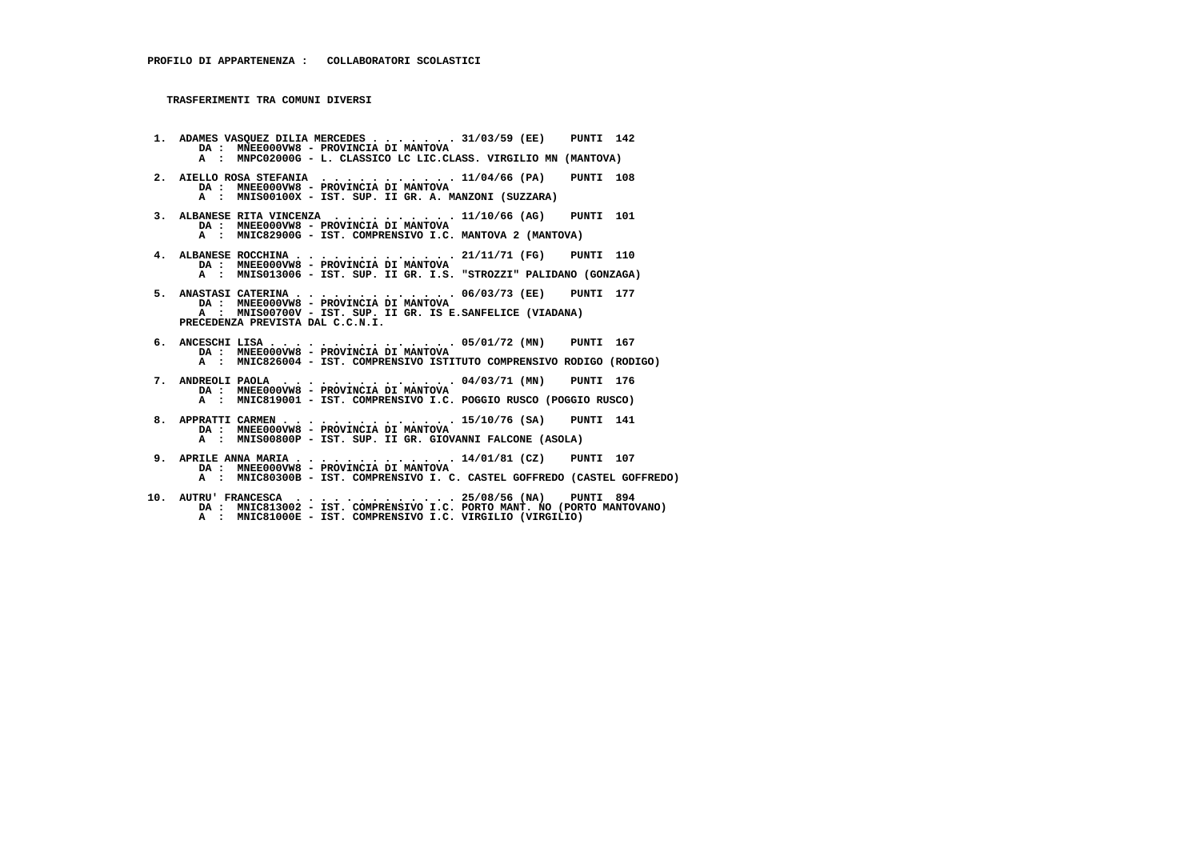**PROFILO DI APPARTENENZA : COLLABORATORI SCOLASTICI**

**TRASFERIMENTI TRA COMUNI DIVERSI**

1. ADAMES VASQUEZ DILIA MERCEDES . . . . . . . . 31/03/59 (EE) PUNTI 142
   DA : MNEE000VW8 - PROVINCIA DI MANTOVA
   A : MNPC02000G - L. CLASSICO LC LIC.CLASS. VIRGILIO MN (MANTOVA)

2. AIELLO ROSA STEFANIA . . . . . . . . . . . . 11/04/66 (PA) PUNTI 108
   DA : MNEE000VW8 - PROVINCIA DI MANTOVA
   A : MNIS00100X - IST. SUP. II GR. A. MANZONI (SUZZARA)

3. ALBANESE RITA VINCENZA . . . . . . . . . . . 11/10/66 (AG) PUNTI 101
   DA : MNEE000VW8 - PROVINCIA DI MANTOVA
   A : MNIC82900G - IST. COMPRENSIVO I.C. MANTOVA 2 (MANTOVA)

4. ALBANESE ROCCHINA . . . . . . . . . . . . . 21/11/71 (FG) PUNTI 110
   DA : MNEE000VW8 - PROVINCIA DI MANTOVA
   A : MNIS013006 - IST. SUP. II GR. I.S. "STROZZI" PALIDANO (GONZAGA)

5. ANASTASI CATERINA . . . . . . . . . . . . . 06/03/73 (EE) PUNTI 177
   DA : MNEE000VW8 - PROVINCIA DI MANTOVA
   A : MNIS00700V - IST. SUP. II GR. IS E.SANFELICE (VIADANA)
   PRECEDENZA PREVISTA DAL C.C.N.I.

6. ANCESCHI LISA . . . . . . . . . . . . . . . 05/01/72 (MN) PUNTI 167
   DA : MNEE000VW8 - PROVINCIA DI MANTOVA
   A : MNIC826004 - IST. COMPRENSIVO ISTITUTO COMPRENSIVO RODIGO (RODIGO)

7. ANDREOLI PAOLA . . . . . . . . . . . . . . 04/03/71 (MN) PUNTI 176
   DA : MNEE000VW8 - PROVINCIA DI MANTOVA
   A : MNIC819001 - IST. COMPRENSIVO I.C. POGGIO RUSCO (POGGIO RUSCO)

8. APPRATTI CARMEN . . . . . . . . . . . . . . 15/10/76 (SA) PUNTI 141
   DA : MNEE000VW8 - PROVINCIA DI MANTOVA
   A : MNIS00800P - IST. SUP. II GR. GIOVANNI FALCONE (ASOLA)

9. APRILE ANNA MARIA . . . . . . . . . . . . . 14/01/81 (CZ) PUNTI 107
   DA : MNEE000VW8 - PROVINCIA DI MANTOVA
   A : MNIC80300B - IST. COMPRENSIVO I. C. CASTEL GOFFREDO (CASTEL GOFFREDO)

10. AUTRU' FRANCESCA . . . . . . . . . . . . . 25/08/56 (NA) PUNTI 894
    DA : MNIC813002 - IST. COMPRENSIVO I.C. PORTO MANT. NO (PORTO MANTOVANO)
    A : MNIC81000E - IST. COMPRENSIVO I.C. VIRGILIO (VIRGILIO)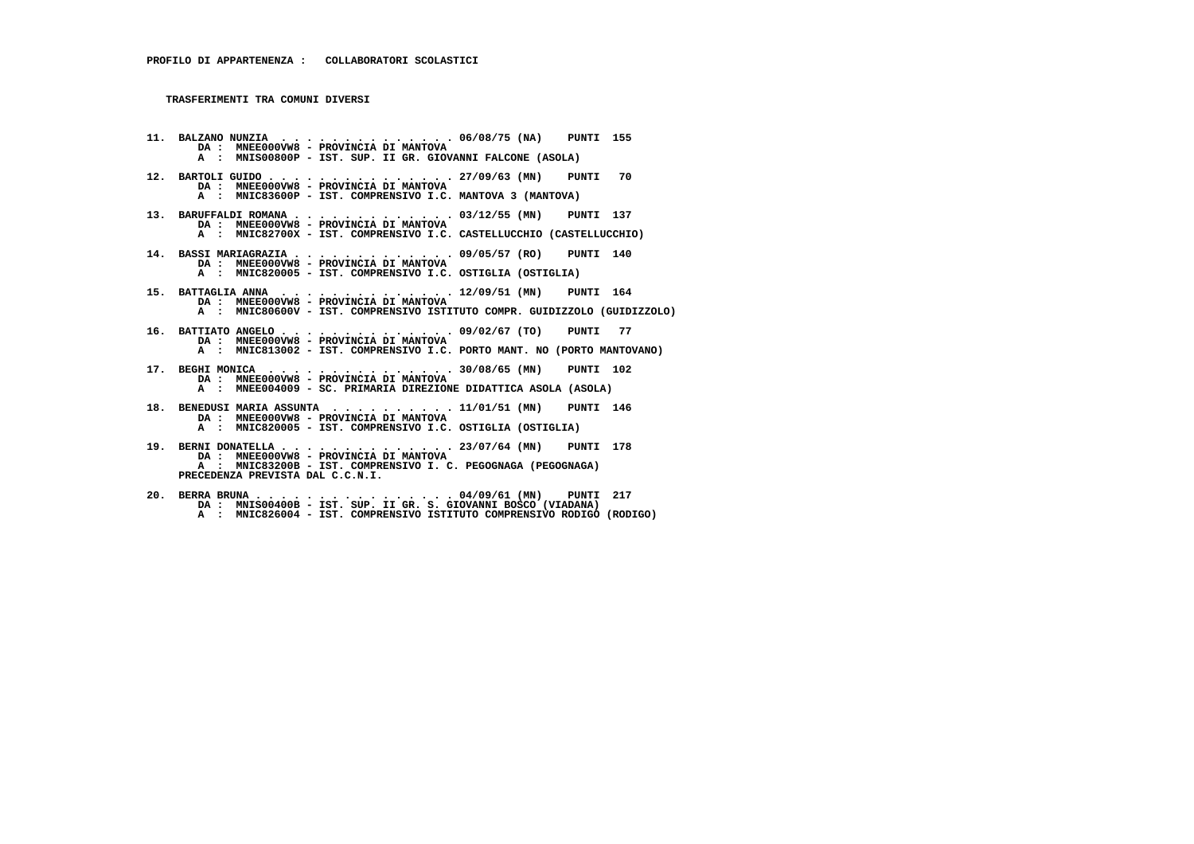**PROFILO DI APPARTENENZA : COLLABORATORI SCOLASTICI**

**TRASFERIMENTI TRA COMUNI DIVERSI**

**11. BALZANO NUNZIA . . . . . . . . . . . . . . 06/08/75 (NA) PUNTI 155**
DA : MNEE000VW8 - PROVINCIA DI MANTOVA
A : MNIS00800P - IST. SUP. II GR. GIOVANNI FALCONE (ASOLA)

**12. BARTOLI GUIDO . . . . . . . . . . . . . . . 27/09/63 (MN) PUNTI 70**
DA : MNEE000VW8 - PROVINCIA DI MANTOVA
A : MNIC83600P - IST. COMPRENSIVO I.C. MANTOVA 3 (MANTOVA)

**13. BARUFFALDI ROMANA . . . . . . . . . . . . . 03/12/55 (MN) PUNTI 137**
DA : MNEE000VW8 - PROVINCIA DI MANTOVA
A : MNIC82700X - IST. COMPRENSIVO I.C. CASTELLUCCHIO (CASTELLUCCHIO)

**14. BASSI MARIAGRAZIA . . . . . . . . . . . . . 09/05/57 (RO) PUNTI 140**
DA : MNEE000VW8 - PROVINCIA DI MANTOVA
A : MNIC820005 - IST. COMPRENSIVO I.C. OSTIGLIA (OSTIGLIA)

**15. BATTAGLIA ANNA . . . . . . . . . . . . . . 12/09/51 (MN) PUNTI 164**
DA : MNEE000VW8 - PROVINCIA DI MANTOVA
A : MNIC80600V - IST. COMPRENSIVO ISTITUTO COMPR. GUIDIZZOLO (GUIDIZZOLO)

**16. BATTIATO ANGELO . . . . . . . . . . . . . . 09/02/67 (TO) PUNTI 77**
DA : MNEE000VW8 - PROVINCIA DI MANTOVA
A : MNIC813002 - IST. COMPRENSIVO I.C. PORTO MANT. NO (PORTO MANTOVANO)

**17. BEGHI MONICA . . . . . . . . . . . . . . . 30/08/65 (MN) PUNTI 102**
DA : MNEE000VW8 - PROVINCIA DI MANTOVA
A : MNEE004009 - SC. PRIMARIA DIREZIONE DIDATTICA ASOLA (ASOLA)

**18. BENEDUSI MARIA ASSUNTA . . . . . . . . . . 11/01/51 (MN) PUNTI 146**
DA : MNEE000VW8 - PROVINCIA DI MANTOVA
A : MNIC820005 - IST. COMPRENSIVO I.C. OSTIGLIA (OSTIGLIA)

**19. BERNI DONATELLA . . . . . . . . . . . . . . 23/07/64 (MN) PUNTI 178**
DA : MNEE000VW8 - PROVINCIA DI MANTOVA
A : MNIC83200B - IST. COMPRENSIVO I. C. PEGOGNAGA (PEGOGNAGA)
PRECEDENZA PREVISTA DAL C.C.N.I.

**20. BERRA BRUNA . . . . . . . . . . . . . . . . 04/09/61 (MN) PUNTI 217**
DA : MNIS00400B - IST. SUP. II GR. S. GIOVANNI BOSCO (VIADANA)
A : MNIC826004 - IST. COMPRENSIVO ISTITUTO COMPRENSIVO RODIGO (RODIGO)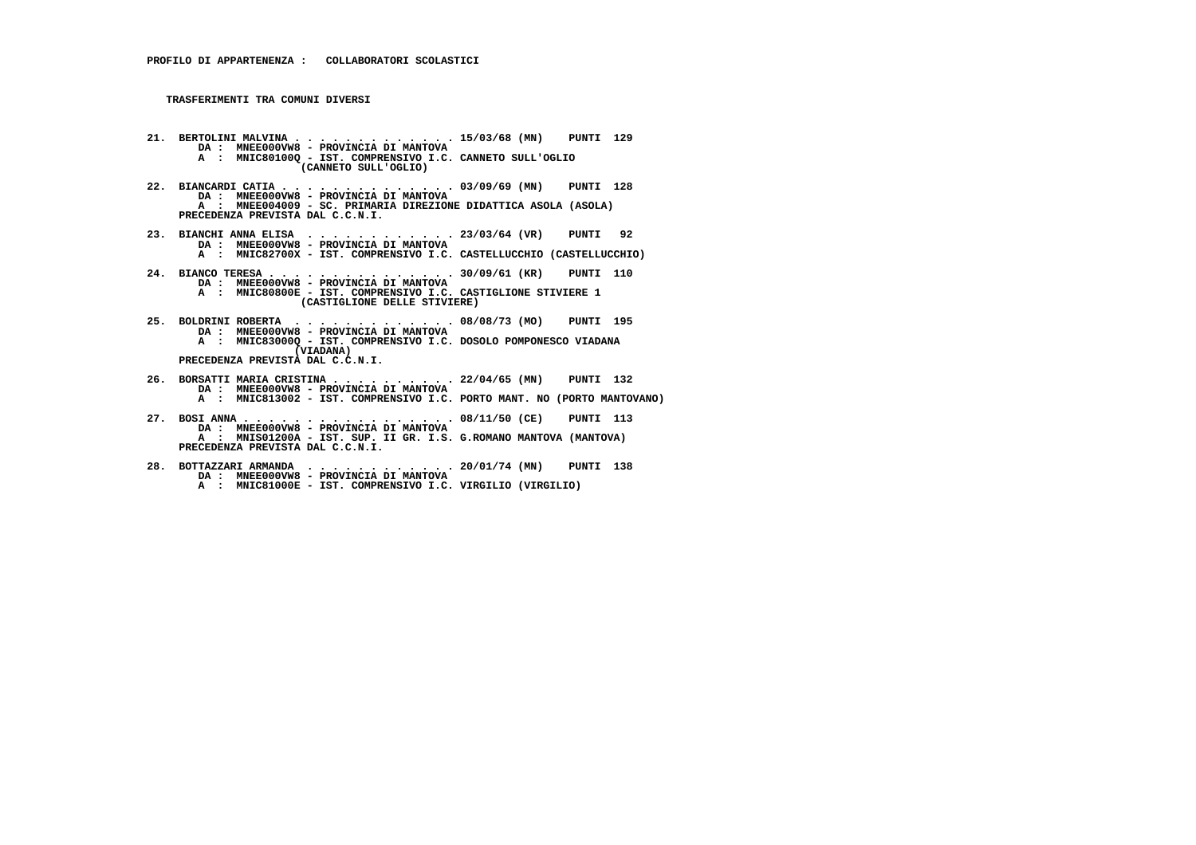**PROFILO DI APPARTENENZA : COLLABORATORI SCOLASTICI**

**TRASFERIMENTI TRA COMUNI DIVERSI**

**21. BERTOLINI MALVINA . . . . . . . . . . . . . 15/03/68 (MN) PUNTI 129**
DA : MNEE000VW8 - PROVINCIA DI MANTOVA
A : MNIC80100Q - IST. COMPRENSIVO I.C. CANNETO SULL'OGLIO (CANNETO SULL'OGLIO)

**22. BIANCARDI CATIA . . . . . . . . . . . . . 03/09/69 (MN) PUNTI 128**
DA : MNEE000VW8 - PROVINCIA DI MANTOVA
A : MNEE004009 - SC. PRIMARIA DIREZIONE DIDATTICA ASOLA (ASOLA)
PRECEDENZA PREVISTA DAL C.C.N.I.

**23. BIANCHI ANNA ELISA . . . . . . . . . . . . 23/03/64 (VR) PUNTI 92**
DA : MNEE000VW8 - PROVINCIA DI MANTOVA
A : MNIC82700X - IST. COMPRENSIVO I.C. CASTELLUCCHIO (CASTELLUCCHIO)

**24. BIANCO TERESA . . . . . . . . . . . . . . 30/09/61 (KR) PUNTI 110**
DA : MNEE000VW8 - PROVINCIA DI MANTOVA
A : MNIC80800E - IST. COMPRENSIVO I.C. CASTIGLIONE STIVIERE 1 (CASTIGLIONE DELLE STIVIERE)

**25. BOLDRINI ROBERTA . . . . . . . . . . . . . 08/08/73 (MO) PUNTI 195**
DA : MNEE000VW8 - PROVINCIA DI MANTOVA
A : MNIC83000Q - IST. COMPRENSIVO I.C. DOSOLO POMPONESCO VIADANA (VIADANA)
PRECEDENZA PREVISTA DAL C.C.N.I.

**26. BORSATTI MARIA CRISTINA . . . . . . . . . . 22/04/65 (MN) PUNTI 132**
DA : MNEE000VW8 - PROVINCIA DI MANTOVA
A : MNIC813002 - IST. COMPRENSIVO I.C. PORTO MANT. NO (PORTO MANTOVANO)

**27. BOSI ANNA . . . . . . . . . . . . . . . . . 08/11/50 (CE) PUNTI 113**
DA : MNEE000VW8 - PROVINCIA DI MANTOVA
A : MNIS01200A - IST. SUP. II GR. I.S. G.ROMANO MANTOVA (MANTOVA)
PRECEDENZA PREVISTA DAL C.C.N.I.

**28. BOTTAZZARI ARMANDA . . . . . . . . . . . . 20/01/74 (MN) PUNTI 138**
DA : MNEE000VW8 - PROVINCIA DI MANTOVA
A : MNIC81000E - IST. COMPRENSIVO I.C. VIRGILIO (VIRGILIO)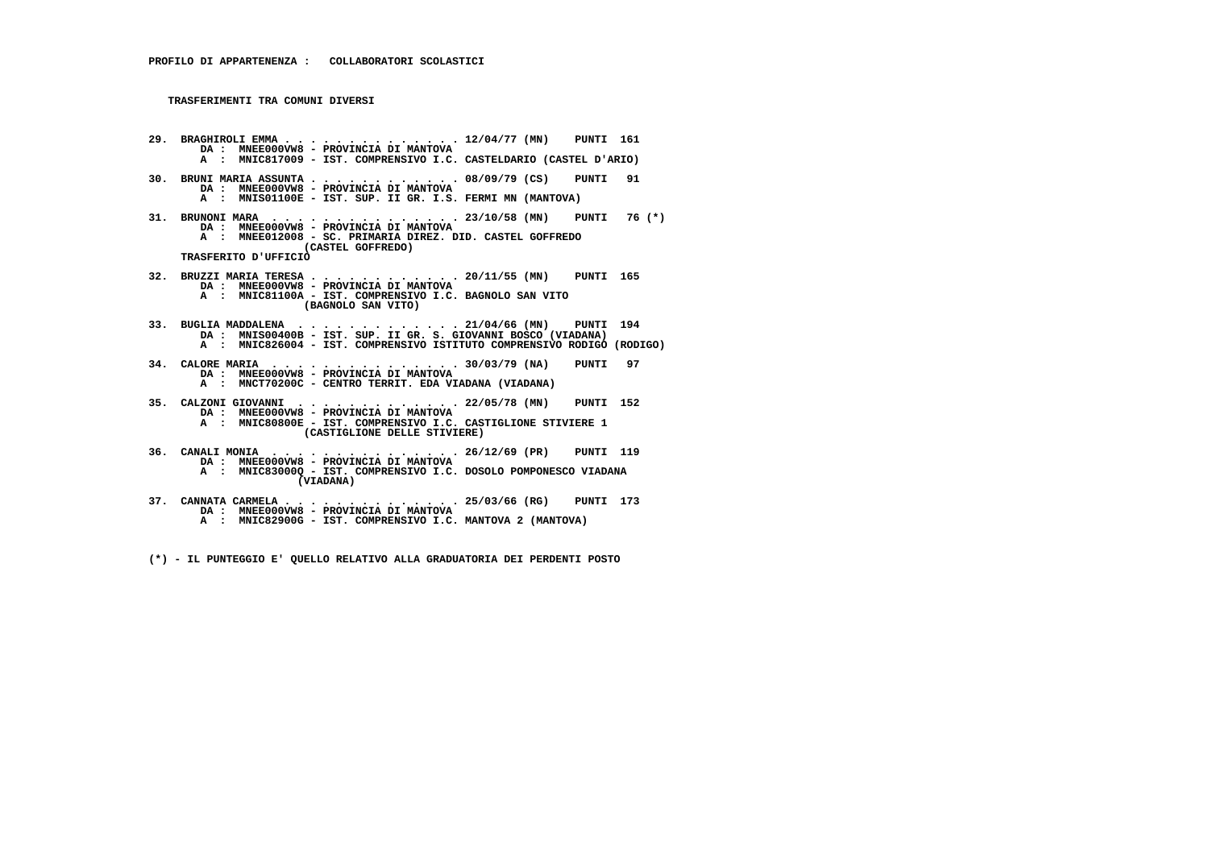**PROFILO DI APPARTENENZA : COLLABORATORI SCOLASTICI**

**TRASFERIMENTI TRA COMUNI DIVERSI**

```
29. BRAGHIROLI EMMA . . . . . . . . . . . . . . 12/04/77 (MN)   PUNTI  161
       DA :  MNEE000VW8 - PROVINCIA DI MANTOVA
       A  :  MNIC817009 - IST. COMPRENSIVO I.C. CASTELDARIO (CASTEL D'ARIO)

30. BRUNI MARIA ASSUNTA . . . . . . . . . . . . 08/09/79 (CS)   PUNTI   91
       DA :  MNEE000VW8 - PROVINCIA DI MANTOVA
       A  :  MNIS01100E - IST. SUP. II GR. I.S. FERMI MN (MANTOVA)

31. BRUNONI MARA  . . . . . . . . . . . . . . . 23/10/58 (MN)   PUNTI   76 (*)
       DA :  MNEE000VW8 - PROVINCIA DI MANTOVA
       A  :  MNEE012008 - SC. PRIMARIA DIREZ. DID. CASTEL GOFFREDO
                        (CASTEL GOFFREDO)
    TRASFERITO D'UFFICIO

32. BRUZZI MARIA TERESA . . . . . . . . . . . . 20/11/55 (MN)   PUNTI  165
       DA :  MNEE000VW8 - PROVINCIA DI MANTOVA
       A  :  MNIC81100A - IST. COMPRENSIVO I.C. BAGNOLO SAN VITO
                        (BAGNOLO SAN VITO)

33. BUGLIA MADDALENA  . . . . . . . . . . . . . 21/04/66 (MN)   PUNTI  194
       DA :  MNIS00400B - IST. SUP. II GR. S. GIOVANNI BOSCO (VIADANA)
       A  :  MNIC826004 - IST. COMPRENSIVO ISTITUTO COMPRENSIVO RODIGO (RODIGO)

34. CALORE MARIA  . . . . . . . . . . . . . . . 30/03/79 (NA)   PUNTI   97
       DA :  MNEE000VW8 - PROVINCIA DI MANTOVA
       A  :  MNCT70200C - CENTRO TERRIT. EDA VIADANA (VIADANA)

35. CALZONI GIOVANNI  . . . . . . . . . . . . . 22/05/78 (MN)   PUNTI  152
       DA :  MNEE000VW8 - PROVINCIA DI MANTOVA
       A  :  MNIC80800E - IST. COMPRENSIVO I.C. CASTIGLIONE STIVIERE 1
                        (CASTIGLIONE DELLE STIVIERE)

36. CANALI MONIA  . . . . . . . . . . . . . . . 26/12/69 (PR)   PUNTI  119
       DA :  MNEE000VW8 - PROVINCIA DI MANTOVA
       A  :  MNIC83000Q - IST. COMPRENSIVO I.C. DOSOLO POMPONESCO VIADANA
                        (VIADANA)

37. CANNATA CARMELA . . . . . . . . . . . . . . 25/03/66 (RG)   PUNTI  173
       DA :  MNEE000VW8 - PROVINCIA DI MANTOVA
       A  :  MNIC82900G - IST. COMPRENSIVO I.C. MANTOVA 2 (MANTOVA)
```

(*) - IL PUNTEGGIO E' QUELLO RELATIVO ALLA GRADUATORIA DEI PERDENTI POSTO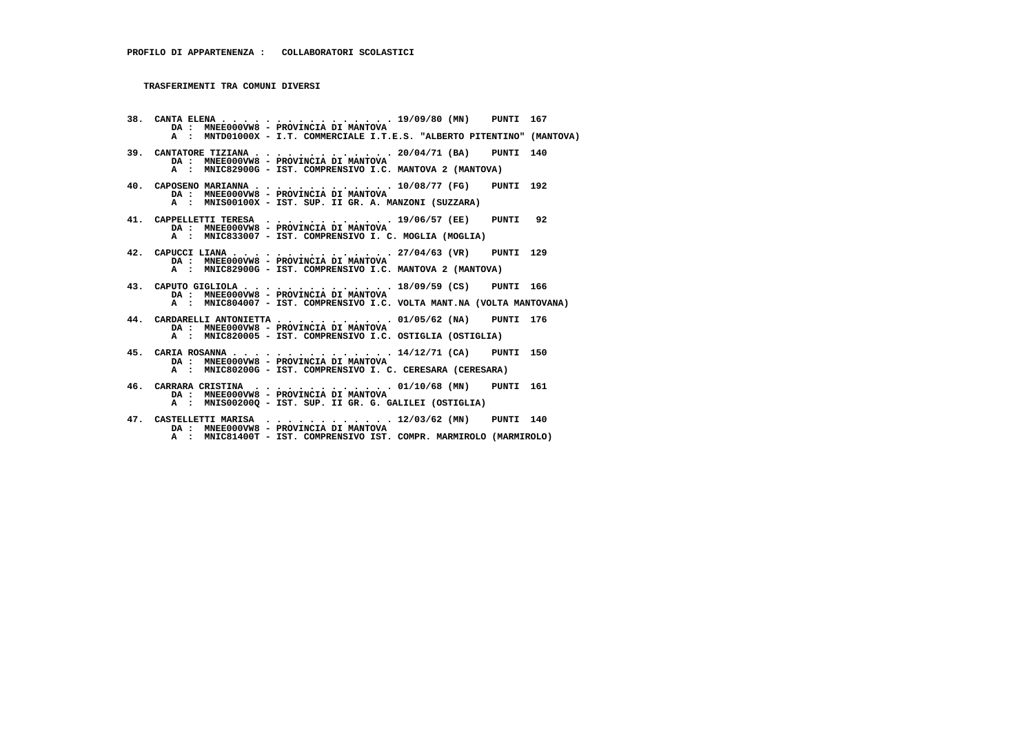**PROFILO DI APPARTENENZA : COLLABORATORI SCOLASTICI**

**TRASFERIMENTI TRA COMUNI DIVERSI**

38. CANTA ELENA . . . . . . . . . . . . . . . 19/09/80 (MN) PUNTI 167
    DA : MNEE000VW8 - PROVINCIA DI MANTOVA
    A : MNTD01000X - I.T. COMMERCIALE I.T.E.S. "ALBERTO PITENTINO" (MANTOVA)

39. CANTATORE TIZIANA . . . . . . . . . . . . . 20/04/71 (BA) PUNTI 140
    DA : MNEE000VW8 - PROVINCIA DI MANTOVA
    A : MNIC82900G - IST. COMPRENSIVO I.C. MANTOVA 2 (MANTOVA)

40. CAPOSENO MARIANNA . . . . . . . . . . . . . 10/08/77 (FG) PUNTI 192
    DA : MNEE000VW8 - PROVINCIA DI MANTOVA
    A : MNIS00100X - IST. SUP. II GR. A. MANZONI (SUZZARA)

41. CAPPELLETTI TERESA . . . . . . . . . . . . 19/06/57 (EE) PUNTI 92
    DA : MNEE000VW8 - PROVINCIA DI MANTOVA
    A : MNIC833007 - IST. COMPRENSIVO I. C. MOGLIA (MOGLIA)

42. CAPUCCI LIANA . . . . . . . . . . . . . . 27/04/63 (VR) PUNTI 129
    DA : MNEE000VW8 - PROVINCIA DI MANTOVA
    A : MNIC82900G - IST. COMPRENSIVO I.C. MANTOVA 2 (MANTOVA)

43. CAPUTO GIGLIOLA . . . . . . . . . . . . . 18/09/59 (CS) PUNTI 166
    DA : MNEE000VW8 - PROVINCIA DI MANTOVA
    A : MNIC804007 - IST. COMPRENSIVO I.C. VOLTA MANT.NA (VOLTA MANTOVANA)

44. CARDARELLI ANTONIETTA . . . . . . . . . . . 01/05/62 (NA) PUNTI 176
    DA : MNEE000VW8 - PROVINCIA DI MANTOVA
    A : MNIC820005 - IST. COMPRENSIVO I.C. OSTIGLIA (OSTIGLIA)

45. CARIA ROSANNA . . . . . . . . . . . . . . 14/12/71 (CA) PUNTI 150
    DA : MNEE000VW8 - PROVINCIA DI MANTOVA
    A : MNIC80200G - IST. COMPRENSIVO I. C. CERESARA (CERESARA)

46. CARRARA CRISTINA . . . . . . . . . . . . . 01/10/68 (MN) PUNTI 161
    DA : MNEE000VW8 - PROVINCIA DI MANTOVA
    A : MNIS00200Q - IST. SUP. II GR. G. GALILEI (OSTIGLIA)

47. CASTELLETTI MARISA . . . . . . . . . . . . 12/03/62 (MN) PUNTI 140
    DA : MNEE000VW8 - PROVINCIA DI MANTOVA
    A : MNIC81400T - IST. COMPRENSIVO IST. COMPR. MARMIROLO (MARMIROLO)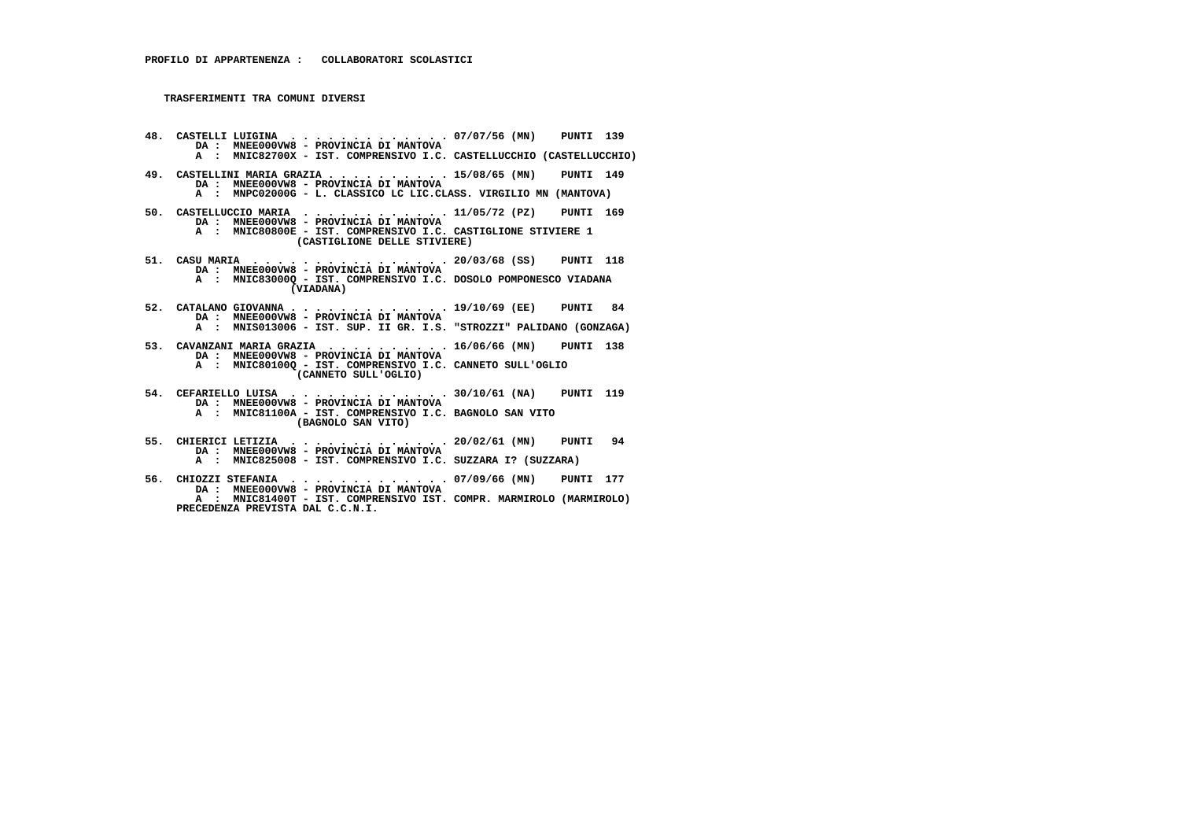**PROFILO DI APPARTENENZA : COLLABORATORI SCOLASTICI**

**TRASFERIMENTI TRA COMUNI DIVERSI**

48. CASTELLI LUIGINA . . . . . . . . . . . . . 07/07/56 (MN) PUNTI 139
    DA : MNEE000VW8 - PROVINCIA DI MANTOVA
    A : MNIC82700X - IST. COMPRENSIVO I.C. CASTELLUCCHIO (CASTELLUCCHIO)

49. CASTELLINI MARIA GRAZIA . . . . . . . . . . 15/08/65 (MN) PUNTI 149
    DA : MNEE000VW8 - PROVINCIA DI MANTOVA
    A : MNPC02000G - L. CLASSICO LC LIC.CLASS. VIRGILIO MN (MANTOVA)

50. CASTELLUCCIO MARIA . . . . . . . . . . . . 11/05/72 (PZ) PUNTI 169
    DA : MNEE000VW8 - PROVINCIA DI MANTOVA
    A : MNIC80800E - IST. COMPRENSIVO I.C. CASTIGLIONE STIVIERE 1 (CASTIGLIONE DELLE STIVIERE)

51. CASU MARIA . . . . . . . . . . . . . . . . 20/03/68 (SS) PUNTI 118
    DA : MNEE000VW8 - PROVINCIA DI MANTOVA
    A : MNIC83000Q - IST. COMPRENSIVO I.C. DOSOLO POMPONESCO VIADANA (VIADANA)

52. CATALANO GIOVANNA . . . . . . . . . . . . . 19/10/69 (EE) PUNTI 84
    DA : MNEE000VW8 - PROVINCIA DI MANTOVA
    A : MNIS013006 - IST. SUP. II GR. I.S. "STROZZI" PALIDANO (GONZAGA)

53. CAVANZANI MARIA GRAZIA . . . . . . . . . . 16/06/66 (MN) PUNTI 138
    DA : MNEE000VW8 - PROVINCIA DI MANTOVA
    A : MNIC80100Q - IST. COMPRENSIVO I.C. CANNETO SULL'OGLIO (CANNETO SULL'OGLIO)

54. CEFARIELLO LUISA . . . . . . . . . . . . . 30/10/61 (NA) PUNTI 119
    DA : MNEE000VW8 - PROVINCIA DI MANTOVA
    A : MNIC81100A - IST. COMPRENSIVO I.C. BAGNOLO SAN VITO (BAGNOLO SAN VITO)

55. CHIERICI LETIZIA . . . . . . . . . . . . . 20/02/61 (MN) PUNTI 94
    DA : MNEE000VW8 - PROVINCIA DI MANTOVA
    A : MNIC825008 - IST. COMPRENSIVO I.C. SUZZARA I? (SUZZARA)

56. CHIOZZI STEFANIA . . . . . . . . . . . . . 07/09/66 (MN) PUNTI 177
    DA : MNEE000VW8 - PROVINCIA DI MANTOVA
    A : MNIC81400T - IST. COMPRENSIVO IST. COMPR. MARMIROLO (MARMIROLO)
    PRECEDENZA PREVISTA DAL C.C.N.I.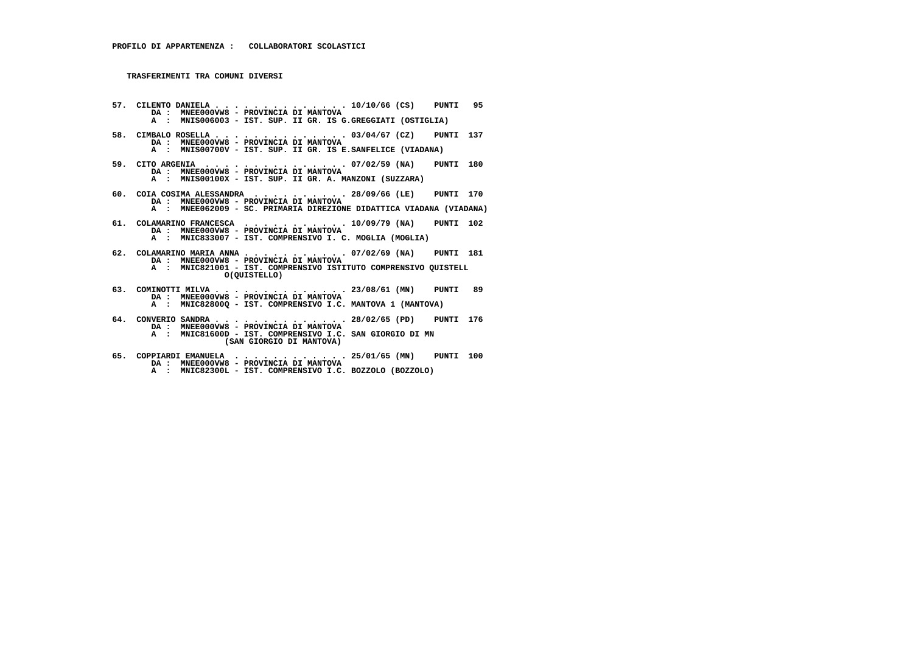**PROFILO DI APPARTENENZA :   COLLABORATORI SCOLASTICI**

**TRASFERIMENTI TRA COMUNI DIVERSI**

57. CILENTO DANIELA . . . . . . . . . . . . . . 10/10/66 (CS)   PUNTI  95
    DA :  MNEE000VW8 - PROVINCIA DI MANTOVA
    A  :  MNIS006003 - IST. SUP. II GR. IS G.GREGGIATI (OSTIGLIA)

58. CIMBALO ROSELLA . . . . . . . . . . . . . . 03/04/67 (CZ)   PUNTI  137
    DA :  MNEE000VW8 - PROVINCIA DI MANTOVA
    A  :  MNIS00700V - IST. SUP. II GR. IS E.SANFELICE (VIADANA)

59. CITO ARGENIA  . . . . . . . . . . . . . . 07/02/59 (NA)   PUNTI  180
    DA :  MNEE000VW8 - PROVINCIA DI MANTOVA
    A  :  MNIS00100X - IST. SUP. II GR. A. MANZONI (SUZZARA)

60. COIA COSIMA ALESSANDRA  . . . . . . . . . . 28/09/66 (LE)   PUNTI  170
    DA :  MNEE000VW8 - PROVINCIA DI MANTOVA
    A  :  MNEE062009 - SC. PRIMARIA DIREZIONE DIDATTICA VIADANA (VIADANA)

61. COLAMARINO FRANCESCA  . . . . . . . . . . . 10/09/79 (NA)   PUNTI  102
    DA :  MNEE000VW8 - PROVINCIA DI MANTOVA
    A  :  MNIC833007 - IST. COMPRENSIVO I. C. MOGLIA (MOGLIA)

62. COLAMARINO MARIA ANNA . . . . . . . . . . . 07/02/69 (NA)   PUNTI  181
    DA :  MNEE000VW8 - PROVINCIA DI MANTOVA
    A  :  MNIC821001 - IST. COMPRENSIVO ISTITUTO COMPRENSIVO QUISTELL
                O(QUISTELLO)

63. COMINOTTI MILVA . . . . . . . . . . . . . . 23/08/61 (MN)   PUNTI  89
    DA :  MNEE000VW8 - PROVINCIA DI MANTOVA
    A  :  MNIC82800Q - IST. COMPRENSIVO I.C. MANTOVA 1 (MANTOVA)

64. CONVERIO SANDRA . . . . . . . . . . . . . . 28/02/65 (PD)   PUNTI  176
    DA :  MNEE000VW8 - PROVINCIA DI MANTOVA
    A  :  MNIC81600D - IST. COMPRENSIVO I.C. SAN GIORGIO DI MN
                (SAN GIORGIO DI MANTOVA)

65. COPPIARDI EMANUELA  . . . . . . . . . . . . 25/01/65 (MN)   PUNTI  100
    DA :  MNEE000VW8 - PROVINCIA DI MANTOVA
    A  :  MNIC82300L - IST. COMPRENSIVO I.C. BOZZOLO (BOZZOLO)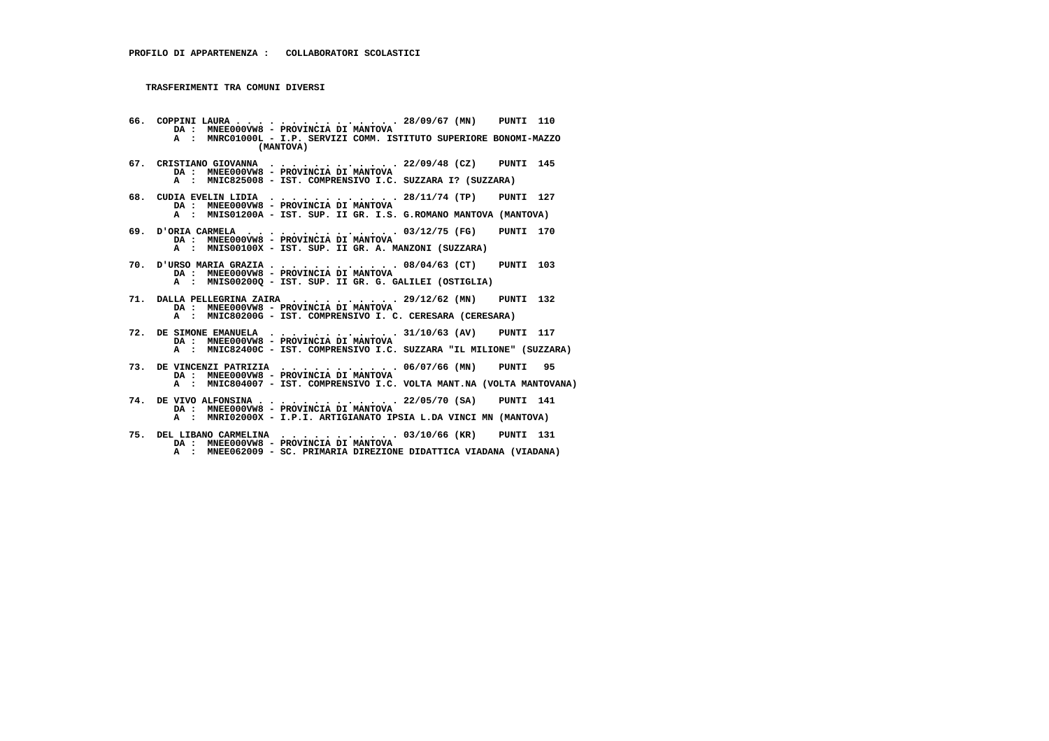**PROFILO DI APPARTENENZA : COLLABORATORI SCOLASTICI**

**TRASFERIMENTI TRA COMUNI DIVERSI**

66. COPPINI LAURA . . . . . . . . . . . . . . . 28/09/67 (MN) PUNTI 110
    DA : MNEE000VW8 - PROVINCIA DI MANTOVA
    A : MNRC01000L - I.P. SERVIZI COMM. ISTITUTO SUPERIORE BONOMI-MAZZO (MANTOVA)

67. CRISTIANO GIOVANNA . . . . . . . . . . . . 22/09/48 (CZ) PUNTI 145
    DA : MNEE000VW8 - PROVINCIA DI MANTOVA
    A : MNIC825008 - IST. COMPRENSIVO I.C. SUZZARA I? (SUZZARA)

68. CUDIA EVELIN LIDIA . . . . . . . . . . . . 28/11/74 (TP) PUNTI 127
    DA : MNEE000VW8 - PROVINCIA DI MANTOVA
    A : MNIS01200A - IST. SUP. II GR. I.S. G.ROMANO MANTOVA (MANTOVA)

69. D'ORIA CARMELA . . . . . . . . . . . . . . 03/12/75 (FG) PUNTI 170
    DA : MNEE000VW8 - PROVINCIA DI MANTOVA
    A : MNIS00100X - IST. SUP. II GR. A. MANZONI (SUZZARA)

70. D'URSO MARIA GRAZIA . . . . . . . . . . . . 08/04/63 (CT) PUNTI 103
    DA : MNEE000VW8 - PROVINCIA DI MANTOVA
    A : MNIS00200Q - IST. SUP. II GR. G. GALILEI (OSTIGLIA)

71. DALLA PELLEGRINA ZAIRA . . . . . . . . . . 29/12/62 (MN) PUNTI 132
    DA : MNEE000VW8 - PROVINCIA DI MANTOVA
    A : MNIC80200G - IST. COMPRENSIVO I. C. CERESARA (CERESARA)

72. DE SIMONE EMANUELA . . . . . . . . . . . . 31/10/63 (AV) PUNTI 117
    DA : MNEE000VW8 - PROVINCIA DI MANTOVA
    A : MNIC82400C - IST. COMPRENSIVO I.C. SUZZARA "IL MILIONE" (SUZZARA)

73. DE VINCENZI PATRIZIA . . . . . . . . . . . 06/07/66 (MN) PUNTI 95
    DA : MNEE000VW8 - PROVINCIA DI MANTOVA
    A : MNIC804007 - IST. COMPRENSIVO I.C. VOLTA MANT.NA (VOLTA MANTOVANA)

74. DE VIVO ALFONSINA . . . . . . . . . . . . . 22/05/70 (SA) PUNTI 141
    DA : MNEE000VW8 - PROVINCIA DI MANTOVA
    A : MNRI02000X - I.P.I. ARTIGIANATO IPSIA L.DA VINCI MN (MANTOVA)

75. DEL LIBANO CARMELINA . . . . . . . . . . . 03/10/66 (KR) PUNTI 131
    DA : MNEE000VW8 - PROVINCIA DI MANTOVA
    A : MNEE062009 - SC. PRIMARIA DIREZIONE DIDATTICA VIADANA (VIADANA)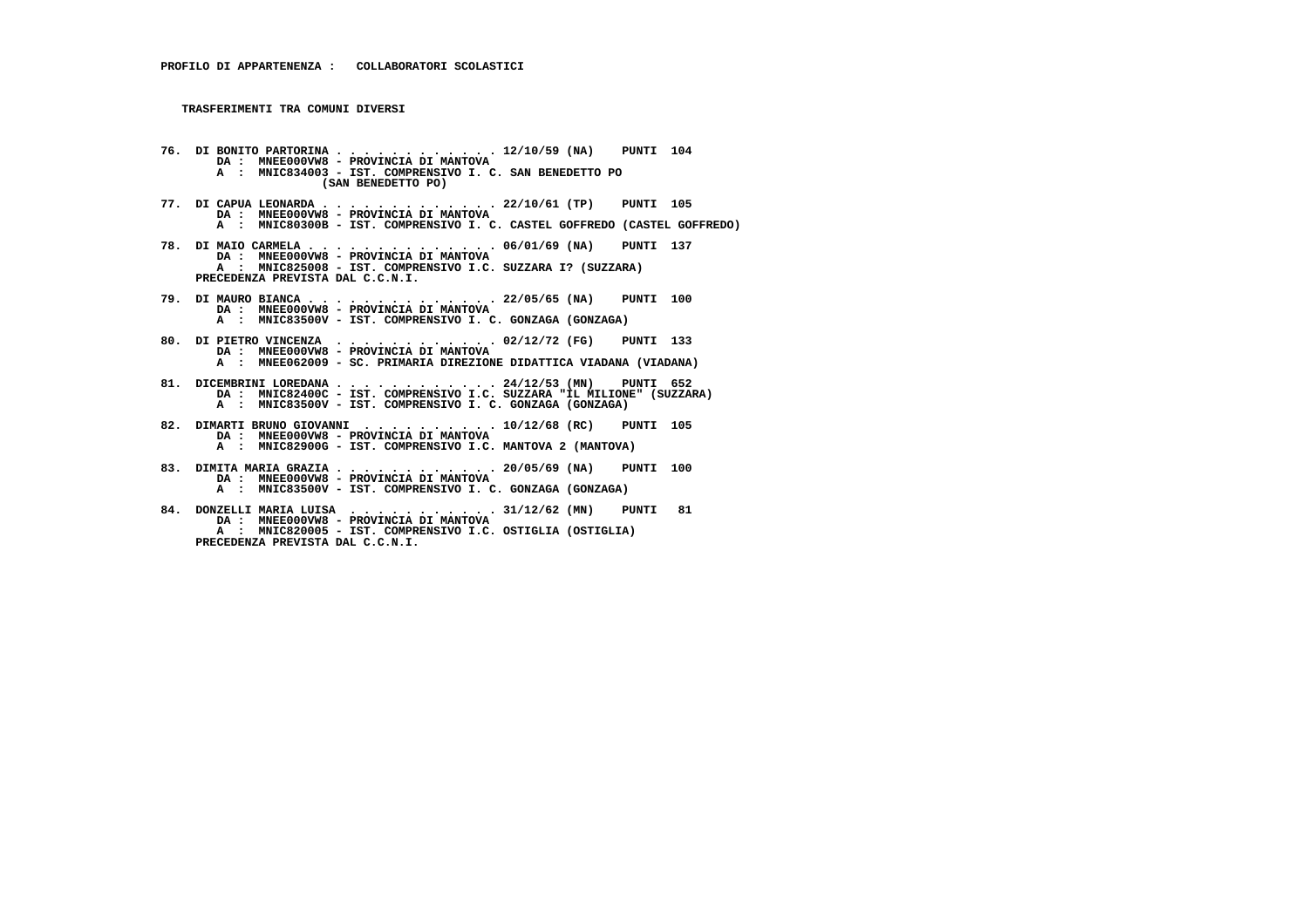**PROFILO DI APPARTENENZA : COLLABORATORI SCOLASTICI**

**TRASFERIMENTI TRA COMUNI DIVERSI**

```
76. DI BONITO PARTORINA . . . . . . . . . . . . . 12/10/59 (NA)    PUNTI  104
       DA :  MNEE000VW8 - PROVINCIA DI MANTOVA
       A  :  MNIC834003 - IST. COMPRENSIVO I. C. SAN BENEDETTO PO
                   (SAN BENEDETTO PO)

77. DI CAPUA LEONARDA . . . . . . . . . . . . . . 22/10/61 (TP)    PUNTI  105
       DA :  MNEE000VW8 - PROVINCIA DI MANTOVA
       A  :  MNIC80300B - IST. COMPRENSIVO I. C. CASTEL GOFFREDO (CASTEL GOFFREDO)

78. DI MAIO CARMELA . . . . . . . . . . . . . . . 06/01/69 (NA)    PUNTI  137
       DA :  MNEE000VW8 - PROVINCIA DI MANTOVA
       A  :  MNIC825008 - IST. COMPRENSIVO I.C. SUZZARA I? (SUZZARA)
    PRECEDENZA PREVISTA DAL C.C.N.I.

79. DI MAURO BIANCA . . . . . . . . . . . . . . . 22/05/65 (NA)    PUNTI  100
       DA :  MNEE000VW8 - PROVINCIA DI MANTOVA
       A  :  MNIC83500V - IST. COMPRENSIVO I. C. GONZAGA (GONZAGA)

80. DI PIETRO VINCENZA  . . . . . . . . . . . . . 02/12/72 (FG)    PUNTI  133
       DA :  MNEE000VW8 - PROVINCIA DI MANTOVA
       A  :  MNEE062009 - SC. PRIMARIA DIREZIONE DIDATTICA VIADANA (VIADANA)

81. DICEMBRINI LOREDANA . . . . . . . . . . . . . 24/12/53 (MN)    PUNTI  652
       DA :  MNIC82400C - IST. COMPRENSIVO I.C. SUZZARA "IL MILIONE" (SUZZARA)
       A  :  MNIC83500V - IST. COMPRENSIVO I. C. GONZAGA (GONZAGA)

82. DIMARTI BRUNO GIOVANNI  . . . . . . . . . . . 10/12/68 (RC)    PUNTI  105
       DA :  MNEE000VW8 - PROVINCIA DI MANTOVA
       A  :  MNIC82900G - IST. COMPRENSIVO I.C. MANTOVA 2 (MANTOVA)

83. DIMITA MARIA GRAZIA . . . . . . . . . . . . . 20/05/69 (NA)    PUNTI  100
       DA :  MNEE000VW8 - PROVINCIA DI MANTOVA
       A  :  MNIC83500V - IST. COMPRENSIVO I. C. GONZAGA (GONZAGA)

84. DONZELLI MARIA LUISA  . . . . . . . . . . . . 31/12/62 (MN)    PUNTI   81
       DA :  MNEE000VW8 - PROVINCIA DI MANTOVA
       A  :  MNIC820005 - IST. COMPRENSIVO I.C. OSTIGLIA (OSTIGLIA)
    PRECEDENZA PREVISTA DAL C.C.N.I.
```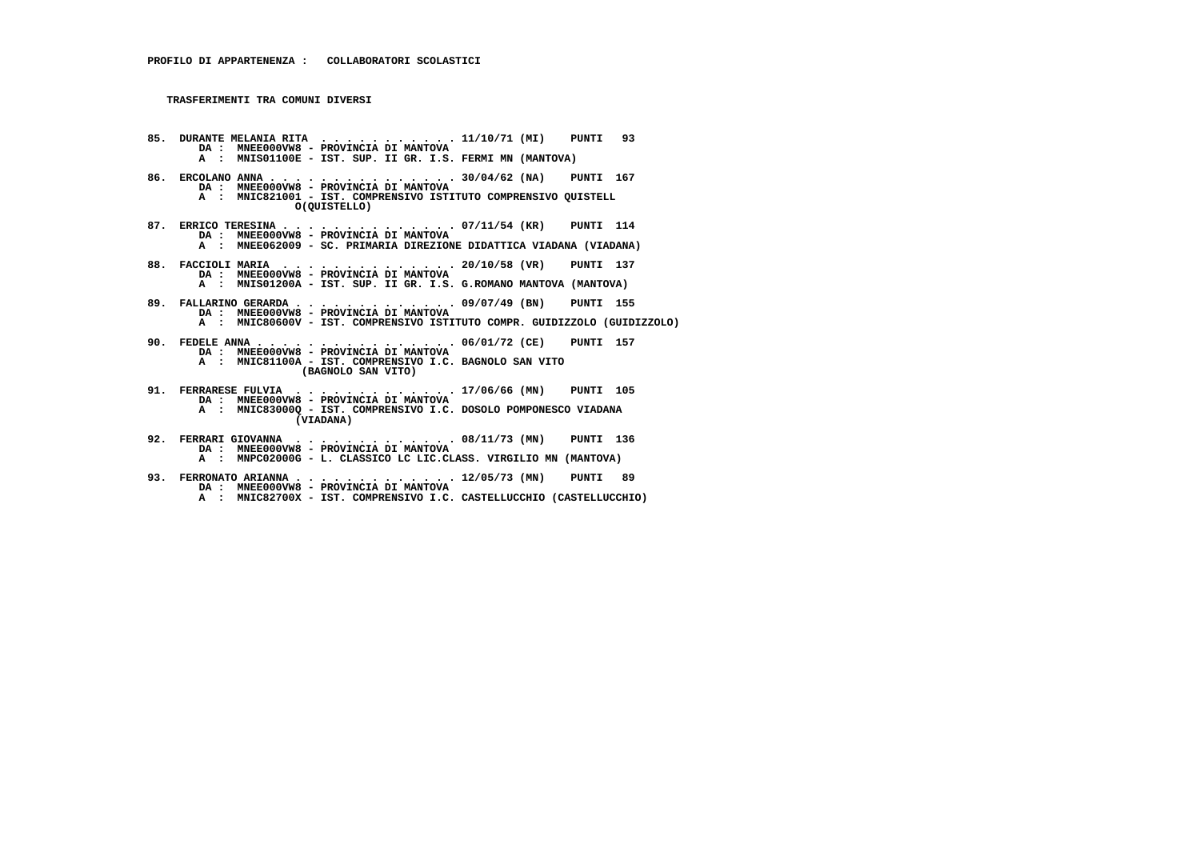**PROFILO DI APPARTENENZA : COLLABORATORI SCOLASTICI**

**TRASFERIMENTI TRA COMUNI DIVERSI**

**85. DURANTE MELANIA RITA . . . . . . . . . . . . 11/10/71 (MI) PUNTI 93**
DA : MNEE000VW8 - PROVINCIA DI MANTOVA
A : MNIS01100E - IST. SUP. II GR. I.S. FERMI MN (MANTOVA)

**86. ERCOLANO ANNA . . . . . . . . . . . . . . . 30/04/62 (NA) PUNTI 167**
DA : MNEE000VW8 - PROVINCIA DI MANTOVA
A : MNIC821001 - IST. COMPRENSIVO ISTITUTO COMPRENSIVO QUISTELL O(QUISTELLO)

**87. ERRICO TERESINA . . . . . . . . . . . . . . 07/11/54 (KR) PUNTI 114**
DA : MNEE000VW8 - PROVINCIA DI MANTOVA
A : MNEE062009 - SC. PRIMARIA DIREZIONE DIDATTICA VIADANA (VIADANA)

**88. FACCIOLI MARIA . . . . . . . . . . . . . . 20/10/58 (VR) PUNTI 137**
DA : MNEE000VW8 - PROVINCIA DI MANTOVA
A : MNIS01200A - IST. SUP. II GR. I.S. G.ROMANO MANTOVA (MANTOVA)

**89. FALLARINO GERARDA . . . . . . . . . . . . . 09/07/49 (BN) PUNTI 155**
DA : MNEE000VW8 - PROVINCIA DI MANTOVA
A : MNIC80600V - IST. COMPRENSIVO ISTITUTO COMPR. GUIDIZZOLO (GUIDIZZOLO)

**90. FEDELE ANNA . . . . . . . . . . . . . . . . 06/01/72 (CE) PUNTI 157**
DA : MNEE000VW8 - PROVINCIA DI MANTOVA
A : MNIC81100A - IST. COMPRENSIVO I.C. BAGNOLO SAN VITO (BAGNOLO SAN VITO)

**91. FERRARESE FULVIA . . . . . . . . . . . . . 17/06/66 (MN) PUNTI 105**
DA : MNEE000VW8 - PROVINCIA DI MANTOVA
A : MNIC83000Q - IST. COMPRENSIVO I.C. DOSOLO POMPONESCO VIADANA (VIADANA)

**92. FERRARI GIOVANNA . . . . . . . . . . . . . 08/11/73 (MN) PUNTI 136**
DA : MNEE000VW8 - PROVINCIA DI MANTOVA
A : MNPC02000G - L. CLASSICO LC LIC.CLASS. VIRGILIO MN (MANTOVA)

**93. FERRONATO ARIANNA . . . . . . . . . . . . . 12/05/73 (MN) PUNTI 89**
DA : MNEE000VW8 - PROVINCIA DI MANTOVA
A : MNIC82700X - IST. COMPRENSIVO I.C. CASTELLUCCHIO (CASTELLUCCHIO)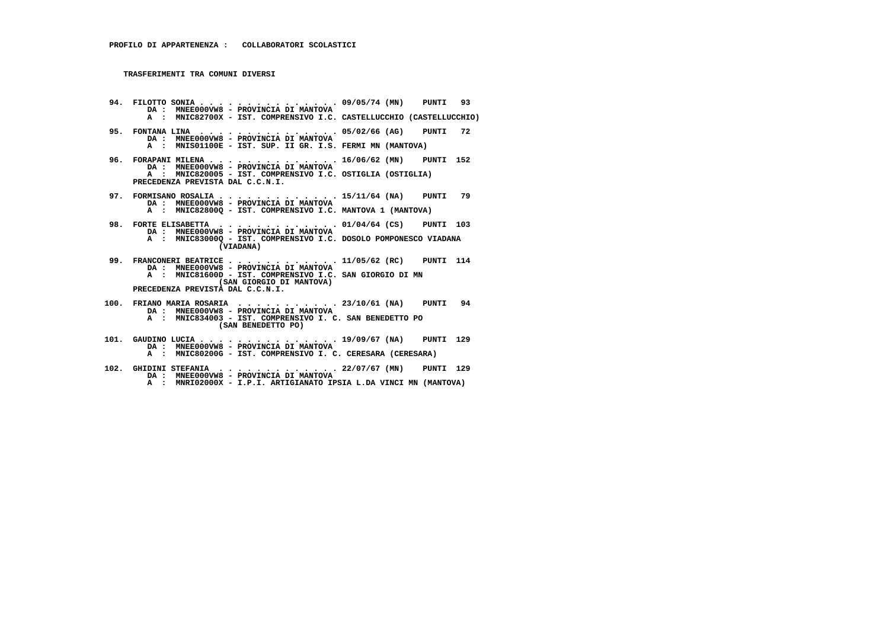**PROFILO DI APPARTENENZA : COLLABORATORI SCOLASTICI**

**TRASFERIMENTI TRA COMUNI DIVERSI**

94. FILOTTO SONIA . . . . . . . . . . . . . . . 09/05/74 (MN) PUNTI 93
    DA : MNEE000VW8 - PROVINCIA DI MANTOVA
    A : MNIC82700X - IST. COMPRENSIVO I.C. CASTELLUCCHIO (CASTELLUCCHIO)

95. FONTANA LINA . . . . . . . . . . . . . . . 05/02/66 (AG) PUNTI 72
    DA : MNEE000VW8 - PROVINCIA DI MANTOVA
    A : MNIS01100E - IST. SUP. II GR. I.S. FERMI MN (MANTOVA)

96. FORAPANI MILENA . . . . . . . . . . . . . . 16/06/62 (MN) PUNTI 152
    DA : MNEE000VW8 - PROVINCIA DI MANTOVA
    A : MNIC820005 - IST. COMPRENSIVO I.C. OSTIGLIA (OSTIGLIA)
    PRECEDENZA PREVISTA DAL C.C.N.I.

97. FORMISANO ROSALIA . . . . . . . . . . . . . 15/11/64 (NA) PUNTI 79
    DA : MNEE000VW8 - PROVINCIA DI MANTOVA
    A : MNIC82800Q - IST. COMPRENSIVO I.C. MANTOVA 1 (MANTOVA)

98. FORTE ELISABETTA . . . . . . . . . . . . . 01/04/64 (CS) PUNTI 103
    DA : MNEE000VW8 - PROVINCIA DI MANTOVA
    A : MNIC83000Q - IST. COMPRENSIVO I.C. DOSOLO POMPONESCO VIADANA (VIADANA)

99. FRANCONERI BEATRICE . . . . . . . . . . . . 11/05/62 (RC) PUNTI 114
    DA : MNEE000VW8 - PROVINCIA DI MANTOVA
    A : MNIC81600D - IST. COMPRENSIVO I.C. SAN GIORGIO DI MN (SAN GIORGIO DI MANTOVA)
    PRECEDENZA PREVISTA DAL C.C.N.I.

100. FRIANO MARIA ROSARIA . . . . . . . . . . . 23/10/61 (NA) PUNTI 94
    DA : MNEE000VW8 - PROVINCIA DI MANTOVA
    A : MNIC834003 - IST. COMPRENSIVO I. C. SAN BENEDETTO PO (SAN BENEDETTO PO)

101. GAUDINO LUCIA . . . . . . . . . . . . . . . 19/09/67 (NA) PUNTI 129
    DA : MNEE000VW8 - PROVINCIA DI MANTOVA
    A : MNIC80200G - IST. COMPRENSIVO I. C. CERESARA (CERESARA)

102. GHIDINI STEFANIA . . . . . . . . . . . . . 22/07/67 (MN) PUNTI 129
    DA : MNEE000VW8 - PROVINCIA DI MANTOVA
    A : MNRI02000X - I.P.I. ARTIGIANATO IPSIA L.DA VINCI MN (MANTOVA)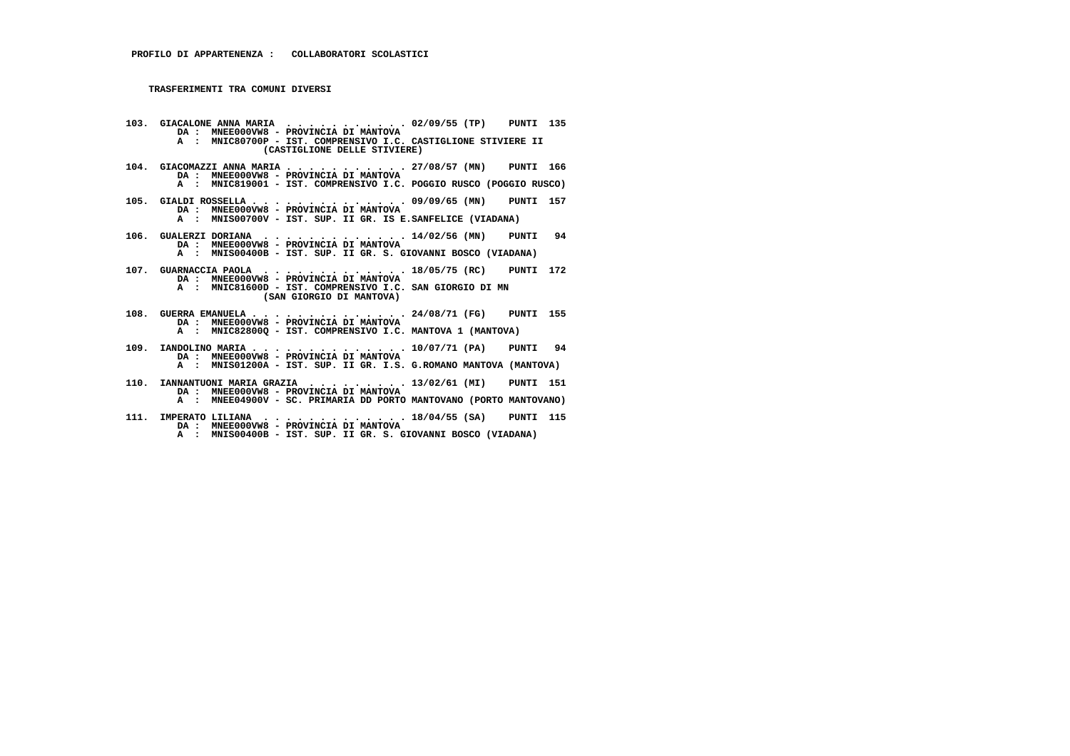**PROFILO DI APPARTENENZA : COLLABORATORI SCOLASTICI**

**TRASFERIMENTI TRA COMUNI DIVERSI**

**103. GIACALONE ANNA MARIA . . . . . . . . . . . . 02/09/55 (TP) PUNTI 135**
DA : MNEE000VW8 - PROVINCIA DI MANTOVA
A : MNIC80700P - IST. COMPRENSIVO I.C. CASTIGLIONE STIVIERE II (CASTIGLIONE DELLE STIVIERE)

**104. GIACOMAZZI ANNA MARIA . . . . . . . . . . . . 27/08/57 (MN) PUNTI 166**
DA : MNEE000VW8 - PROVINCIA DI MANTOVA
A : MNIC819001 - IST. COMPRENSIVO I.C. POGGIO RUSCO (POGGIO RUSCO)

**105. GIALDI ROSSELLA . . . . . . . . . . . . . . 09/09/65 (MN) PUNTI 157**
DA : MNEE000VW8 - PROVINCIA DI MANTOVA
A : MNIS00700V - IST. SUP. II GR. IS E.SANFELICE (VIADANA)

**106. GUALERZI DORIANA . . . . . . . . . . . . . . 14/02/56 (MN) PUNTI 94**
DA : MNEE000VW8 - PROVINCIA DI MANTOVA
A : MNIS00400B - IST. SUP. II GR. S. GIOVANNI BOSCO (VIADANA)

**107. GUARNACCIA PAOLA . . . . . . . . . . . . . . 18/05/75 (RC) PUNTI 172**
DA : MNEE000VW8 - PROVINCIA DI MANTOVA
A : MNIC81600D - IST. COMPRENSIVO I.C. SAN GIORGIO DI MN (SAN GIORGIO DI MANTOVA)

**108. GUERRA EMANUELA . . . . . . . . . . . . . . 24/08/71 (FG) PUNTI 155**
DA : MNEE000VW8 - PROVINCIA DI MANTOVA
A : MNIC82800Q - IST. COMPRENSIVO I.C. MANTOVA 1 (MANTOVA)

**109. IANDOLINO MARIA . . . . . . . . . . . . . . 10/07/71 (PA) PUNTI 94**
DA : MNEE000VW8 - PROVINCIA DI MANTOVA
A : MNIS01200A - IST. SUP. II GR. I.S.S. G.ROMANO MANTOVA (MANTOVA)

**110. IANNANTUONI MARIA GRAZIA . . . . . . . . . . 13/02/61 (MI) PUNTI 151**
DA : MNEE000VW8 - PROVINCIA DI MANTOVA
A : MNEE04900V - SC. PRIMARIA DD PORTO MANTOVANO (PORTO MANTOVANO)

**111. IMPERATO LILIANA . . . . . . . . . . . . . . 18/04/55 (SA) PUNTI 115**
DA : MNEE000VW8 - PROVINCIA DI MANTOVA
A : MNIS00400B - IST. SUP. II GR. S. GIOVANNI BOSCO (VIADANA)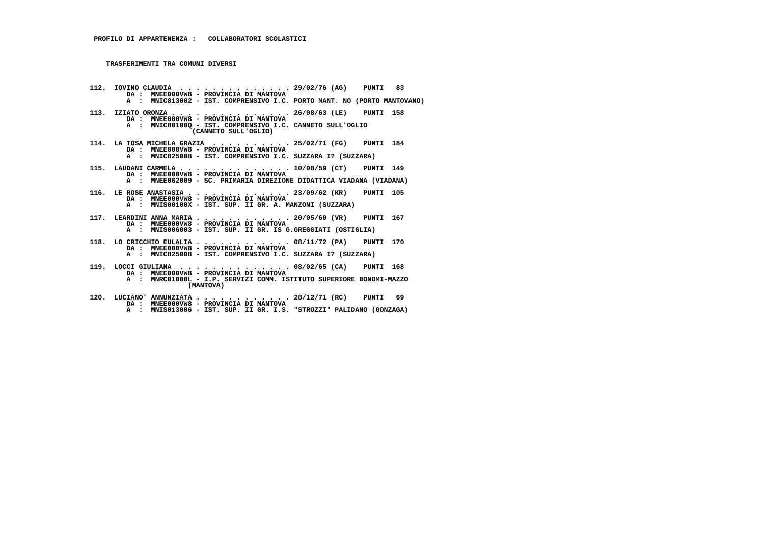**PROFILO DI APPARTENENZA : COLLABORATORI SCOLASTICI**

**TRASFERIMENTI TRA COMUNI DIVERSI**

112. IOVINO CLAUDIA . . . . . . . . . . . . . . 29/02/76 (AG) PUNTI 83
DA : MNEE000VW8 - PROVINCIA DI MANTOVA
A : MNIC813002 - IST. COMPRENSIVO I.C. PORTO MANT. NO (PORTO MANTOVANO)

113. IZIATO ORONZA . . . . . . . . . . . . . . 26/08/63 (LE) PUNTI 158
DA : MNEE000VW8 - PROVINCIA DI MANTOVA
A : MNIC80100Q - IST. COMPRENSIVO I.C. CANNETO SULL'OGLIO (CANNETO SULL'OGLIO)

114. LA TOSA MICHELA GRAZIA . . . . . . . . . . 25/02/71 (FG) PUNTI 184
DA : MNEE000VW8 - PROVINCIA DI MANTOVA
A : MNIC825008 - IST. COMPRENSIVO I.C. SUZZARA I? (SUZZARA)

115. LAUDANI CARMELA . . . . . . . . . . . . . 10/08/59 (CT) PUNTI 149
DA : MNEE000VW8 - PROVINCIA DI MANTOVA
A : MNEE062009 - SC. PRIMARIA DIREZIONE DIDATTICA VIADANA (VIADANA)

116. LE ROSE ANASTASIA . . . . . . . . . . . . 23/09/62 (KR) PUNTI 105
DA : MNEE000VW8 - PROVINCIA DI MANTOVA
A : MNIS00100X - IST. SUP. II GR. A. MANZONI (SUZZARA)

117. LEARDINI ANNA MARIA . . . . . . . . . . . 20/05/60 (VR) PUNTI 167
DA : MNEE000VW8 - PROVINCIA DI MANTOVA
A : MNIS006003 - IST. SUP. II GR. IS G.GREGGIATI (OSTIGLIA)

118. LO CRICCHIO EULALIA . . . . . . . . . . . 08/11/72 (PA) PUNTI 170
DA : MNEE000VW8 - PROVINCIA DI MANTOVA
A : MNIC825008 - IST. COMPRENSIVO I.C. SUZZARA I? (SUZZARA)

119. LOCCI GIULIANA . . . . . . . . . . . . . . 08/02/65 (CA) PUNTI 168
DA : MNEE000VW8 - PROVINCIA DI MANTOVA
A : MNRC01000L - I.P. SERVIZI COMM. ISTITUTO SUPERIORE BONOMI-MAZZO (MANTOVA)

120. LUCIANO' ANNUNZIATA . . . . . . . . . . . 28/12/71 (RC) PUNTI 69
DA : MNEE000VW8 - PROVINCIA DI MANTOVA
A : MNIS013006 - IST. SUP. II GR. I.S. "STROZZI" PALIDANO (GONZAGA)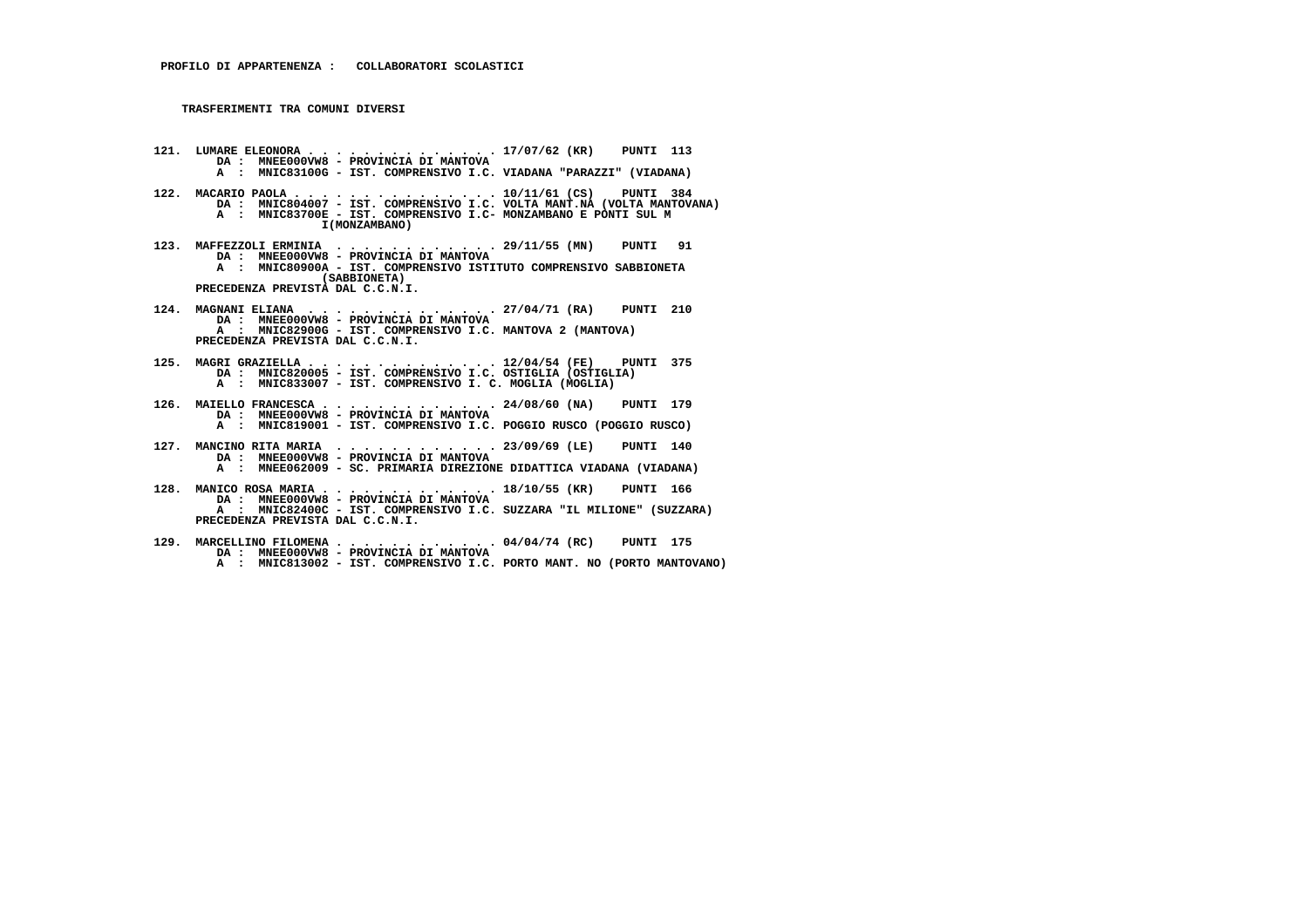**PROFILO DI APPARTENENZA : COLLABORATORI SCOLASTICI**

**TRASFERIMENTI TRA COMUNI DIVERSI**

```
121. LUMARE ELEONORA . . . . . . . . . . . . . . 17/07/62 (KR)   PUNTI  113
       DA : MNEE000VW8 - PROVINCIA DI MANTOVA
       A  : MNIC83100G - IST. COMPRENSIVO I.C. VIADANA "PARAZZI" (VIADANA)

122. MACARIO PAOLA . . . . . . . . . . . . . . . 10/11/61 (CS)   PUNTI  384
       DA : MNIC804007 - IST. COMPRENSIVO I.C. VOLTA MANT.NA (VOLTA MANTOVANA)
       A  : MNIC83700E - IST. COMPRENSIVO I.C- MONZAMBANO E PONTI SUL M
                  I(MONZAMBANO)

123. MAFFEZZOLI ERMINIA  . . . . . . . . . . . . 29/11/55 (MN)   PUNTI   91
       DA : MNEE000VW8 - PROVINCIA DI MANTOVA
       A  : MNIC80900A - IST. COMPRENSIVO ISTITUTO COMPRENSIVO SABBIONETA
                  (SABBIONETA)
     PRECEDENZA PREVISTA DAL C.C.N.I.

124. MAGNANI ELIANA  . . . . . . . . . . . . . . 27/04/71 (RA)   PUNTI  210
       DA : MNEE000VW8 - PROVINCIA DI MANTOVA
       A  : MNIC82900G - IST. COMPRENSIVO I.C. MANTOVA 2 (MANTOVA)
     PRECEDENZA PREVISTA DAL C.C.N.I.

125. MAGRI GRAZIELLA . . . . . . . . . . . . . . 12/04/54 (FE)   PUNTI  375
       DA : MNIC820005 - IST. COMPRENSIVO I.C. OSTIGLIA (OSTIGLIA)
       A  : MNIC833007 - IST. COMPRENSIVO I. C. MOGLIA (MOGLIA)

126. MAIELLO FRANCESCA . . . . . . . . . . . . . 24/08/60 (NA)   PUNTI  179
       DA : MNEE000VW8 - PROVINCIA DI MANTOVA
       A  : MNIC819001 - IST. COMPRENSIVO I.C. POGGIO RUSCO (POGGIO RUSCO)

127. MANCINO RITA MARIA  . . . . . . . . . . . . 23/09/69 (LE)   PUNTI  140
       DA : MNEE000VW8 - PROVINCIA DI MANTOVA
       A  : MNEE062009 - SC. PRIMARIA DIREZIONE DIDATTICA VIADANA (VIADANA)

128. MANICO ROSA MARIA . . . . . . . . . . . . . 18/10/55 (KR)   PUNTI  166
       DA : MNEE000VW8 - PROVINCIA DI MANTOVA
       A  : MNIC82400C - IST. COMPRENSIVO I.C. SUZZARA "IL MILIONE" (SUZZARA)
     PRECEDENZA PREVISTA DAL C.C.N.I.

129. MARCELLINO FILOMENA . . . . . . . . . . . . 04/04/74 (RC)   PUNTI  175
       DA : MNEE000VW8 - PROVINCIA DI MANTOVA
       A  : MNIC813002 - IST. COMPRENSIVO I.C. PORTO MANT. NO (PORTO MANTOVANO)
```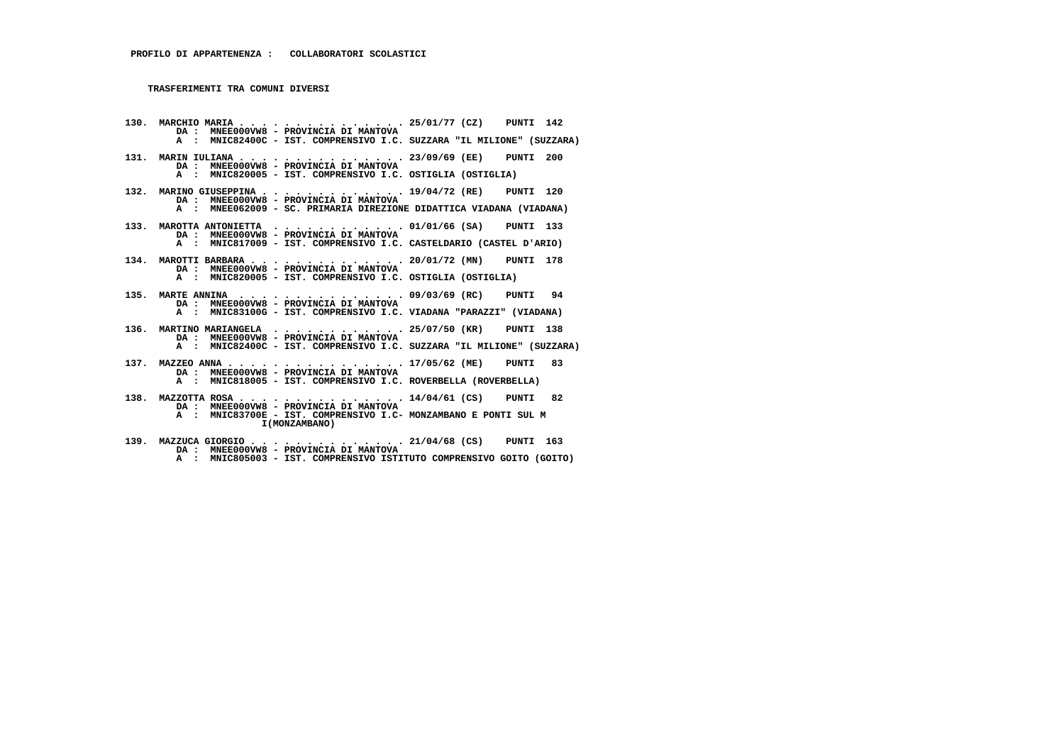**PROFILO DI APPARTENENZA : COLLABORATORI SCOLASTICI**

**TRASFERIMENTI TRA COMUNI DIVERSI**

**130. MARCHIO MARIA . . . . . . . . . . . . . . . 25/01/77 (CZ) PUNTI 142**
DA : MNEE000VW8 - PROVINCIA DI MANTOVA
A : MNIC82400C - IST. COMPRENSIVO I.C. SUZZARA "IL MILIONE" (SUZZARA)

**131. MARIN IULIANA . . . . . . . . . . . . . . . 23/09/69 (EE) PUNTI 200**
DA : MNEE000VW8 - PROVINCIA DI MANTOVA
A : MNIC820005 - IST. COMPRENSIVO I.C. OSTIGLIA (OSTIGLIA)

**132. MARINO GIUSEPPINA . . . . . . . . . . . . . 19/04/72 (RE) PUNTI 120**
DA : MNEE000VW8 - PROVINCIA DI MANTOVA
A : MNEE062009 - SC. PRIMARIA DIREZIONE DIDATTICA VIADANA (VIADANA)

**133. MAROTTA ANTONIETTA . . . . . . . . . . . . 01/01/66 (SA) PUNTI 133**
DA : MNEE000VW8 - PROVINCIA DI MANTOVA
A : MNIC817009 - IST. COMPRENSIVO I.C. CASTELDARIO (CASTEL D'ARIO)

**134. MAROTTI BARBARA . . . . . . . . . . . . . . 20/01/72 (MN) PUNTI 178**
DA : MNEE000VW8 - PROVINCIA DI MANTOVA
A : MNIC820005 - IST. COMPRENSIVO I.C. OSTIGLIA (OSTIGLIA)

**135. MARTE ANNINA . . . . . . . . . . . . . . . 09/03/69 (RC) PUNTI 94**
DA : MNEE000VW8 - PROVINCIA DI MANTOVA
A : MNIC83100G - IST. COMPRENSIVO I.C. VIADANA "PARAZZI" (VIADANA)

**136. MARTINO MARIANGELA . . . . . . . . . . . . 25/07/50 (KR) PUNTI 138**
DA : MNEE000VW8 - PROVINCIA DI MANTOVA
A : MNIC82400C - IST. COMPRENSIVO I.C. SUZZARA "IL MILIONE" (SUZZARA)

**137. MAZZEO ANNA . . . . . . . . . . . . . . . . 17/05/62 (ME) PUNTI 83**
DA : MNEE000VW8 - PROVINCIA DI MANTOVA
A : MNIC818005 - IST. COMPRENSIVO I.C. ROVERBELLA (ROVERBELLA)

**138. MAZZOTTA ROSA . . . . . . . . . . . . . . . 14/04/61 (CS) PUNTI 82**
DA : MNEE000VW8 - PROVINCIA DI MANTOVA
A : MNIC83700E - IST. COMPRENSIVO I.C- MONZAMBANO E PONTI SUL M I(MONZAMBANO)

**139. MAZZUCA GIORGIO . . . . . . . . . . . . . . 21/04/68 (CS) PUNTI 163**
DA : MNEE000VW8 - PROVINCIA DI MANTOVA
A : MNIC805003 - IST. COMPRENSIVO ISTITUTO COMPRENSIVO GOITO (GOITO)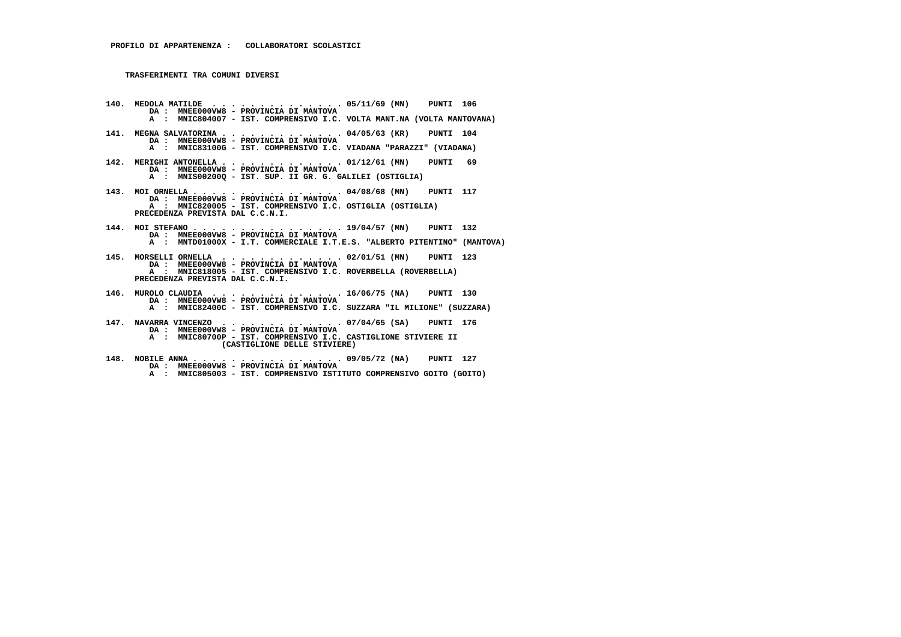**PROFILO DI APPARTENENZA : COLLABORATORI SCOLASTICI**

**TRASFERIMENTI TRA COMUNI DIVERSI**

140. MEDOLA MATILDE . . . . . . . . . . . . . . 05/11/69 (MN) PUNTI 106
DA : MNEE000VW8 - PROVINCIA DI MANTOVA
A : MNIC804007 - IST. COMPRENSIVO I.C. VOLTA MANT.NA (VOLTA MANTOVANA)

141. MEGNA SALVATORINA . . . . . . . . . . . . . 04/05/63 (KR) PUNTI 104
DA : MNEE000VW8 - PROVINCIA DI MANTOVA
A : MNIC83100G - IST. COMPRENSIVO I.C. VIADANA "PARAZZI" (VIADANA)

142. MERIGHI ANTONELLA . . . . . . . . . . . . . 01/12/61 (MN) PUNTI 69
DA : MNEE000VW8 - PROVINCIA DI MANTOVA
A : MNIS00200Q - IST. SUP. II GR. G. GALILEI (OSTIGLIA)

143. MOI ORNELLA . . . . . . . . . . . . . . . . 04/08/68 (MN) PUNTI 117
DA : MNEE000VW8 - PROVINCIA DI MANTOVA
A : MNIC820005 - IST. COMPRENSIVO I.C. OSTIGLIA (OSTIGLIA)
PRECEDENZA PREVISTA DAL C.C.N.I.

144. MOI STEFANO . . . . . . . . . . . . . . . . 19/04/57 (MN) PUNTI 132
DA : MNEE000VW8 - PROVINCIA DI MANTOVA
A : MNTD01000X - I.T. COMMERCIALE I.T.E.S. "ALBERTO PITENTINO" (MANTOVA)

145. MORSELLI ORNELLA . . . . . . . . . . . . . 02/01/51 (MN) PUNTI 123
DA : MNEE000VW8 - PROVINCIA DI MANTOVA
A : MNIC818005 - IST. COMPRENSIVO I.C. ROVERBELLA (ROVERBELLA)
PRECEDENZA PREVISTA DAL C.C.N.I.

146. MUROLO CLAUDIA . . . . . . . . . . . . . . 16/06/75 (NA) PUNTI 130
DA : MNEE000VW8 - PROVINCIA DI MANTOVA
A : MNIC82400C - IST. COMPRENSIVO I.C. SUZZARA "IL MILIONE" (SUZZARA)

147. NAVARRA VINCENZO . . . . . . . . . . . . . 07/04/65 (SA) PUNTI 176
DA : MNEE000VW8 - PROVINCIA DI MANTOVA
A : MNIC80700P - IST. COMPRENSIVO I.C. CASTIGLIONE STIVIERE II (CASTIGLIONE DELLE STIVIERE)

148. NOBILE ANNA . . . . . . . . . . . . . . . . 09/05/72 (NA) PUNTI 127
DA : MNEE000VW8 - PROVINCIA DI MANTOVA
A : MNIC805003 - IST. COMPRENSIVO ISTITUTO COMPRENSIVO GOITO (GOITO)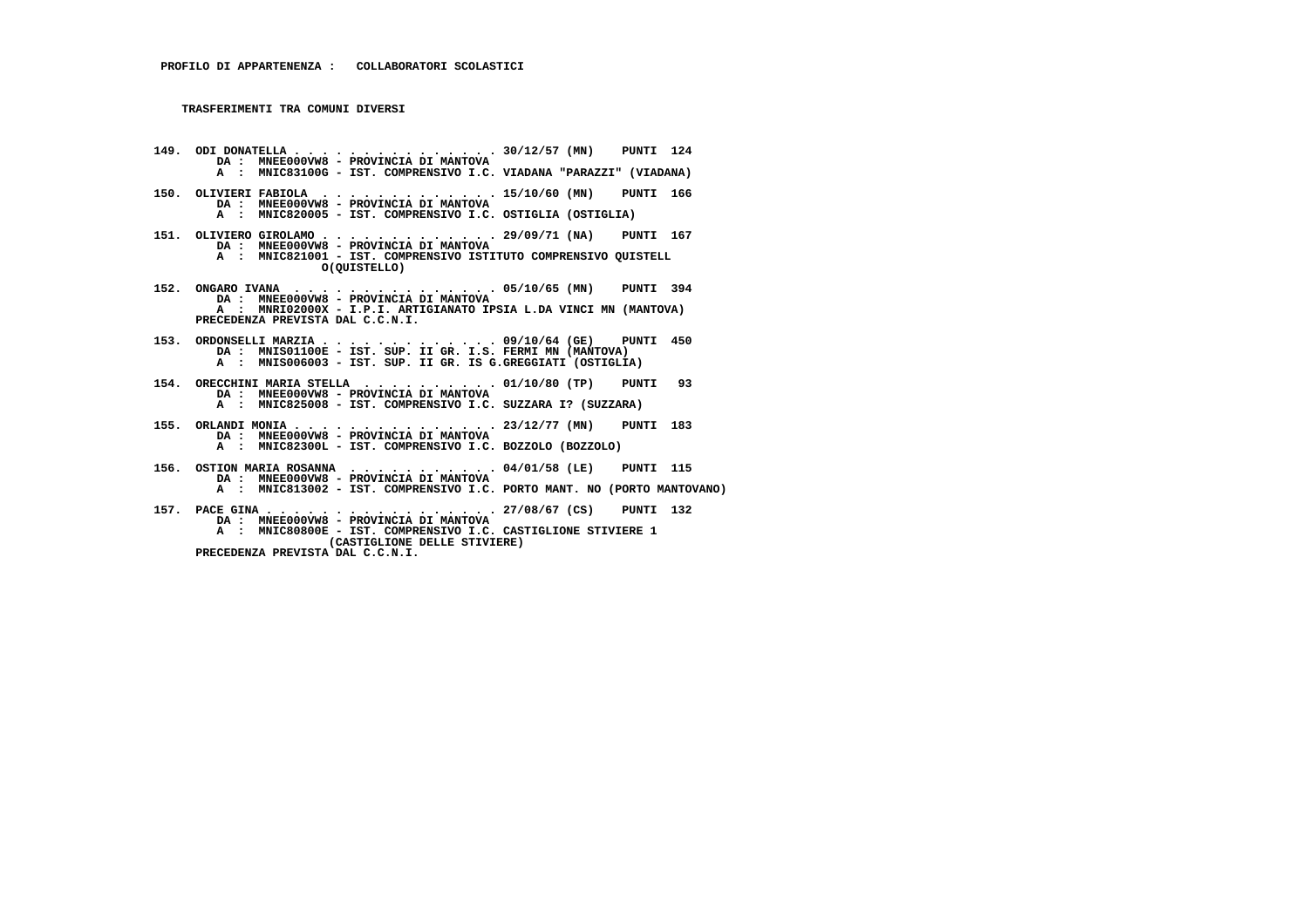**PROFILO DI APPARTENENZA : COLLABORATORI SCOLASTICI**

**TRASFERIMENTI TRA COMUNI DIVERSI**

```
149. ODI DONATELLA . . . . . . . . . . . . . . . 30/12/57 (MN)   PUNTI  124
        DA :  MNEE000VW8 - PROVINCIA DI MANTOVA
        A  :  MNIC83100G - IST. COMPRENSIVO I.C. VIADANA "PARAZZI" (VIADANA)

150. OLIVIERI FABIOLA  . . . . . . . . . . . . . 15/10/60 (MN)   PUNTI  166
        DA :  MNEE000VW8 - PROVINCIA DI MANTOVA
        A  :  MNIC820005 - IST. COMPRENSIVO I.C. OSTIGLIA (OSTIGLIA)

151. OLIVIERO GIROLAMO . . . . . . . . . . . . . 29/09/71 (NA)   PUNTI  167
        DA :  MNEE000VW8 - PROVINCIA DI MANTOVA
        A  :  MNIC821001 - IST. COMPRENSIVO ISTITUTO COMPRENSIVO QUISTELL
                    O(QUISTELLO)

152. ONGARO IVANA  . . . . . . . . . . . . . . . 05/10/65 (MN)   PUNTI  394
        DA :  MNEE000VW8 - PROVINCIA DI MANTOVA
        A  :  MNRI02000X - I.P.I. ARTIGIANATO IPSIA L.DA VINCI MN (MANTOVA)
     PRECEDENZA PREVISTA DAL C.C.N.I.

153. ORDONSELLI MARZIA . . . . . . . . . . . . . 09/10/64 (GE)   PUNTI  450
        DA :  MNIS01100E - IST. SUP. II GR. I.S. FERMI MN (MANTOVA)
        A  :  MNIS006003 - IST. SUP. II GR. IS G.GREGGIATI (OSTIGLIA)

154. ORECCHINI MARIA STELLA  . . . . . . . . . . 01/10/80 (TP)   PUNTI   93
        DA :  MNEE000VW8 - PROVINCIA DI MANTOVA
        A  :  MNIC825008 - IST. COMPRENSIVO I.C. SUZZARA I? (SUZZARA)

155. ORLANDI MONIA . . . . . . . . . . . . . . . 23/12/77 (MN)   PUNTI  183
        DA :  MNEE000VW8 - PROVINCIA DI MANTOVA
        A  :  MNIC82300L - IST. COMPRENSIVO I.C. BOZZOLO (BOZZOLO)

156. OSTION MARIA ROSANNA  . . . . . . . . . . . 04/01/58 (LE)   PUNTI  115
        DA :  MNEE000VW8 - PROVINCIA DI MANTOVA
        A  :  MNIC813002 - IST. COMPRENSIVO I.C. PORTO MANT. NO (PORTO MANTOVANO)

157. PACE GINA . . . . . . . . . . . . . . . . . 27/08/67 (CS)   PUNTI  132
        DA :  MNEE000VW8 - PROVINCIA DI MANTOVA
        A  :  MNIC80800E - IST. COMPRENSIVO I.C. CASTIGLIONE STIVIERE 1
                      (CASTIGLIONE DELLE STIVIERE)
     PRECEDENZA PREVISTA DAL C.C.N.I.
```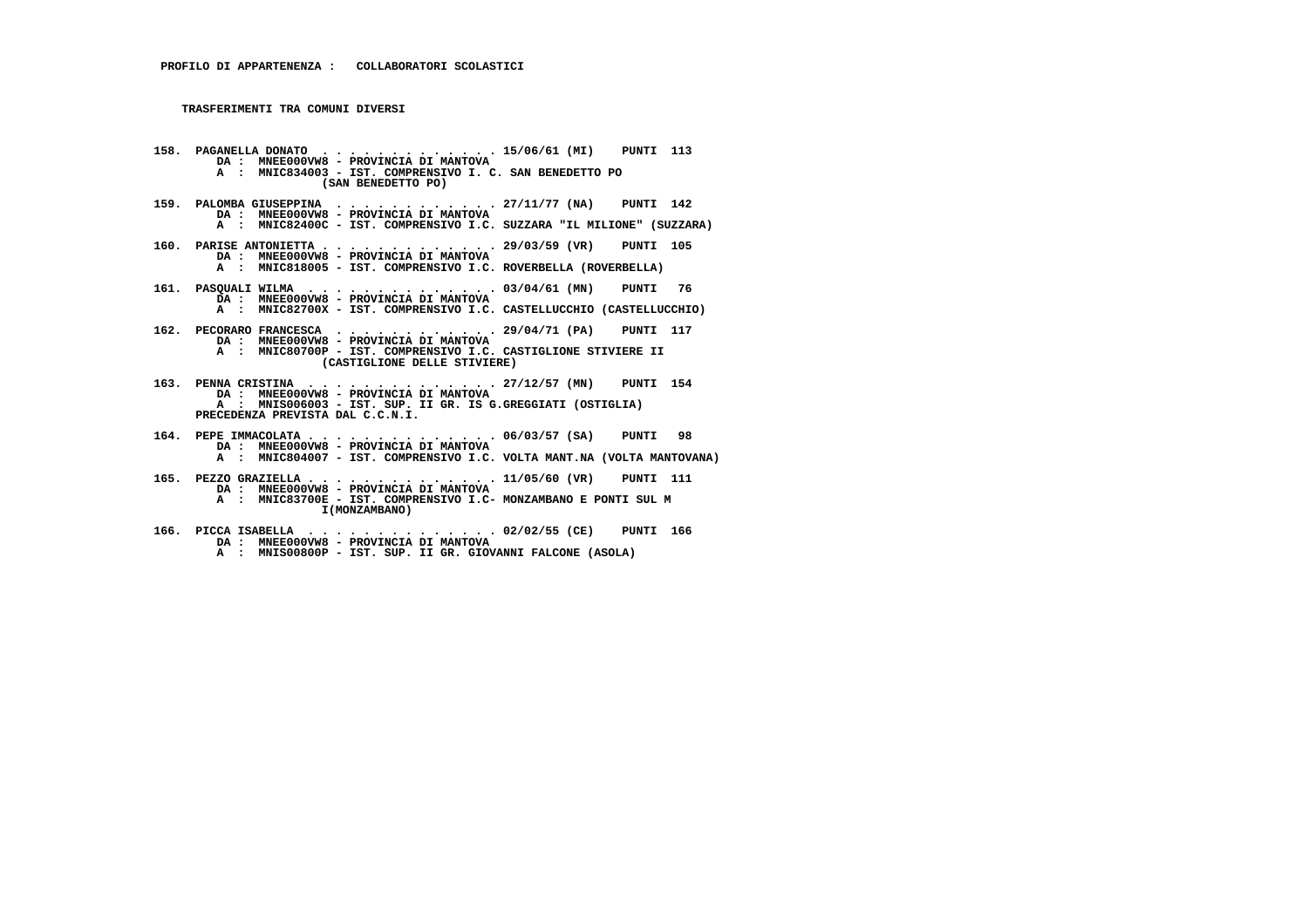**PROFILO DI APPARTENENZA : COLLABORATORI SCOLASTICI**

**TRASFERIMENTI TRA COMUNI DIVERSI**

**158. PAGANELLA DONATO . . . . . . . . . . . . . 15/06/61 (MI) PUNTI 113**
DA : MNEE000VW8 - PROVINCIA DI MANTOVA
A : MNIC834003 - IST. COMPRENSIVO I. C. SAN BENEDETTO PO (SAN BENEDETTO PO)

**159. PALOMBA GIUSEPPINA . . . . . . . . . . . 27/11/77 (NA) PUNTI 142**
DA : MNEE000VW8 - PROVINCIA DI MANTOVA
A : MNIC82400C - IST. COMPRENSIVO I.C. SUZZARA "IL MILIONE" (SUZZARA)

**160. PARISE ANTONIETTA . . . . . . . . . . . . 29/03/59 (VR) PUNTI 105**
DA : MNEE000VW8 - PROVINCIA DI MANTOVA
A : MNIC818005 - IST. COMPRENSIVO I.C. ROVERBELLA (ROVERBELLA)

**161. PASQUALI WILMA . . . . . . . . . . . . . 03/04/61 (MN) PUNTI 76**
DA : MNEE000VW8 - PROVINCIA DI MANTOVA
A : MNIC82700X - IST. COMPRENSIVO I.C. CASTELLUCCHIO (CASTELLUCCHIO)

**162. PECORARO FRANCESCA . . . . . . . . . . . 29/04/71 (PA) PUNTI 117**
DA : MNEE000VW8 - PROVINCIA DI MANTOVA
A : MNIC80700P - IST. COMPRENSIVO I.C. CASTIGLIONE STIVIERE II (CASTIGLIONE DELLE STIVIERE)

**163. PENNA CRISTINA . . . . . . . . . . . . . 27/12/57 (MN) PUNTI 154**
DA : MNEE000VW8 - PROVINCIA DI MANTOVA
A : MNIS006003 - IST. SUP. II GR. IS G.GREGGIATI (OSTIGLIA)
PRECEDENZA PREVISTA DAL C.C.N.I.

**164. PEPE IMMACOLATA . . . . . . . . . . . . . 06/03/57 (SA) PUNTI 98**
DA : MNEE000VW8 - PROVINCIA DI MANTOVA
A : MNIC804007 - IST. COMPRENSIVO I.C. VOLTA MANT.NA (VOLTA MANTOVANA)

**165. PEZZO GRAZIELLA . . . . . . . . . . . . . 11/05/60 (VR) PUNTI 111**
DA : MNEE000VW8 - PROVINCIA DI MANTOVA
A : MNIC83700E - IST. COMPRENSIVO I.C- MONZAMBANO E PONTI SUL MI(MONZAMBANO)

**166. PICCA ISABELLA . . . . . . . . . . . . . 02/02/55 (CE) PUNTI 166**
DA : MNEE000VW8 - PROVINCIA DI MANTOVA
A : MNIS00800P - IST. SUP. II GR. GIOVANNI FALCONE (ASOLA)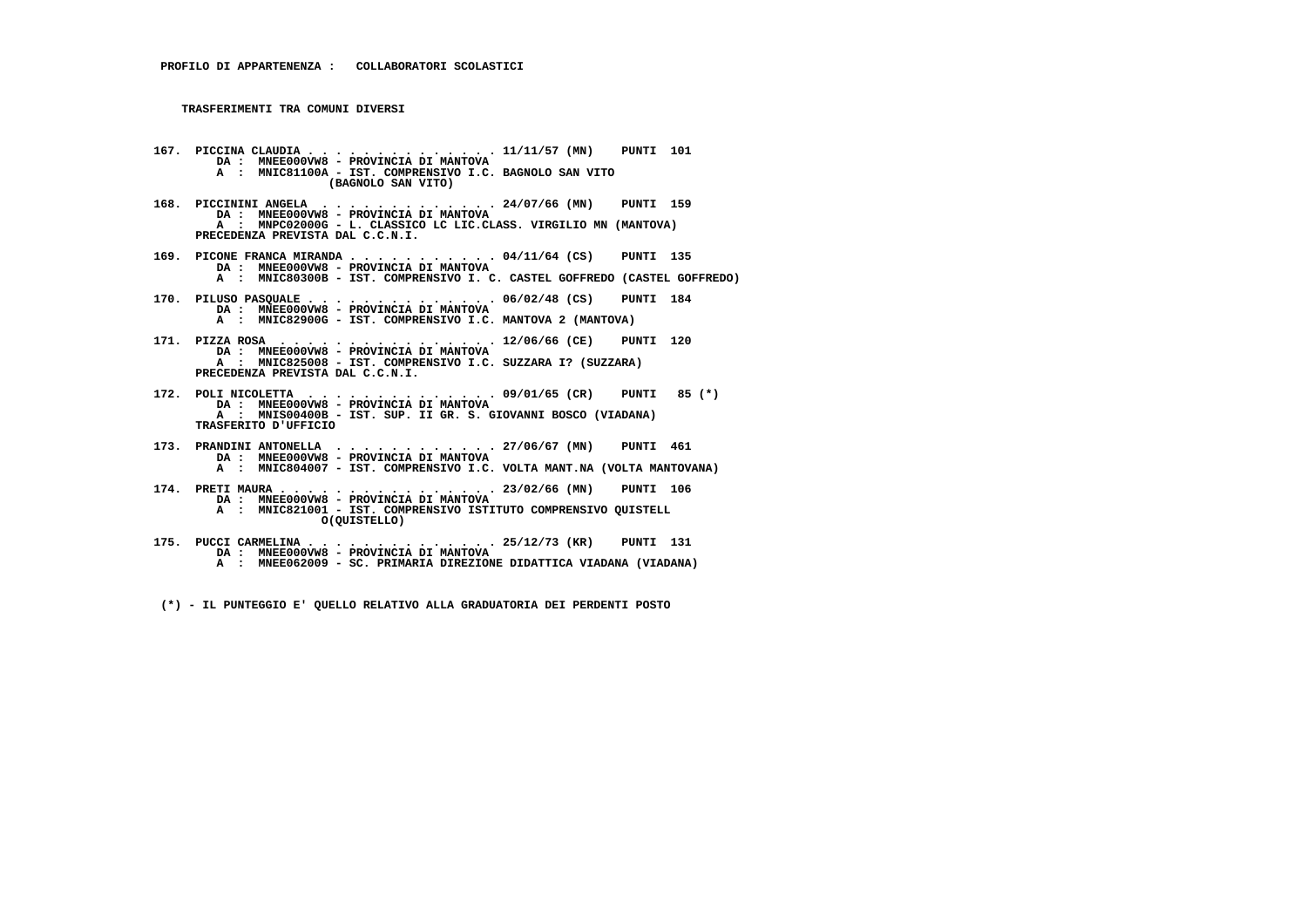**PROFILO DI APPARTENENZA : COLLABORATORI SCOLASTICI**

**TRASFERIMENTI TRA COMUNI DIVERSI**

**167. PICCINA CLAUDIA . . . . . . . . . . . . . . 11/11/57 (MN) PUNTI 101**
DA : MNEE000VW8 - PROVINCIA DI MANTOVA
A : MNIC81100A - IST. COMPRENSIVO I.C. BAGNOLO SAN VITO (BAGNOLO SAN VITO)

**168. PICCININI ANGELA . . . . . . . . . . . . . 24/07/66 (MN) PUNTI 159**
DA : MNEE000VW8 - PROVINCIA DI MANTOVA
A : MNPC02000G - L. CLASSICO LC LIC.CLASS. VIRGILIO MN (MANTOVA)
PRECEDENZA PREVISTA DAL C.C.N.I.

**169. PICONE FRANCA MIRANDA . . . . . . . . . . . 04/11/64 (CS) PUNTI 135**
DA : MNEE000VW8 - PROVINCIA DI MANTOVA
A : MNIC80300B - IST. COMPRENSIVO I. C. CASTEL GOFFREDO (CASTEL GOFFREDO)

**170. PILUSO PASQUALE . . . . . . . . . . . . . . 06/02/48 (CS) PUNTI 184**
DA : MNEE000VW8 - PROVINCIA DI MANTOVA
A : MNIC82900G - IST. COMPRENSIVO I.C. MANTOVA 2 (MANTOVA)

**171. PIZZA ROSA . . . . . . . . . . . . . . . . 12/06/66 (CE) PUNTI 120**
DA : MNEE000VW8 - PROVINCIA DI MANTOVA
A : MNIC825008 - IST. COMPRENSIVO I.C. SUZZARA I? (SUZZARA)
PRECEDENZA PREVISTA DAL C.C.N.I.

**172. POLI NICOLETTA . . . . . . . . . . . . . . 09/01/65 (CR) PUNTI 85 (*)**
DA : MNEE000VW8 - PROVINCIA DI MANTOVA
A : MNIS00400B - IST. SUP. II GR. S. GIOVANNI BOSCO (VIADANA)
TRASFERITO D'UFFICIO

**173. PRANDINI ANTONELLA . . . . . . . . . . . . 27/06/67 (MN) PUNTI 461**
DA : MNEE000VW8 - PROVINCIA DI MANTOVA
A : MNIC804007 - IST. COMPRENSIVO I.C. VOLTA MANT.NA (VOLTA MANTOVANA)

**174. PRETI MAURA . . . . . . . . . . . . . . . . 23/02/66 (MN) PUNTI 106**
DA : MNEE000VW8 - PROVINCIA DI MANTOVA
A : MNIC821001 - IST. COMPRENSIVO ISTITUTO COMPRENSIVO QUISTELL O(QUISTELLO)

**175. PUCCI CARMELINA . . . . . . . . . . . . . . 25/12/73 (KR) PUNTI 131**
DA : MNEE000VW8 - PROVINCIA DI MANTOVA
A : MNEE062009 - SC. PRIMARIA DIREZIONE DIDATTICA VIADANA (VIADANA)

(*) - IL PUNTEGGIO E' QUELLO RELATIVO ALLA GRADUATORIA DEI PERDENTI POSTO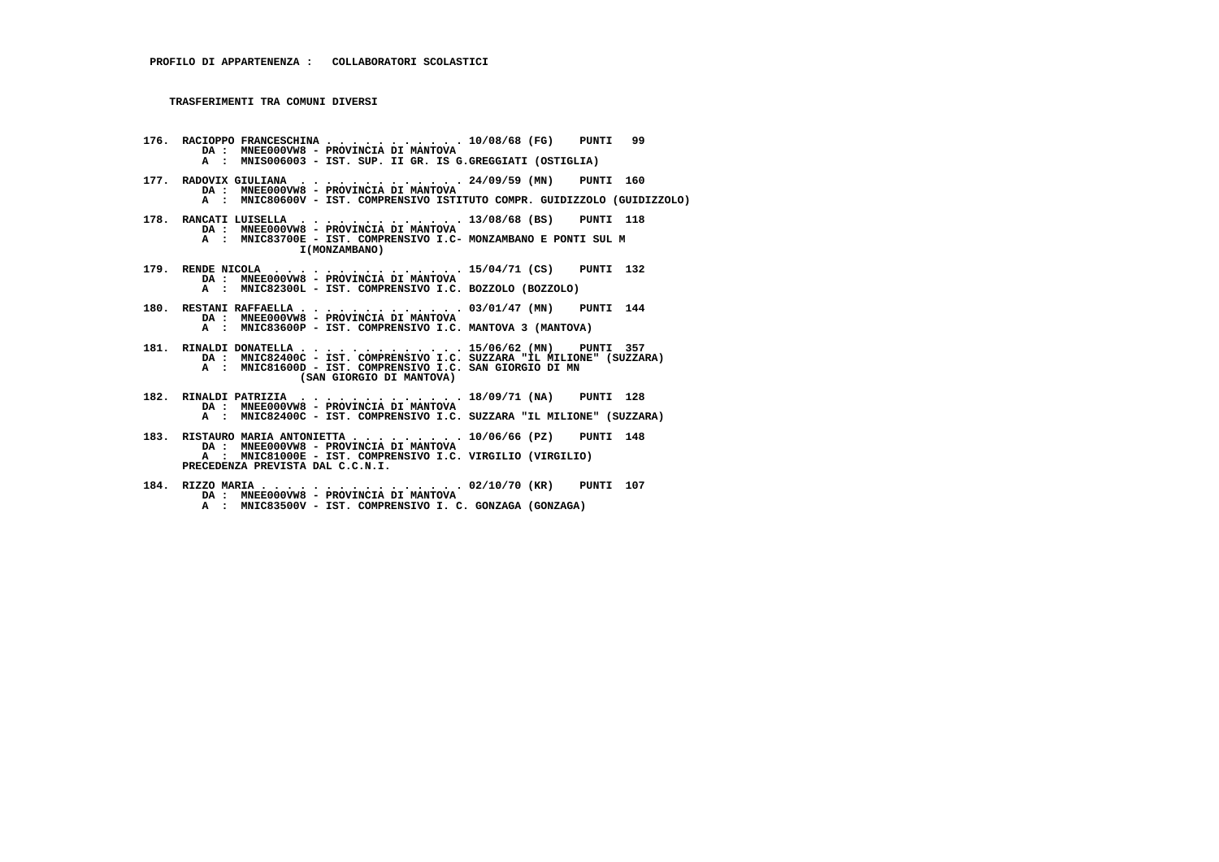**PROFILO DI APPARTENENZA :   COLLABORATORI SCOLASTICI**

**TRASFERIMENTI TRA COMUNI DIVERSI**

176. RACIOPPO FRANCESCHINA . . . . . . . . . . . . 10/08/68 (FG)   PUNTI  99
   DA :  MNEE000VW8 - PROVINCIA DI MANTOVA
   A  :  MNIS006003 - IST. SUP. II GR. IS G.GREGGIATI (OSTIGLIA)

177. RADOVIX GIULIANA  . . . . . . . . . . . . . 24/09/59 (MN)   PUNTI  160
   DA :  MNEE000VW8 - PROVINCIA DI MANTOVA
   A  :  MNIC80600V - IST. COMPRENSIVO ISTITUTO COMPR. GUIDIZZOLO (GUIDIZZOLO)

178. RANCATI LUISELLA  . . . . . . . . . . . . . 13/08/68 (BS)   PUNTI  118
   DA :  MNEE000VW8 - PROVINCIA DI MANTOVA
   A  :  MNIC83700E - IST. COMPRENSIVO I.C- MONZAMBANO E PONTI SUL M
   I(MONZAMBANO)

179. RENDE NICOLA  . . . . . . . . . . . . . . . 15/04/71 (CS)   PUNTI  132
   DA :  MNEE000VW8 - PROVINCIA DI MANTOVA
   A  :  MNIC82300L - IST. COMPRENSIVO I.C. BOZZOLO (BOZZOLO)

180. RESTANI RAFFAELLA . . . . . . . . . . . . . 03/01/47 (MN)   PUNTI  144
   DA :  MNEE000VW8 - PROVINCIA DI MANTOVA
   A  :  MNIC83600P - IST. COMPRENSIVO I.C. MANTOVA 3 (MANTOVA)

181. RINALDI DONATELLA . . . . . . . . . . . . . 15/06/62 (MN)   PUNTI  357
   DA :  MNIC82400C - IST. COMPRENSIVO I.C. SUZZARA "IL MILIONE" (SUZZARA)
   A  :  MNIC81600D - IST. COMPRENSIVO I.C. SAN GIORGIO DI MN
   (SAN GIORGIO DI MANTOVA)

182. RINALDI PATRIZIA  . . . . . . . . . . . . . 18/09/71 (NA)   PUNTI  128
   DA :  MNEE000VW8 - PROVINCIA DI MANTOVA
   A  :  MNIC82400C - IST. COMPRENSIVO I.C. SUZZARA "IL MILIONE" (SUZZARA)

183. RISTAURO MARIA ANTONIETTA . . . . . . . . . 10/06/66 (PZ)   PUNTI  148
   DA :  MNEE000VW8 - PROVINCIA DI MANTOVA
   A  :  MNIC81000E - IST. COMPRENSIVO I.C. VIRGILIO (VIRGILIO)
   PRECEDENZA PREVISTA DAL C.C.N.I.

184. RIZZO MARIA . . . . . . . . . . . . . . . . 02/10/70 (KR)   PUNTI  107
   DA :  MNEE000VW8 - PROVINCIA DI MANTOVA
   A  :  MNIC83500V - IST. COMPRENSIVO I. C. GONZAGA (GONZAGA)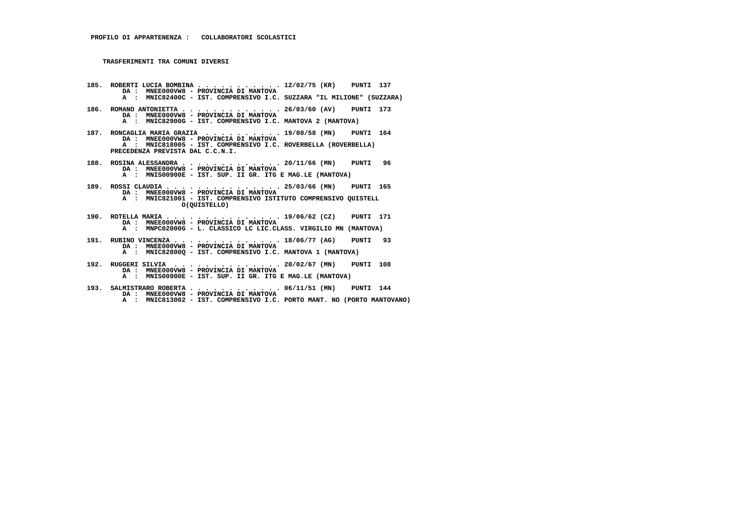**PROFILO DI APPARTENENZA : COLLABORATORI SCOLASTICI**

**TRASFERIMENTI TRA COMUNI DIVERSI**

```
185. ROBERTI LUCIA BOMBINA . . . . . . . . . . . 12/02/75 (KR)    PUNTI  137
       DA :  MNEE000VW8 - PROVINCIA DI MANTOVA
       A  :  MNIC82400C - IST. COMPRENSIVO I.C. SUZZARA "IL MILIONE" (SUZZARA)

186. ROMANO ANTONIETTA . . . . . . . . . . . . . 26/03/60 (AV)    PUNTI  173
       DA :  MNEE000VW8 - PROVINCIA DI MANTOVA
       A  :  MNIC82900G - IST. COMPRENSIVO I.C. MANTOVA 2 (MANTOVA)

187. RONCAGLIA MARIA GRAZIA  . . . . . . . . . . 19/08/58 (MN)    PUNTI  164
       DA :  MNEE000VW8 - PROVINCIA DI MANTOVA
       A  :  MNIC818005 - IST. COMPRENSIVO I.C. ROVERBELLA (ROVERBELLA)
     PRECEDENZA PREVISTA DAL C.C.N.I.

188. ROSINA ALESSANDRA . . . . . . . . . . . . . 20/11/66 (MN)    PUNTI   96
       DA :  MNEE000VW8 - PROVINCIA DI MANTOVA
       A  :  MNIS00900E - IST. SUP. II GR. ITG E MAG.LE (MANTOVA)

189. ROSSI CLAUDIA . . . . . . . . . . . . . . . 25/03/66 (MN)    PUNTI  165
       DA :  MNEE000VW8 - PROVINCIA DI MANTOVA
       A  :  MNIC821001 - IST. COMPRENSIVO ISTITUTO COMPRENSIVO QUISTELL
                    O(QUISTELLO)

190. ROTELLA MARIA . . . . . . . . . . . . . . . 19/06/62 (CZ)    PUNTI  171
       DA :  MNEE000VW8 - PROVINCIA DI MANTOVA
       A  :  MNPC02000G - L. CLASSICO LC LIC.CLASS. VIRGILIO MN (MANTOVA)

191. RUBINO VINCENZA . . . . . . . . . . . . . . 18/06/77 (AG)    PUNTI   93
       DA :  MNEE000VW8 - PROVINCIA DI MANTOVA
       A  :  MNIC82800Q - IST. COMPRENSIVO I.C. MANTOVA 1 (MANTOVA)

192. RUGGERI SILVIA  . . . . . . . . . . . . . . 20/02/67 (MN)    PUNTI  108
       DA :  MNEE000VW8 - PROVINCIA DI MANTOVA
       A  :  MNIS00900E - IST. SUP. II GR. ITG E MAG.LE (MANTOVA)

193. SALMISTRARO ROBERTA . . . . . . . . . . . . 06/11/51 (MN)    PUNTI  144
       DA :  MNEE000VW8 - PROVINCIA DI MANTOVA
       A  :  MNIC813002 - IST. COMPRENSIVO I.C. PORTO MANT. NO (PORTO MANTOVANO)
```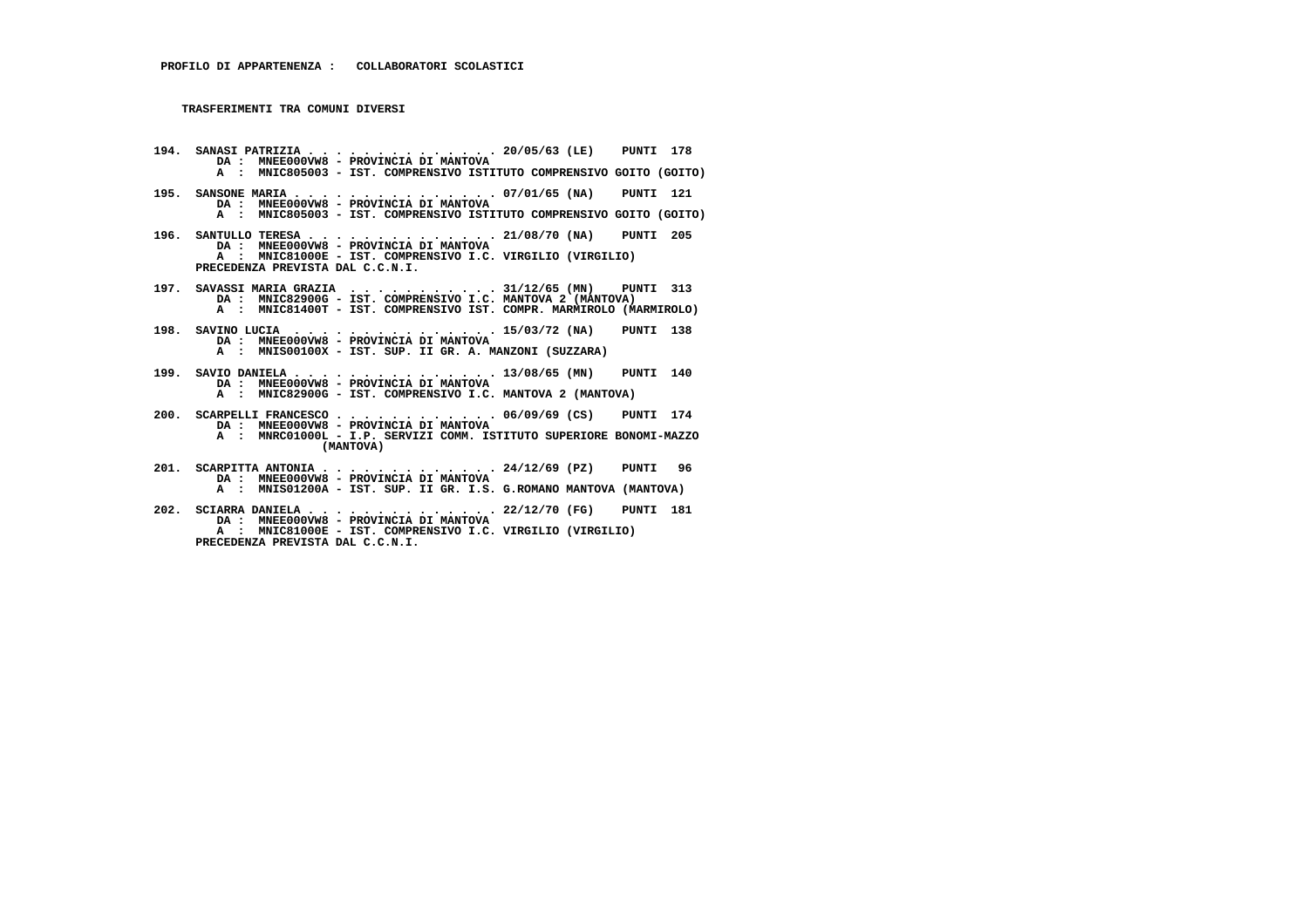**PROFILO DI APPARTENENZA : COLLABORATORI SCOLASTICI**

**TRASFERIMENTI TRA COMUNI DIVERSI**

**194. SANASI PATRIZIA . . . . . . . . . . . . . . 20/05/63 (LE) PUNTI 178**
DA : MNEE000VW8 - PROVINCIA DI MANTOVA
A : MNIC805003 - IST. COMPRENSIVO ISTITUTO COMPRENSIVO GOITO (GOITO)

**195. SANSONE MARIA . . . . . . . . . . . . . . . 07/01/65 (NA) PUNTI 121**
DA : MNEE000VW8 - PROVINCIA DI MANTOVA
A : MNIC805003 - IST. COMPRENSIVO ISTITUTO COMPRENSIVO GOITO (GOITO)

**196. SANTULLO TERESA . . . . . . . . . . . . . . 21/08/70 (NA) PUNTI 205**
DA : MNEE000VW8 - PROVINCIA DI MANTOVA
A : MNIC81000E - IST. COMPRENSIVO I.C. VIRGILIO (VIRGILIO)
PRECEDENZA PREVISTA DAL C.C.N.I.

**197. SAVASSI MARIA GRAZIA . . . . . . . . . . . 31/12/65 (MN) PUNTI 313**
DA : MNIC82900G - IST. COMPRENSIVO I.C. MANTOVA 2 (MANTOVA)
A : MNIC81400T - IST. COMPRENSIVO IST. COMPR. MARMIROLO (MARMIROLO)

**198. SAVINO LUCIA . . . . . . . . . . . . . . . 15/03/72 (NA) PUNTI 138**
DA : MNEE000VW8 - PROVINCIA DI MANTOVA
A : MNIS00100X - IST. SUP. II GR. A. MANZONI (SUZZARA)

**199. SAVIO DANIELA . . . . . . . . . . . . . . . 13/08/65 (MN) PUNTI 140**
DA : MNEE000VW8 - PROVINCIA DI MANTOVA
A : MNIC82900G - IST. COMPRENSIVO I.C. MANTOVA 2 (MANTOVA)

**200. SCARPELLI FRANCESCO . . . . . . . . . . . . 06/09/69 (CS) PUNTI 174**
DA : MNEE000VW8 - PROVINCIA DI MANTOVA
A : MNRC01000L - I.P. SERVIZI COMM. ISTITUTO SUPERIORE BONOMI-MAZZO (MANTOVA)

**201. SCARPITTA ANTONIA . . . . . . . . . . . . . 24/12/69 (PZ) PUNTI 96**
DA : MNEE000VW8 - PROVINCIA DI MANTOVA
A : MNIS01200A - IST. SUP. II GR. I.S. G.ROMANO MANTOVA (MANTOVA)

**202. SCIARRA DANIELA . . . . . . . . . . . . . . 22/12/70 (FG) PUNTI 181**
DA : MNEE000VW8 - PROVINCIA DI MANTOVA
A : MNIC81000E - IST. COMPRENSIVO I.C. VIRGILIO (VIRGILIO)
PRECEDENZA PREVISTA DAL C.C.N.I.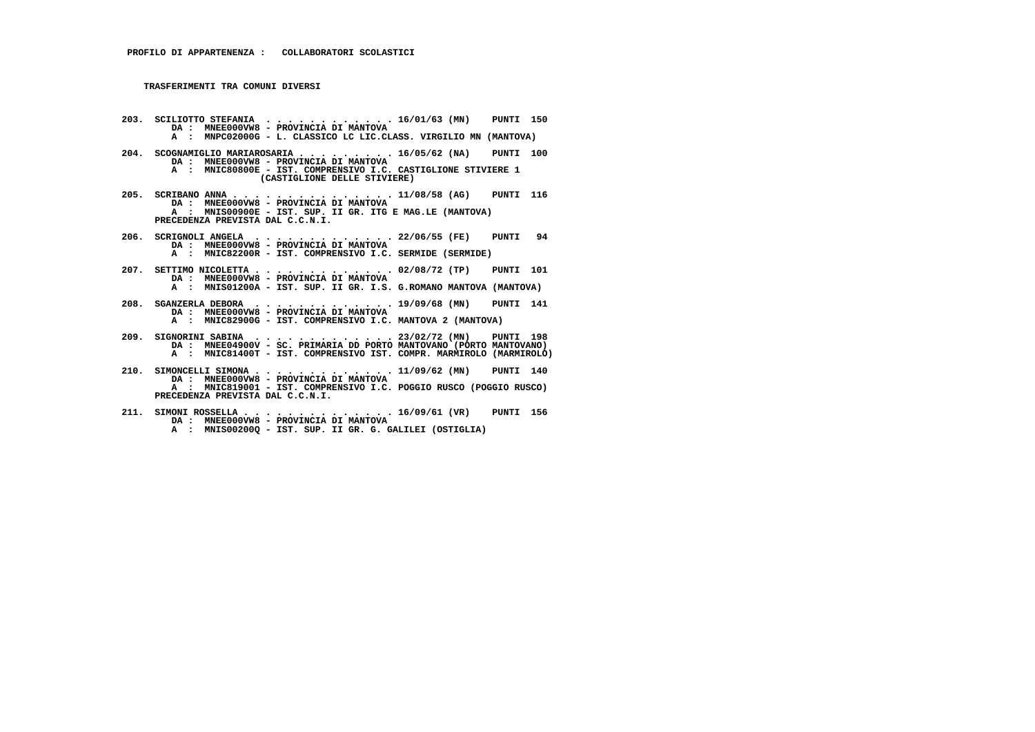**PROFILO DI APPARTENENZA : COLLABORATORI SCOLASTICI**

**TRASFERIMENTI TRA COMUNI DIVERSI**

**203. SCILIOTTO STEFANIA . . . . . . . . . . . . . 16/01/63 (MN) PUNTI 150**
DA : MNEE000VW8 - PROVINCIA DI MANTOVA
A : MNPC02000G - L. CLASSICO LC LIC.CLASS. VIRGILIO MN (MANTOVA)

**204. SCOGNAMIGLIO MARIAROSARIA . . . . . . . . . 16/05/62 (NA) PUNTI 100**
DA : MNEE000VW8 - PROVINCIA DI MANTOVA
A : MNIC80800E - IST. COMPRENSIVO I.C. CASTIGLIONE STIVIERE 1 (CASTIGLIONE DELLE STIVIERE)

**205. SCRIBANO ANNA . . . . . . . . . . . . . . . 11/08/58 (AG) PUNTI 116**
DA : MNEE000VW8 - PROVINCIA DI MANTOVA
A : MNIS00900E - IST. SUP. II GR. ITG E MAG.LE (MANTOVA)
PRECEDENZA PREVISTA DAL C.C.N.I.

**206. SCRIGNOLI ANGELA . . . . . . . . . . . . . 22/06/55 (FE) PUNTI 94**
DA : MNEE000VW8 - PROVINCIA DI MANTOVA
A : MNIC82200R - IST. COMPRENSIVO I.C. SERMIDE (SERMIDE)

**207. SETTIMO NICOLETTA . . . . . . . . . . . . . 02/08/72 (TP) PUNTI 101**
DA : MNEE000VW8 - PROVINCIA DI MANTOVA
A : MNIS01200A - IST. SUP. II GR. I.S. G.ROMANO MANTOVA (MANTOVA)

**208. SGANZERLA DEBORA . . . . . . . . . . . . . 19/09/68 (MN) PUNTI 141**
DA : MNEE000VW8 - PROVINCIA DI MANTOVA
A : MNIC82900G - IST. COMPRENSIVO I.C. MANTOVA 2 (MANTOVA)

**209. SIGNORINI SABINA . . . . . . . . . . . . . 23/02/72 (MN) PUNTI 198**
DA : MNEE04900V - SC. PRIMARIA DD PORTO MANTOVANO (PORTO MANTOVANO)
A : MNIC81400T - IST. COMPRENSIVO IST. COMPR. MARMIROLO (MARMIROLO)

**210. SIMONCELLI SIMONA . . . . . . . . . . . . . 11/09/62 (MN) PUNTI 140**
DA : MNEE000VW8 - PROVINCIA DI MANTOVA
A : MNIC819001 - IST. COMPRENSIVO I.C. POGGIO RUSCO (POGGIO RUSCO)
PRECEDENZA PREVISTA DAL C.C.N.I.

**211. SIMONI ROSSELLA . . . . . . . . . . . . . . 16/09/61 (VR) PUNTI 156**
DA : MNEE000VW8 - PROVINCIA DI MANTOVA
A : MNIS00200Q - IST. SUP. II GR. G. GALILEI (OSTIGLIA)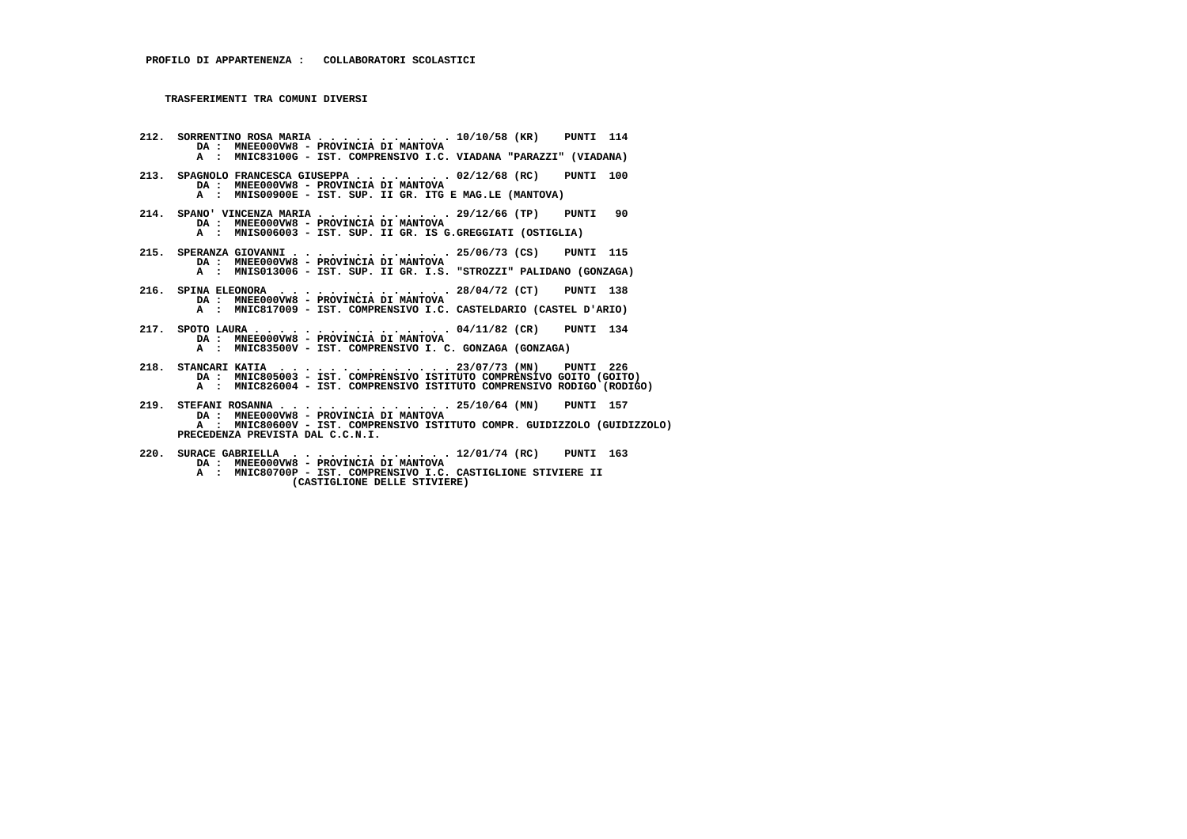**PROFILO DI APPARTENENZA : COLLABORATORI SCOLASTICI**

**TRASFERIMENTI TRA COMUNI DIVERSI**

**212. SORRENTINO ROSA MARIA . . . . . . . . . . . . 10/10/58 (KR) PUNTI 114**
DA : MNEE000VW8 - PROVINCIA DI MANTOVA
A : MNIC83100G - IST. COMPRENSIVO I.C. VIADANA "PARAZZI" (VIADANA)

**213. SPAGNOLO FRANCESCA GIUSEPPA . . . . . . . . 02/12/68 (RC) PUNTI 100**
DA : MNEE000VW8 - PROVINCIA DI MANTOVA
A : MNIS00900E - IST. SUP. II GR. ITG E MAG.LE (MANTOVA)

**214. SPANO' VINCENZA MARIA . . . . . . . . . . . . 29/12/66 (TP) PUNTI 90**
DA : MNEE000VW8 - PROVINCIA DI MANTOVA
A : MNIS006003 - IST. SUP. II GR. IS G.GREGGIATI (OSTIGLIA)

**215. SPERANZA GIOVANNI . . . . . . . . . . . . . 25/06/73 (CS) PUNTI 115**
DA : MNEE000VW8 - PROVINCIA DI MANTOVA
A : MNIS013006 - IST. SUP. II GR. I.S. "STROZZI" PALIDANO (GONZAGA)

**216. SPINA ELEONORA . . . . . . . . . . . . . . 28/04/72 (CT) PUNTI 138**
DA : MNEE000VW8 - PROVINCIA DI MANTOVA
A : MNIC817009 - IST. COMPRENSIVO I.C. CASTELDARIO (CASTEL D'ARIO)

**217. SPOTO LAURA . . . . . . . . . . . . . . . . 04/11/82 (CR) PUNTI 134**
DA : MNEE000VW8 - PROVINCIA DI MANTOVA
A : MNIC83500V - IST. COMPRENSIVO I. C. GONZAGA (GONZAGA)

**218. STANCARI KATIA . . . . . . . . . . . . . . 23/07/73 (MN) PUNTI 226**
DA : MNIC805003 - IST. COMPRENSIVO ISTITUTO COMPRENSIVO GOITO (GOITO)
A : MNIC826004 - IST. COMPRENSIVO ISTITUTO COMPRENSIVO RODIGO (RODIGO)

**219. STEFANI ROSANNA . . . . . . . . . . . . . . 25/10/64 (MN) PUNTI 157**
DA : MNEE000VW8 - PROVINCIA DI MANTOVA
A : MNIC80600V - IST. COMPRENSIVO ISTITUTO COMPR. GUIDIZZOLO (GUIDIZZOLO)
PRECEDENZA PREVISTA DAL C.C.N.I.

**220. SURACE GABRIELLA . . . . . . . . . . . . . 12/01/74 (RC) PUNTI 163**
DA : MNEE000VW8 - PROVINCIA DI MANTOVA
A : MNIC80700P - IST. COMPRENSIVO I.C. CASTIGLIONE STIVIERE II (CASTIGLIONE DELLE STIVIERE)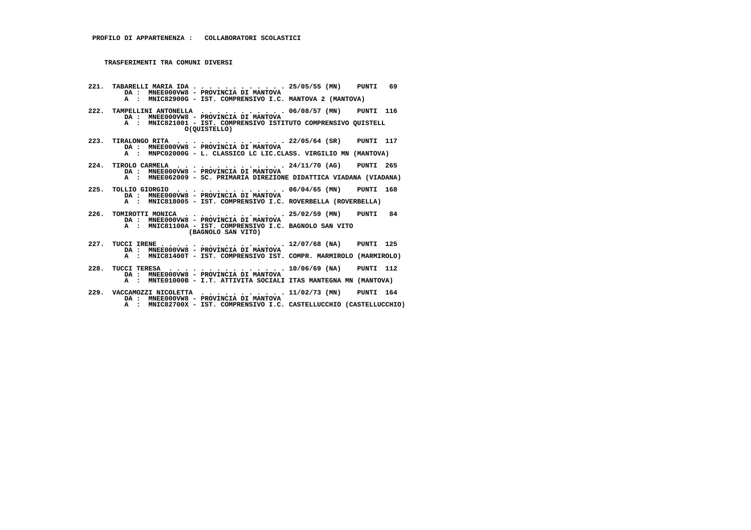**PROFILO DI APPARTENENZA : COLLABORATORI SCOLASTICI**

**TRASFERIMENTI TRA COMUNI DIVERSI**

221. TABARELLI MARIA IDA . . . . . . . . . . . . 25/05/55 (MN) PUNTI 69
 DA : MNEE000VW8 - PROVINCIA DI MANTOVA
 A : MNIC82900G - IST. COMPRENSIVO I.C. MANTOVA 2 (MANTOVA)

222. TAMPELLINI ANTONELLA . . . . . . . . . . . 06/08/57 (MN) PUNTI 116
 DA : MNEE000VW8 - PROVINCIA DI MANTOVA
 A : MNIC821001 - IST. COMPRENSIVO ISTITUTO COMPRENSIVO QUISTELL O(QUISTELLO)

223. TIRALONGO RITA . . . . . . . . . . . . . 22/05/64 (SR) PUNTI 117
 DA : MNEE000VW8 - PROVINCIA DI MANTOVA
 A : MNPC02000G - L. CLASSICO LC LIC.CLASS. VIRGILIO MN (MANTOVA)

224. TIROLO CARMELA . . . . . . . . . . . . . 24/11/70 (AG) PUNTI 265
 DA : MNEE000VW8 - PROVINCIA DI MANTOVA
 A : MNEE062009 - SC. PRIMARIA DIREZIONE DIDATTICA VIADANA (VIADANA)

225. TOLLIO GIORGIO . . . . . . . . . . . . . 06/04/65 (MN) PUNTI 168
 DA : MNEE000VW8 - PROVINCIA DI MANTOVA
 A : MNIC818005 - IST. COMPRENSIVO I.C. ROVERBELLA (ROVERBELLA)

226. TOMIROTTI MONICA . . . . . . . . . . . . 25/02/59 (MN) PUNTI 84
 DA : MNEE000VW8 - PROVINCIA DI MANTOVA
 A : MNIC81100A - IST. COMPRENSIVO I.C. BAGNOLO SAN VITO (BAGNOLO SAN VITO)

227. TUCCI IRENE . . . . . . . . . . . . . . . 12/07/68 (NA) PUNTI 125
 DA : MNEE000VW8 - PROVINCIA DI MANTOVA
 A : MNIC81400T - IST. COMPRENSIVO IST. COMPR. MARMIROLO (MARMIROLO)

228. TUCCI TERESA . . . . . . . . . . . . . . 10/06/69 (NA) PUNTI 112
 DA : MNEE000VW8 - PROVINCIA DI MANTOVA
 A : MNTE01000B - I.T. ATTIVITA SOCIALI ITAS MANTEGNA MN (MANTOVA)

229. VACCAMOZZI NICOLETTA . . . . . . . . . . . 11/02/73 (MN) PUNTI 164
 DA : MNEE000VW8 - PROVINCIA DI MANTOVA
 A : MNIC82700X - IST. COMPRENSIVO I.C. CASTELLUCCHIO (CASTELLUCCHIO)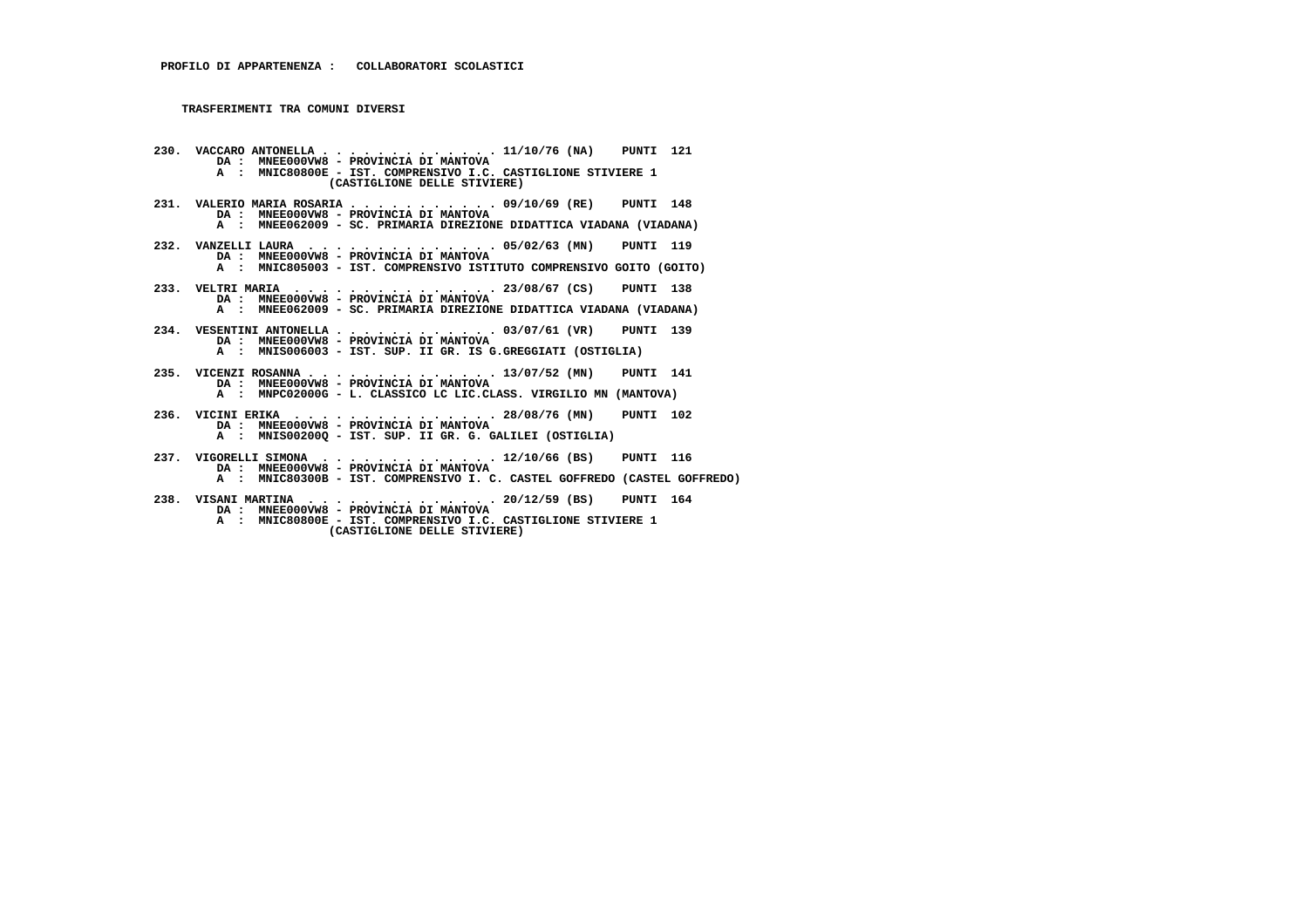**PROFILO DI APPARTENENZA : COLLABORATORI SCOLASTICI**

**TRASFERIMENTI TRA COMUNI DIVERSI**

```
230. VACCARO ANTONELLA . . . . . . . . . . . . . 11/10/76 (NA)   PUNTI  121
       DA :  MNEE000VW8 - PROVINCIA DI MANTOVA
       A  :  MNIC80800E - IST. COMPRENSIVO I.C. CASTIGLIONE STIVIERE 1
                    (CASTIGLIONE DELLE STIVIERE)

231. VALERIO MARIA ROSARIA . . . . . . . . . . . 09/10/69 (RE)   PUNTI  148
       DA :  MNEE000VW8 - PROVINCIA DI MANTOVA
       A  :  MNEE062009 - SC. PRIMARIA DIREZIONE DIDATTICA VIADANA (VIADANA)

232. VANZELLI LAURA  . . . . . . . . . . . . . . 05/02/63 (MN)   PUNTI  119
       DA :  MNEE000VW8 - PROVINCIA DI MANTOVA
       A  :  MNIC805003 - IST. COMPRENSIVO ISTITUTO COMPRENSIVO GOITO (GOITO)

233. VELTRI MARIA  . . . . . . . . . . . . . . . 23/08/67 (CS)   PUNTI  138
       DA :  MNEE000VW8 - PROVINCIA DI MANTOVA
       A  :  MNEE062009 - SC. PRIMARIA DIREZIONE DIDATTICA VIADANA (VIADANA)

234. VESENTINI ANTONELLA . . . . . . . . . . . . 03/07/61 (VR)   PUNTI  139
       DA :  MNEE000VW8 - PROVINCIA DI MANTOVA
       A  :  MNIS006003 - IST. SUP. II GR. IS G.GREGGIATI (OSTIGLIA)

235. VICENZI ROSANNA . . . . . . . . . . . . . . 13/07/52 (MN)   PUNTI  141
       DA :  MNEE000VW8 - PROVINCIA DI MANTOVA
       A  :  MNPC02000G - L. CLASSICO LC LIC.CLASS. VIRGILIO MN (MANTOVA)

236. VICINI ERIKA  . . . . . . . . . . . . . . . 28/08/76 (MN)   PUNTI  102
       DA :  MNEE000VW8 - PROVINCIA DI MANTOVA
       A  :  MNIS00200Q - IST. SUP. II GR. G. GALILEI (OSTIGLIA)

237. VIGORELLI SIMONA  . . . . . . . . . . . . . 12/10/66 (BS)   PUNTI  116
       DA :  MNEE000VW8 - PROVINCIA DI MANTOVA
       A  :  MNIC80300B - IST. COMPRENSIVO I. C. CASTEL GOFFREDO (CASTEL GOFFREDO)

238. VISANI MARTINA  . . . . . . . . . . . . . . 20/12/59 (BS)   PUNTI  164
       DA :  MNEE000VW8 - PROVINCIA DI MANTOVA
       A  :  MNIC80800E - IST. COMPRENSIVO I.C. CASTIGLIONE STIVIERE 1
                    (CASTIGLIONE DELLE STIVIERE)
```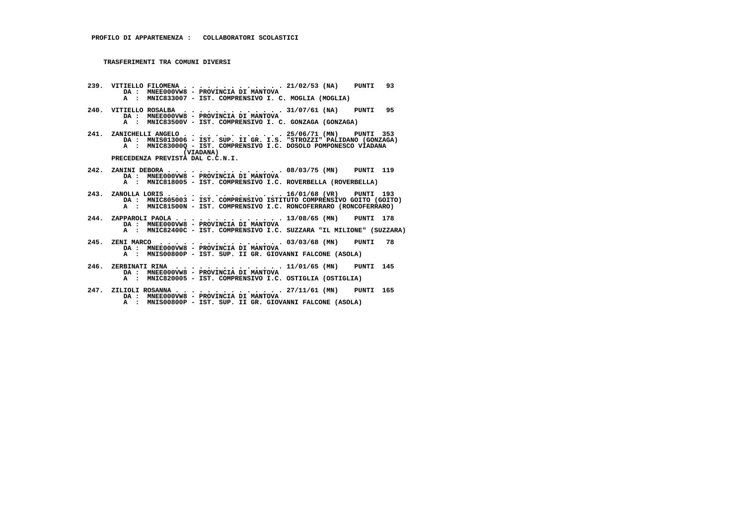**PROFILO DI APPARTENENZA : COLLABORATORI SCOLASTICI**

**TRASFERIMENTI TRA COMUNI DIVERSI**

239. VITIELLO FILOMENA . . . . . . . . . . . . . 21/02/53 (NA) PUNTI 93
DA : MNEE000VW8 - PROVINCIA DI MANTOVA
A : MNIC833007 - IST. COMPRENSIVO I. C. MOGLIA (MOGLIA)

240. VITIELLO ROSALBA . . . . . . . . . . . . . 31/07/61 (NA) PUNTI 95
DA : MNEE000VW8 - PROVINCIA DI MANTOVA
A : MNIC83500V - IST. COMPRENSIVO I. C. GONZAGA (GONZAGA)

241. ZANICHELLI ANGELO . . . . . . . . . . . . 25/06/71 (MN) PUNTI 353
DA : MNIS013006 - IST. SUP. II GR. I.S. "STROZZI" PALIDANO (GONZAGA)
A : MNIC83000Q - IST. COMPRENSIVO I.C. DOSOLO POMPONESCO VIADANA (VIADANA)
PRECEDENZA PREVISTA DAL C.C.N.I.

242. ZANINI DEBORA . . . . . . . . . . . . . . 08/03/75 (MN) PUNTI 119
DA : MNEE000VW8 - PROVINCIA DI MANTOVA
A : MNIC818005 - IST. COMPRENSIVO I.C. ROVERBELLA (ROVERBELLA)

243. ZANOLLA LORIS . . . . . . . . . . . . . . 16/01/68 (VR) PUNTI 193
DA : MNIC805003 - IST. COMPRENSIVO ISTITUTO COMPRENSIVO GOITO (GOITO)
A : MNIC81500N - IST. COMPRENSIVO I.C. RONCOFERRARO (RONCOFERRARO)

244. ZAPPAROLI PAOLA . . . . . . . . . . . . . 13/08/65 (MN) PUNTI 178
DA : MNEE000VW8 - PROVINCIA DI MANTOVA
A : MNIC82400C - IST. COMPRENSIVO I.C. SUZZARA "IL MILIONE" (SUZZARA)

245. ZENI MARCO . . . . . . . . . . . . . . . 03/03/68 (MN) PUNTI 78
DA : MNEE000VW8 - PROVINCIA DI MANTOVA
A : MNIS00800P - IST. SUP. II GR. GIOVANNI FALCONE (ASOLA)

246. ZERBINATI RINA . . . . . . . . . . . . . 11/01/65 (MN) PUNTI 145
DA : MNEE000VW8 - PROVINCIA DI MANTOVA
A : MNIC820005 - IST. COMPRENSIVO I.C. OSTIGLIA (OSTIGLIA)

247. ZILIOLI ROSANNA . . . . . . . . . . . . . 27/11/61 (MN) PUNTI 165
DA : MNEE000VW8 - PROVINCIA DI MANTOVA
A : MNIS00800P - IST. SUP. II GR. GIOVANNI FALCONE (ASOLA)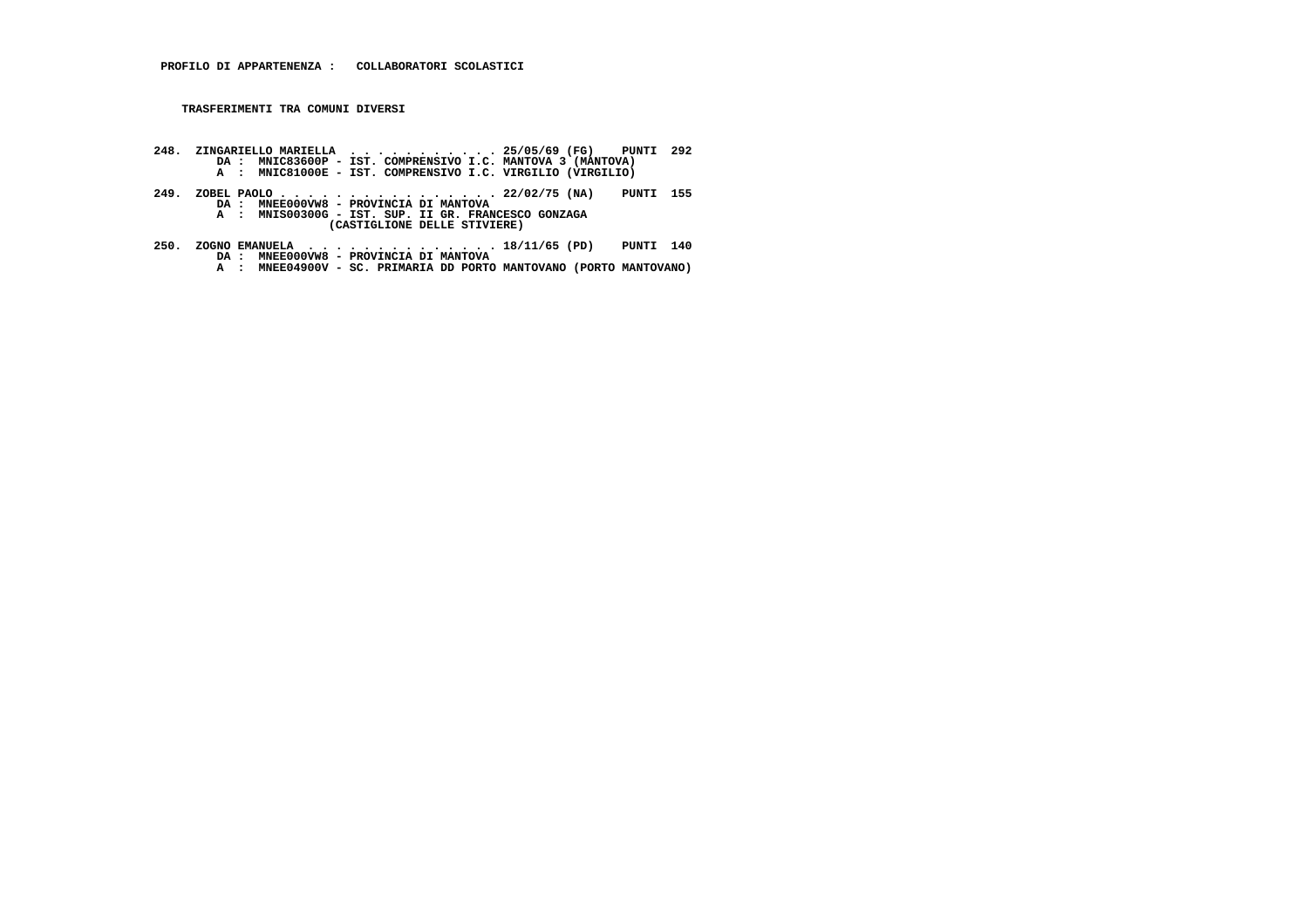**PROFILO DI APPARTENENZA :   COLLABORATORI SCOLASTICI**

**TRASFERIMENTI TRA COMUNI DIVERSI**

**248. ZINGARIELLO MARIELLA . . . . . . . . . . . 25/05/69 (FG)   PUNTI 292**
DA : MNIC83600P - IST. COMPRENSIVO I.C. MANTOVA 3 (MANTOVA)
A : MNIC81000E - IST. COMPRENSIVO I.C. VIRGILIO (VIRGILIO)

**249. ZOBEL PAOLO . . . . . . . . . . . . . . . 22/02/75 (NA)   PUNTI 155**
DA : MNEE000VW8 - PROVINCIA DI MANTOVA
A : MNIS00300G - IST. SUP. II GR. FRANCESCO GONZAGA (CASTIGLIONE DELLE STIVIERE)

**250. ZOGNO EMANUELA . . . . . . . . . . . . . 18/11/65 (PD)   PUNTI 140**
DA : MNEE000VW8 - PROVINCIA DI MANTOVA
A : MNEE04900V - SC. PRIMARIA DD PORTO MANTOVANO (PORTO MANTOVANO)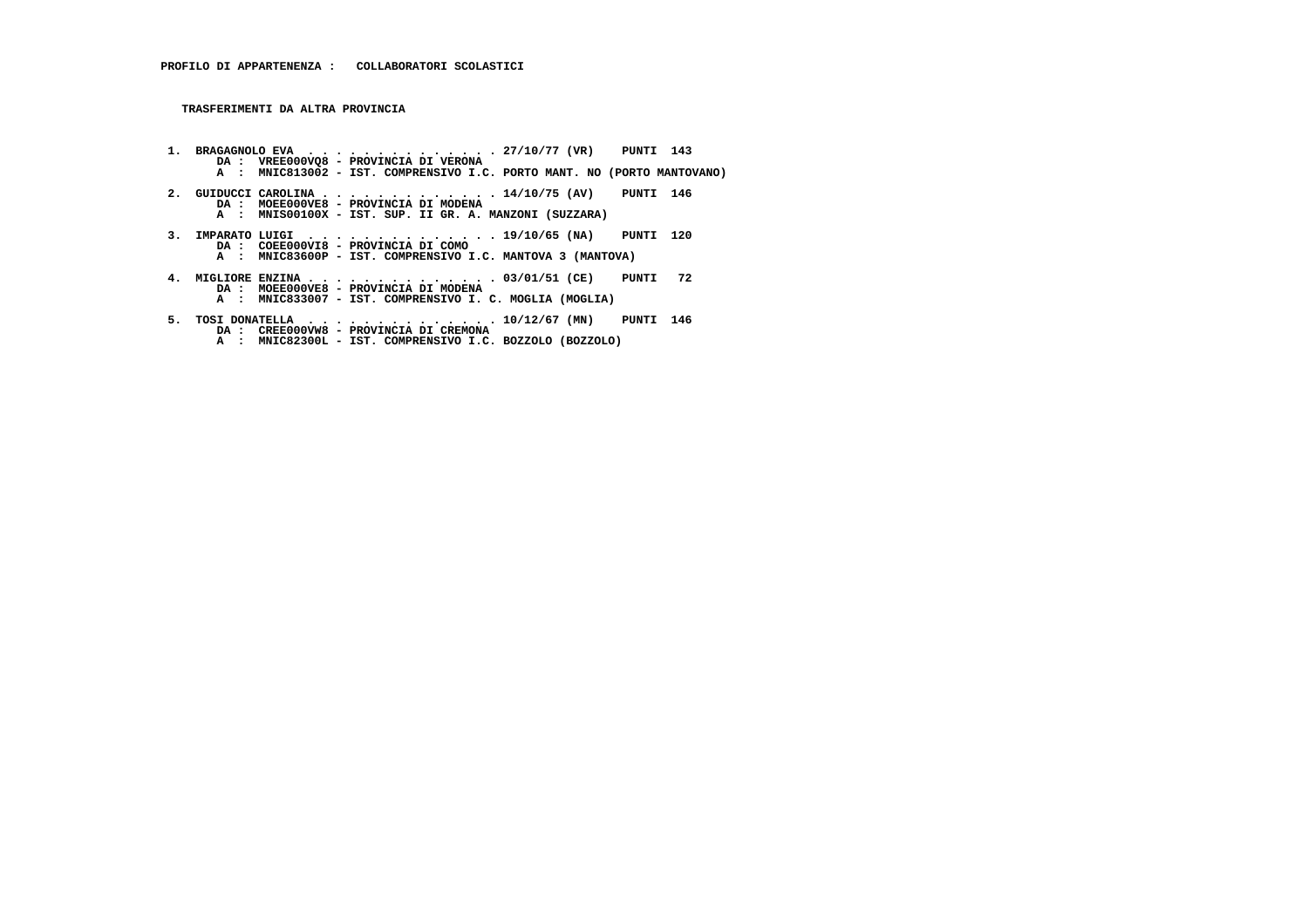**PROFILO DI APPARTENENZA :   COLLABORATORI SCOLASTICI**

**TRASFERIMENTI DA ALTRA PROVINCIA**

1. **BRAGAGNOLO EVA . . . . . . . . . . . . . . 27/10/77 (VR)    PUNTI  143**
   DA :  VREE000VQ8 - PROVINCIA DI VERONA
   A  :  MNIC813002 - IST. COMPRENSIVO I.C. PORTO MANT. NO (PORTO MANTOVANO)

2. **GUIDUCCI CAROLINA . . . . . . . . . . . . . 14/10/75 (AV)    PUNTI  146**
   DA :  MOEE000VE8 - PROVINCIA DI MODENA
   A  :  MNIS00100X - IST. SUP. II GR. A. MANZONI (SUZZARA)

3. **IMPARATO LUIGI . . . . . . . . . . . . . . 19/10/65 (NA)    PUNTI  120**
   DA :  COEE000VI8 - PROVINCIA DI COMO
   A  :  MNIC83600P - IST. COMPRENSIVO I.C. MANTOVA 3 (MANTOVA)

4. **MIGLIORE ENZINA . . . . . . . . . . . . . . 03/01/51 (CE)    PUNTI   72**
   DA :  MOEE000VE8 - PROVINCIA DI MODENA
   A  :  MNIC833007 - IST. COMPRENSIVO I. C. MOGLIA (MOGLIA)

5. **TOSI DONATELLA . . . . . . . . . . . . . . 10/12/67 (MN)    PUNTI  146**
   DA :  CREE000VW8 - PROVINCIA DI CREMONA
   A  :  MNIC82300L - IST. COMPRENSIVO I.C. BOZZOLO (BOZZOLO)